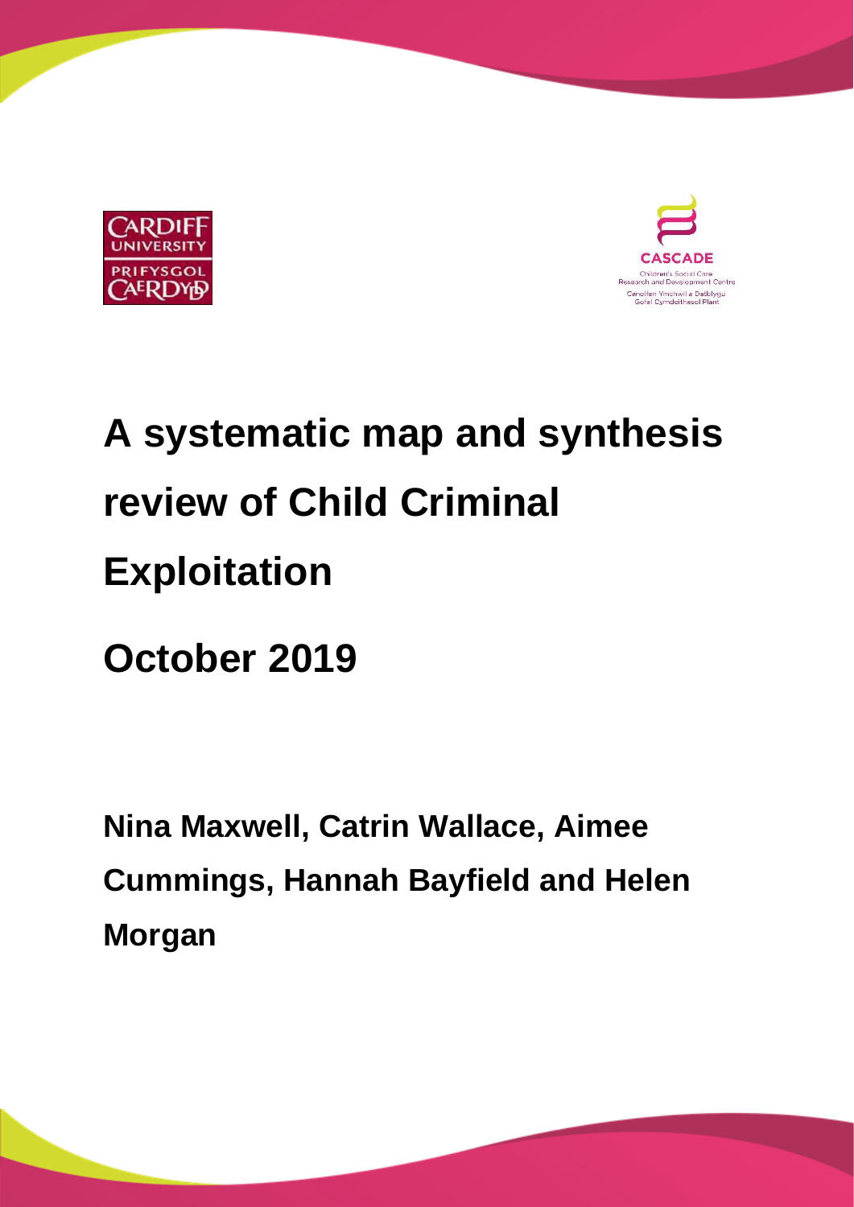# A systematic map and synthesis review of Child Criminal Exploitation

## October 2019

**Nina Maxwell, Catrin Wallace, Aimee Cummings, Hannah Bayfield and Helen Morgan**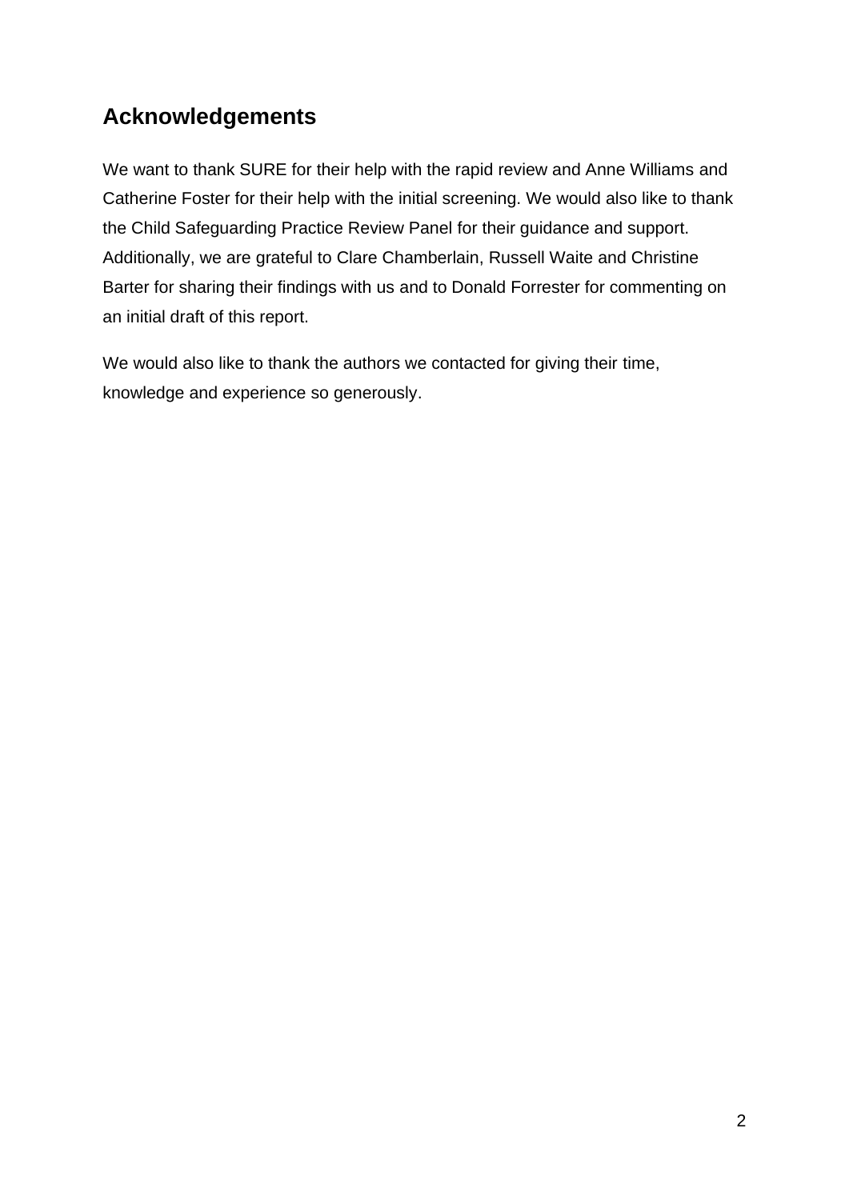## Acknowledgements

We want to thank SURE for their help with the rapid review and Anne Williams and Catherine Foster for their help with the initial screening. We would also like to thank the Child Safeguarding Practice Review Panel for their guidance and support. Additionally, we are grateful to Clare Chamberlain, Russell Waite and Christine Barter for sharing their findings with us and to Donald Forrester for commenting on an initial draft of this report.

We would also like to thank the authors we contacted for giving their time, knowledge and experience so generously.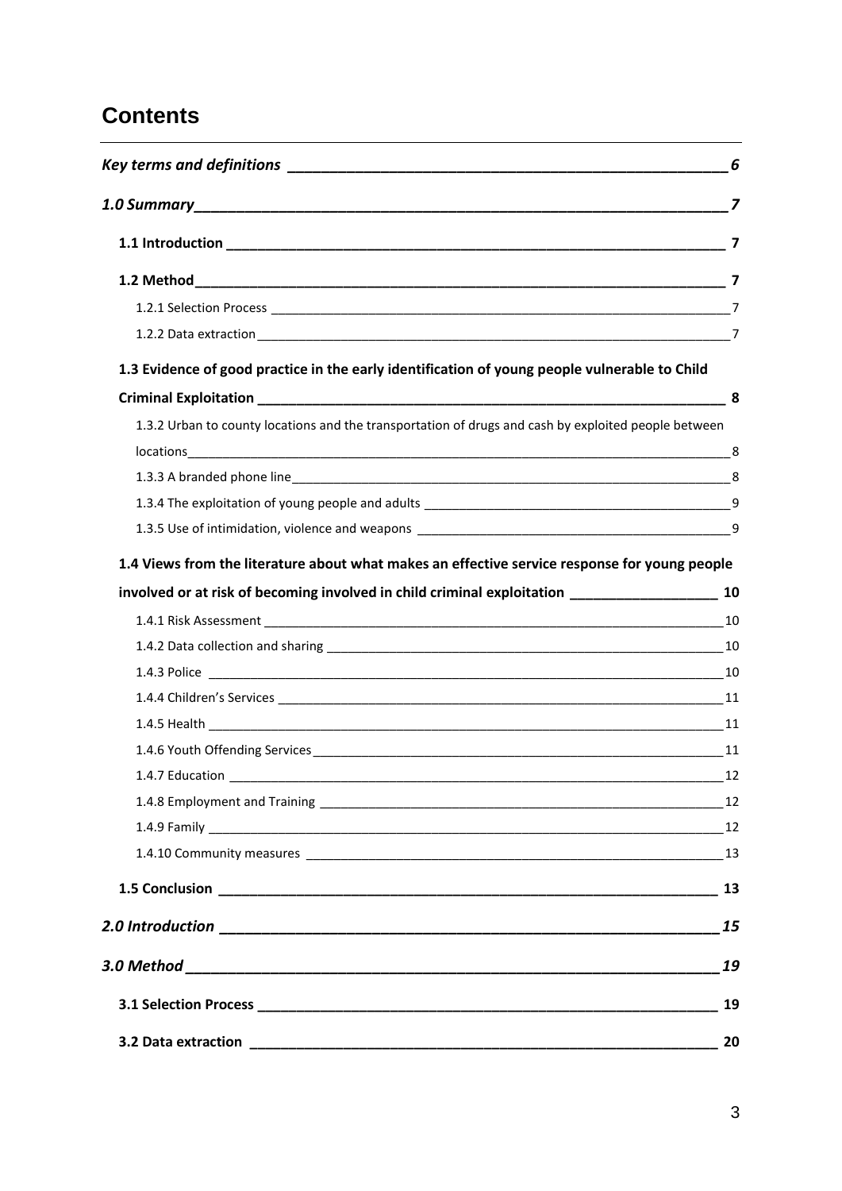# Contents

*Key terms and definitions* 6

*1.0 Summary* 7

**1.1 Introduction** 7

**1.2 Method** 7

1.2.1 Selection Process 7

1.2.2 Data extraction 7

**1.3 Evidence of good practice in the early identification of young people vulnerable to Child Criminal Exploitation** 8

1.3.2 Urban to county locations and the transportation of drugs and cash by exploited people between locations 8

1.3.3 A branded phone line 8

1.3.4 The exploitation of young people and adults 9

1.3.5 Use of intimidation, violence and weapons 9

**1.4 Views from the literature about what makes an effective service response for young people involved or at risk of becoming involved in child criminal exploitation** 10

1.4.1 Risk Assessment 10

1.4.2 Data collection and sharing 10

1.4.3 Police 10

1.4.4 Children's Services 11

1.4.5 Health 11

1.4.6 Youth Offending Services 11

1.4.7 Education 12

1.4.8 Employment and Training 12

1.4.9 Family 12

1.4.10 Community measures 13

**1.5 Conclusion** 13

*2.0 Introduction* 15

*3.0 Method* 19

**3.1 Selection Process** 19

**3.2 Data extraction** 20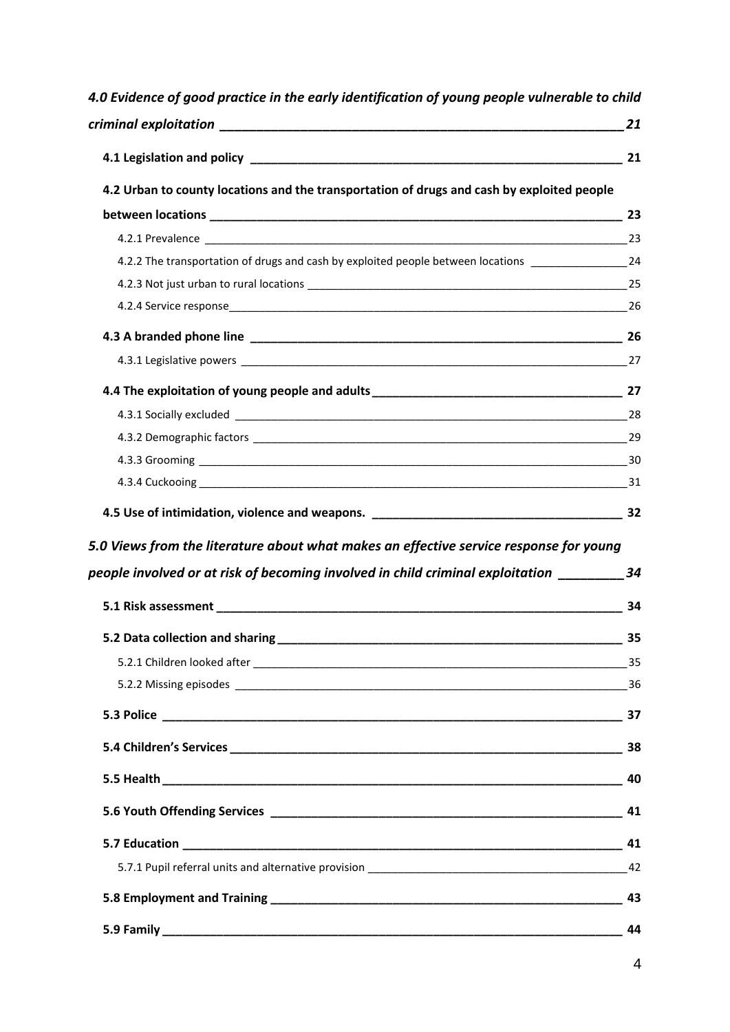*4.0 Evidence of good practice in the early identification of young people vulnerable to child criminal exploitation ____ 21*

**4.1 Legislation and policy ____ 21**

**4.2 Urban to county locations and the transportation of drugs and cash by exploited people between locations ____ 23**

4.2.1 Prevalence ____ 23

4.2.2 The transportation of drugs and cash by exploited people between locations ____ 24

4.2.3 Not just urban to rural locations ____ 25

4.2.4 Service response ____ 26

**4.3 A branded phone line ____ 26**

4.3.1 Legislative powers ____ 27

**4.4 The exploitation of young people and adults ____ 27**

4.3.1 Socially excluded ____ 28

4.3.2 Demographic factors ____ 29

4.3.3 Grooming ____ 30

4.3.4 Cuckooing ____ 31

**4.5 Use of intimidation, violence and weapons. ____ 32**

*5.0 Views from the literature about what makes an effective service response for young people involved or at risk of becoming involved in child criminal exploitation ____ 34*

**5.1 Risk assessment ____ 34**

**5.2 Data collection and sharing ____ 35**

5.2.1 Children looked after ____ 35

5.2.2 Missing episodes ____ 36

**5.3 Police ____ 37**

**5.4 Children's Services ____ 38**

**5.5 Health ____ 40**

**5.6 Youth Offending Services ____ 41**

**5.7 Education ____ 41**

5.7.1 Pupil referral units and alternative provision ____ 42

**5.8 Employment and Training ____ 43**

**5.9 Family ____ 44**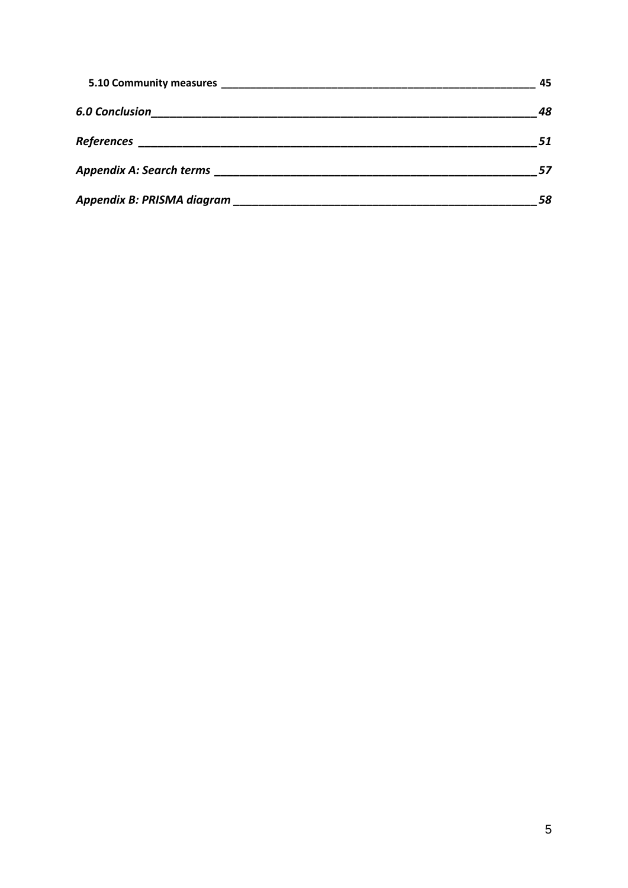**5.10 Community measures** 45

***6.0 Conclusion*** 48

***References*** 51

***Appendix A: Search terms*** 57

***Appendix B: PRISMA diagram*** 58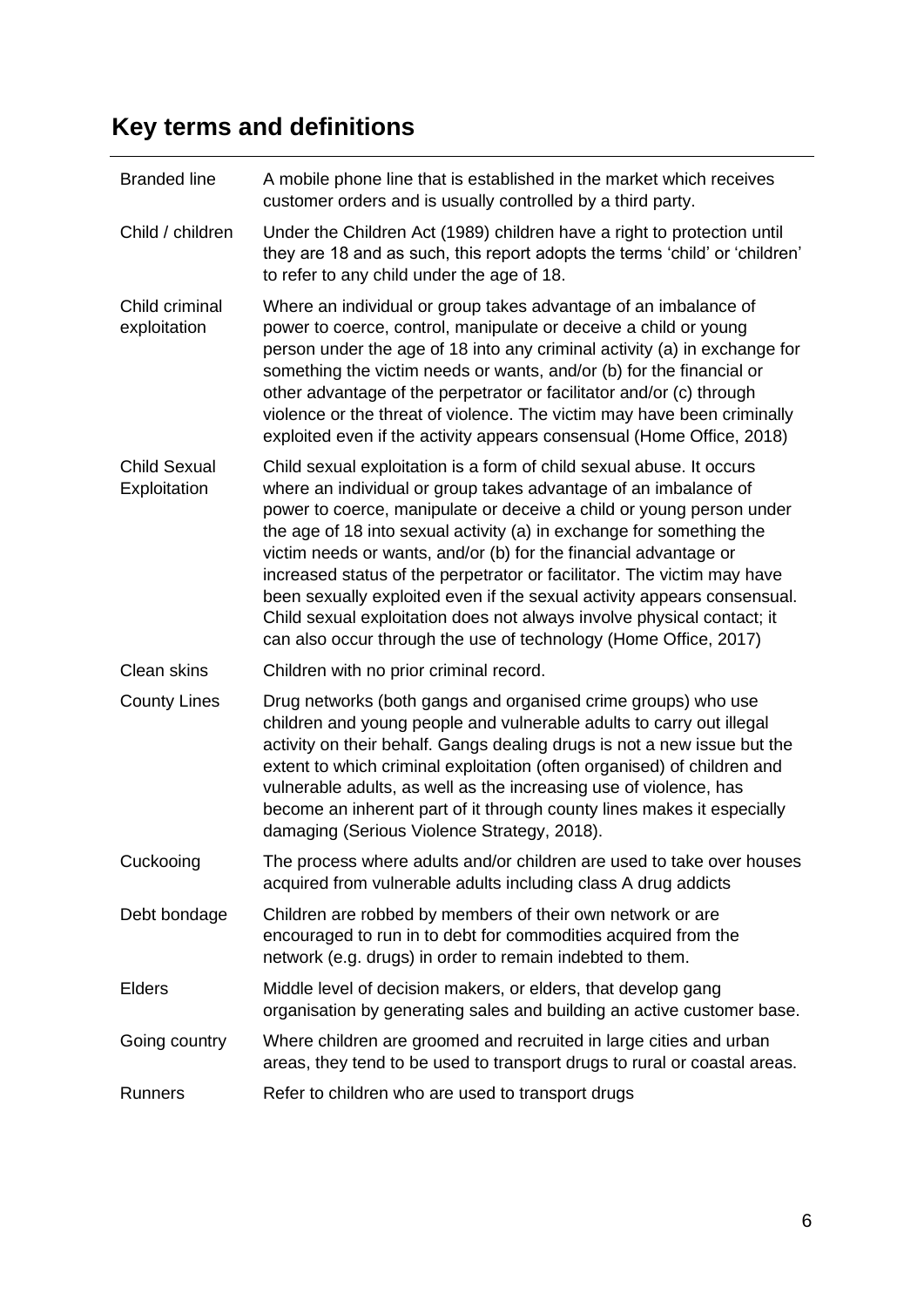## Key terms and definitions

| | |
|---|---|
| Branded line | A mobile phone line that is established in the market which receives customer orders and is usually controlled by a third party. |
| Child / children | Under the Children Act (1989) children have a right to protection until they are 18 and as such, this report adopts the terms 'child' or 'children' to refer to any child under the age of 18. |
| Child criminal exploitation | Where an individual or group takes advantage of an imbalance of power to coerce, control, manipulate or deceive a child or young person under the age of 18 into any criminal activity (a) in exchange for something the victim needs or wants, and/or (b) for the financial or other advantage of the perpetrator or facilitator and/or (c) through violence or the threat of violence. The victim may have been criminally exploited even if the activity appears consensual (Home Office, 2018) |
| Child Sexual Exploitation | Child sexual exploitation is a form of child sexual abuse. It occurs where an individual or group takes advantage of an imbalance of power to coerce, manipulate or deceive a child or young person under the age of 18 into sexual activity (a) in exchange for something the victim needs or wants, and/or (b) for the financial advantage or increased status of the perpetrator or facilitator. The victim may have been sexually exploited even if the sexual activity appears consensual. Child sexual exploitation does not always involve physical contact; it can also occur through the use of technology (Home Office, 2017) |
| Clean skins | Children with no prior criminal record. |
| County Lines | Drug networks (both gangs and organised crime groups) who use children and young people and vulnerable adults to carry out illegal activity on their behalf. Gangs dealing drugs is not a new issue but the extent to which criminal exploitation (often organised) of children and vulnerable adults, as well as the increasing use of violence, has become an inherent part of it through county lines makes it especially damaging (Serious Violence Strategy, 2018). |
| Cuckooing | The process where adults and/or children are used to take over houses acquired from vulnerable adults including class A drug addicts |
| Debt bondage | Children are robbed by members of their own network or are encouraged to run in to debt for commodities acquired from the network (e.g. drugs) in order to remain indebted to them. |
| Elders | Middle level of decision makers, or elders, that develop gang organisation by generating sales and building an active customer base. |
| Going country | Where children are groomed and recruited in large cities and urban areas, they tend to be used to transport drugs to rural or coastal areas. |
| Runners | Refer to children who are used to transport drugs |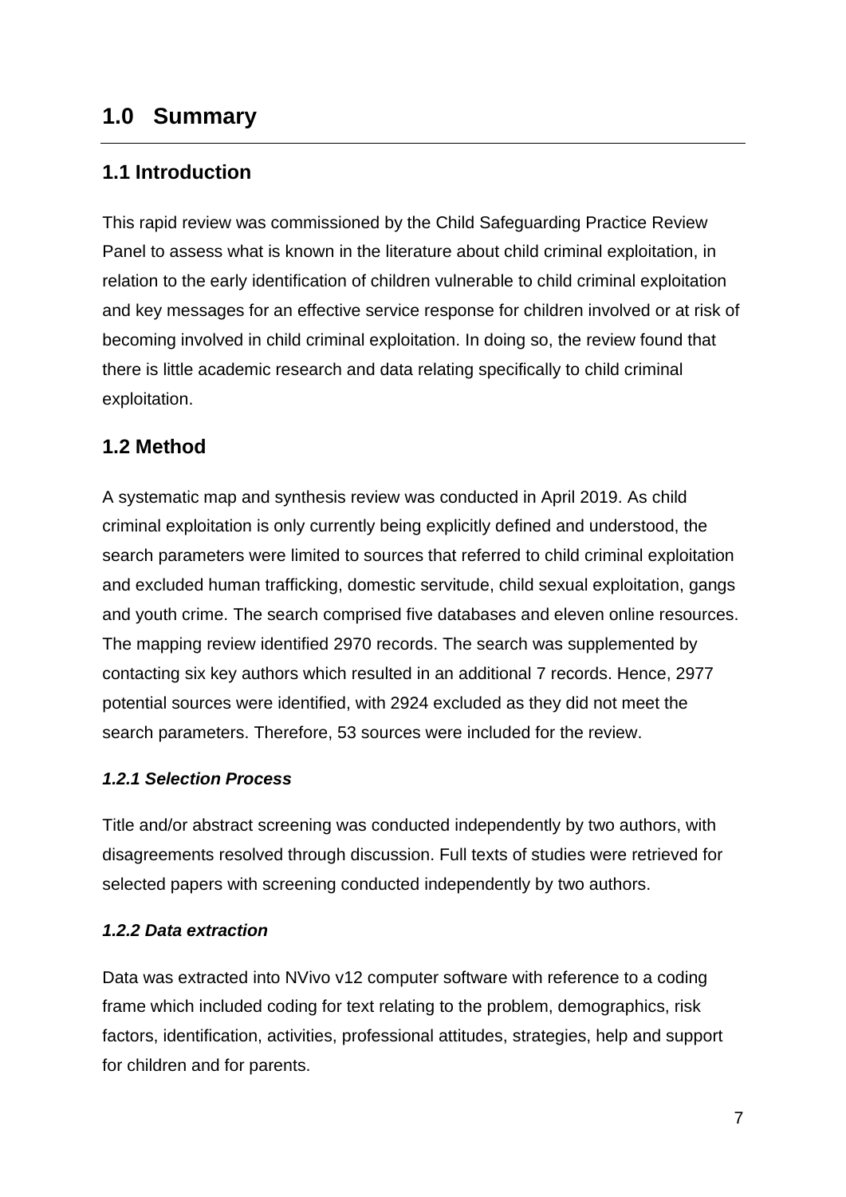# 1.0 Summary

## 1.1 Introduction

This rapid review was commissioned by the Child Safeguarding Practice Review Panel to assess what is known in the literature about child criminal exploitation, in relation to the early identification of children vulnerable to child criminal exploitation and key messages for an effective service response for children involved or at risk of becoming involved in child criminal exploitation. In doing so, the review found that there is little academic research and data relating specifically to child criminal exploitation.

## 1.2 Method

A systematic map and synthesis review was conducted in April 2019. As child criminal exploitation is only currently being explicitly defined and understood, the search parameters were limited to sources that referred to child criminal exploitation and excluded human trafficking, domestic servitude, child sexual exploitation, gangs and youth crime. The search comprised five databases and eleven online resources. The mapping review identified 2970 records. The search was supplemented by contacting six key authors which resulted in an additional 7 records. Hence, 2977 potential sources were identified, with 2924 excluded as they did not meet the search parameters. Therefore, 53 sources were included for the review.

### *1.2.1 Selection Process*

Title and/or abstract screening was conducted independently by two authors, with disagreements resolved through discussion. Full texts of studies were retrieved for selected papers with screening conducted independently by two authors.

### *1.2.2 Data extraction*

Data was extracted into NVivo v12 computer software with reference to a coding frame which included coding for text relating to the problem, demographics, risk factors, identification, activities, professional attitudes, strategies, help and support for children and for parents.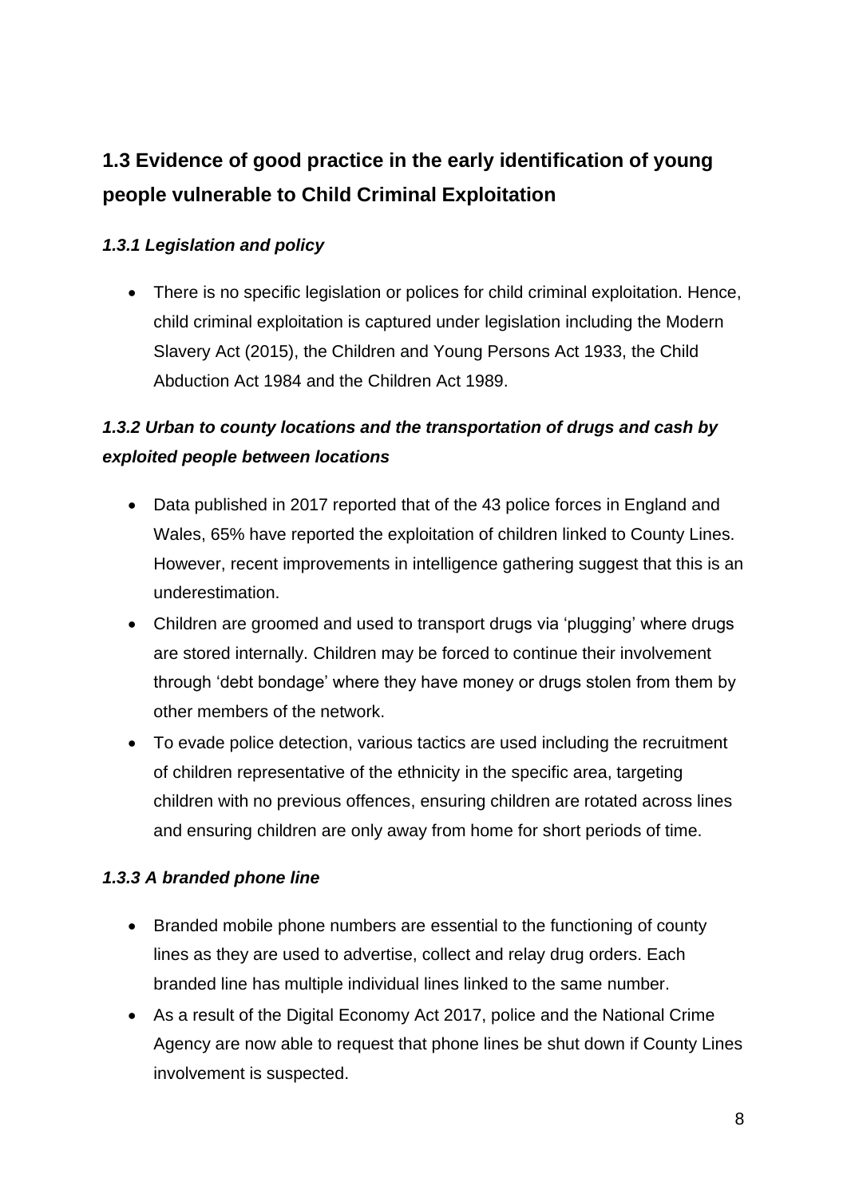## 1.3 Evidence of good practice in the early identification of young people vulnerable to Child Criminal Exploitation

### *1.3.1 Legislation and policy*

- There is no specific legislation or polices for child criminal exploitation. Hence, child criminal exploitation is captured under legislation including the Modern Slavery Act (2015), the Children and Young Persons Act 1933, the Child Abduction Act 1984 and the Children Act 1989.

### *1.3.2 Urban to county locations and the transportation of drugs and cash by exploited people between locations*

- Data published in 2017 reported that of the 43 police forces in England and Wales, 65% have reported the exploitation of children linked to County Lines. However, recent improvements in intelligence gathering suggest that this is an underestimation.
- Children are groomed and used to transport drugs via 'plugging' where drugs are stored internally. Children may be forced to continue their involvement through 'debt bondage' where they have money or drugs stolen from them by other members of the network.
- To evade police detection, various tactics are used including the recruitment of children representative of the ethnicity in the specific area, targeting children with no previous offences, ensuring children are rotated across lines and ensuring children are only away from home for short periods of time.

### *1.3.3 A branded phone line*

- Branded mobile phone numbers are essential to the functioning of county lines as they are used to advertise, collect and relay drug orders. Each branded line has multiple individual lines linked to the same number.
- As a result of the Digital Economy Act 2017, police and the National Crime Agency are now able to request that phone lines be shut down if County Lines involvement is suspected.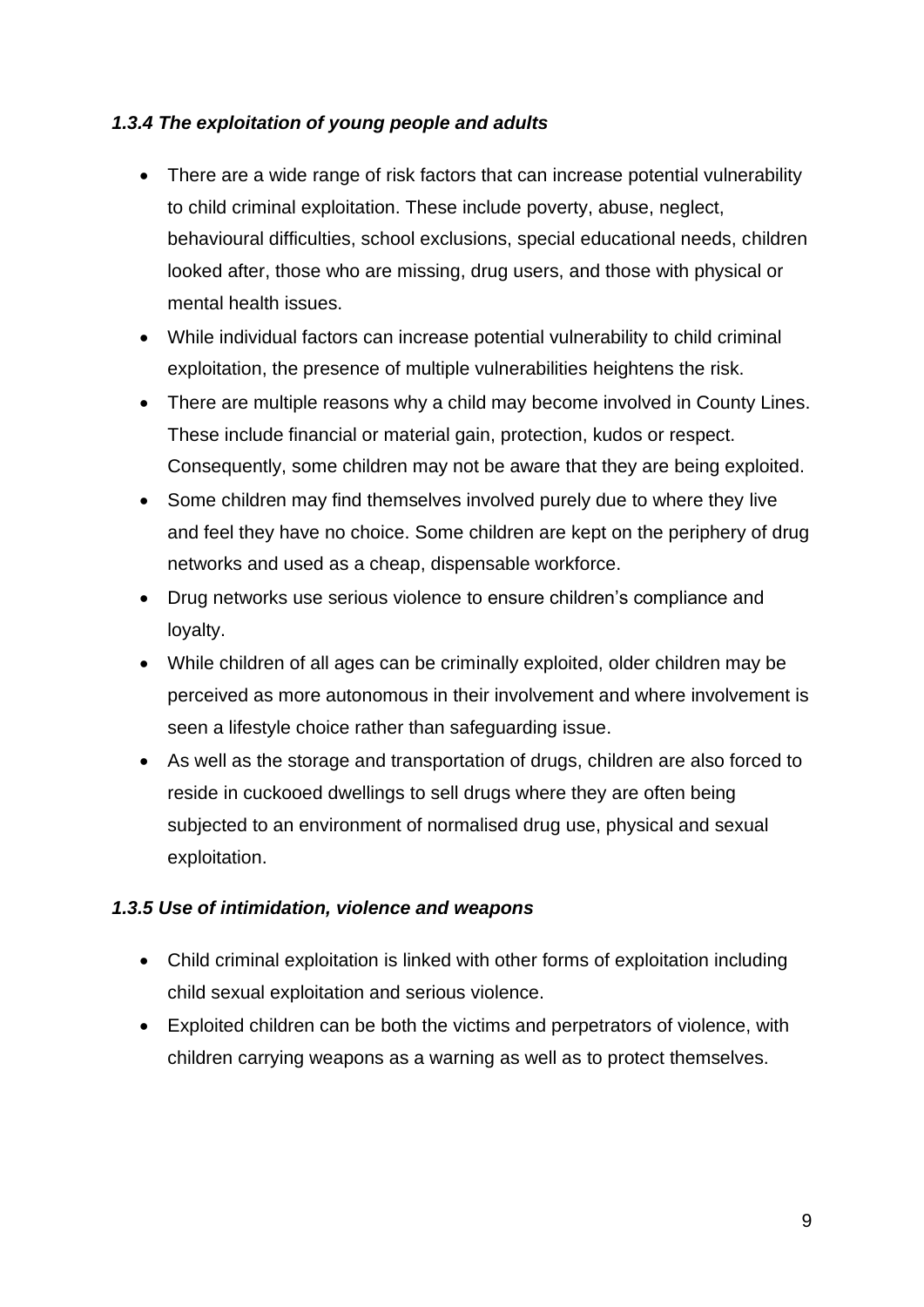### *1.3.4 The exploitation of young people and adults*

- There are a wide range of risk factors that can increase potential vulnerability to child criminal exploitation. These include poverty, abuse, neglect, behavioural difficulties, school exclusions, special educational needs, children looked after, those who are missing, drug users, and those with physical or mental health issues.
- While individual factors can increase potential vulnerability to child criminal exploitation, the presence of multiple vulnerabilities heightens the risk.
- There are multiple reasons why a child may become involved in County Lines. These include financial or material gain, protection, kudos or respect. Consequently, some children may not be aware that they are being exploited.
- Some children may find themselves involved purely due to where they live and feel they have no choice. Some children are kept on the periphery of drug networks and used as a cheap, dispensable workforce.
- Drug networks use serious violence to ensure children's compliance and loyalty.
- While children of all ages can be criminally exploited, older children may be perceived as more autonomous in their involvement and where involvement is seen a lifestyle choice rather than safeguarding issue.
- As well as the storage and transportation of drugs, children are also forced to reside in cuckooed dwellings to sell drugs where they are often being subjected to an environment of normalised drug use, physical and sexual exploitation.

### *1.3.5 Use of intimidation, violence and weapons*

- Child criminal exploitation is linked with other forms of exploitation including child sexual exploitation and serious violence.
- Exploited children can be both the victims and perpetrators of violence, with children carrying weapons as a warning as well as to protect themselves.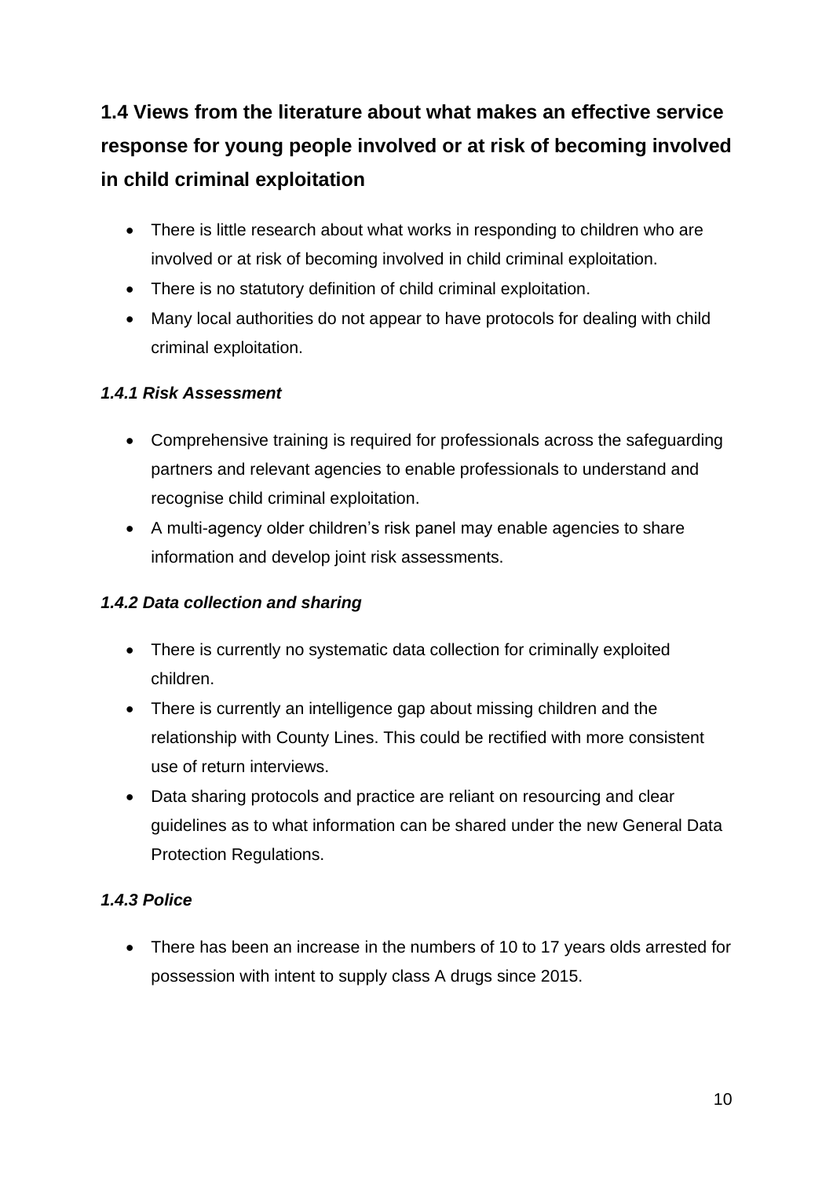## 1.4 Views from the literature about what makes an effective service response for young people involved or at risk of becoming involved in child criminal exploitation

- There is little research about what works in responding to children who are involved or at risk of becoming involved in child criminal exploitation.
- There is no statutory definition of child criminal exploitation.
- Many local authorities do not appear to have protocols for dealing with child criminal exploitation.

### *1.4.1 Risk Assessment*

- Comprehensive training is required for professionals across the safeguarding partners and relevant agencies to enable professionals to understand and recognise child criminal exploitation.
- A multi-agency older children's risk panel may enable agencies to share information and develop joint risk assessments.

### *1.4.2 Data collection and sharing*

- There is currently no systematic data collection for criminally exploited children.
- There is currently an intelligence gap about missing children and the relationship with County Lines. This could be rectified with more consistent use of return interviews.
- Data sharing protocols and practice are reliant on resourcing and clear guidelines as to what information can be shared under the new General Data Protection Regulations.

### *1.4.3 Police*

- There has been an increase in the numbers of 10 to 17 years olds arrested for possession with intent to supply class A drugs since 2015.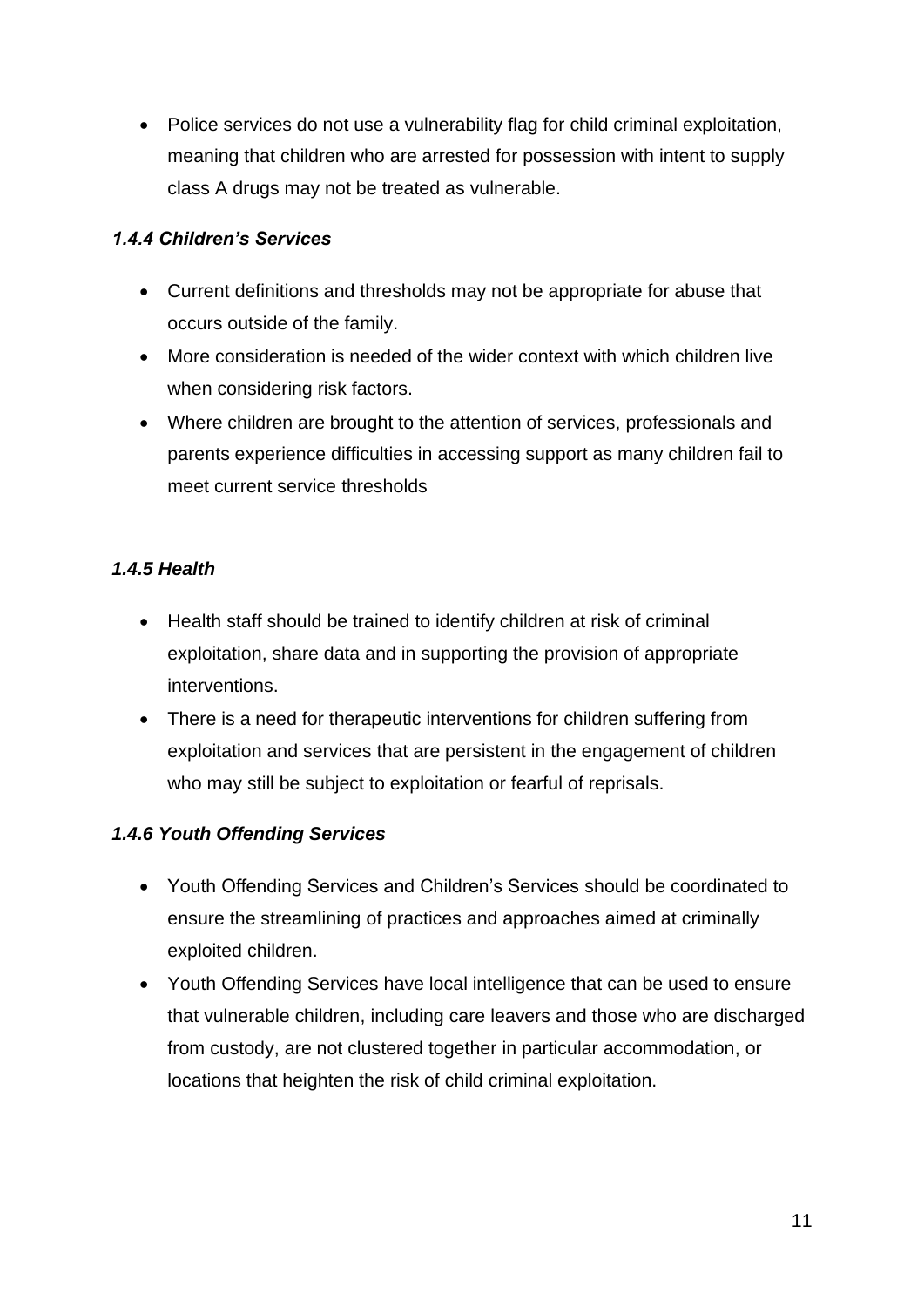- Police services do not use a vulnerability flag for child criminal exploitation, meaning that children who are arrested for possession with intent to supply class A drugs may not be treated as vulnerable.

#### *1.4.4 Children's Services*

- Current definitions and thresholds may not be appropriate for abuse that occurs outside of the family.
- More consideration is needed of the wider context with which children live when considering risk factors.
- Where children are brought to the attention of services, professionals and parents experience difficulties in accessing support as many children fail to meet current service thresholds

#### *1.4.5 Health*

- Health staff should be trained to identify children at risk of criminal exploitation, share data and in supporting the provision of appropriate interventions.
- There is a need for therapeutic interventions for children suffering from exploitation and services that are persistent in the engagement of children who may still be subject to exploitation or fearful of reprisals.

#### *1.4.6 Youth Offending Services*

- Youth Offending Services and Children's Services should be coordinated to ensure the streamlining of practices and approaches aimed at criminally exploited children.
- Youth Offending Services have local intelligence that can be used to ensure that vulnerable children, including care leavers and those who are discharged from custody, are not clustered together in particular accommodation, or locations that heighten the risk of child criminal exploitation.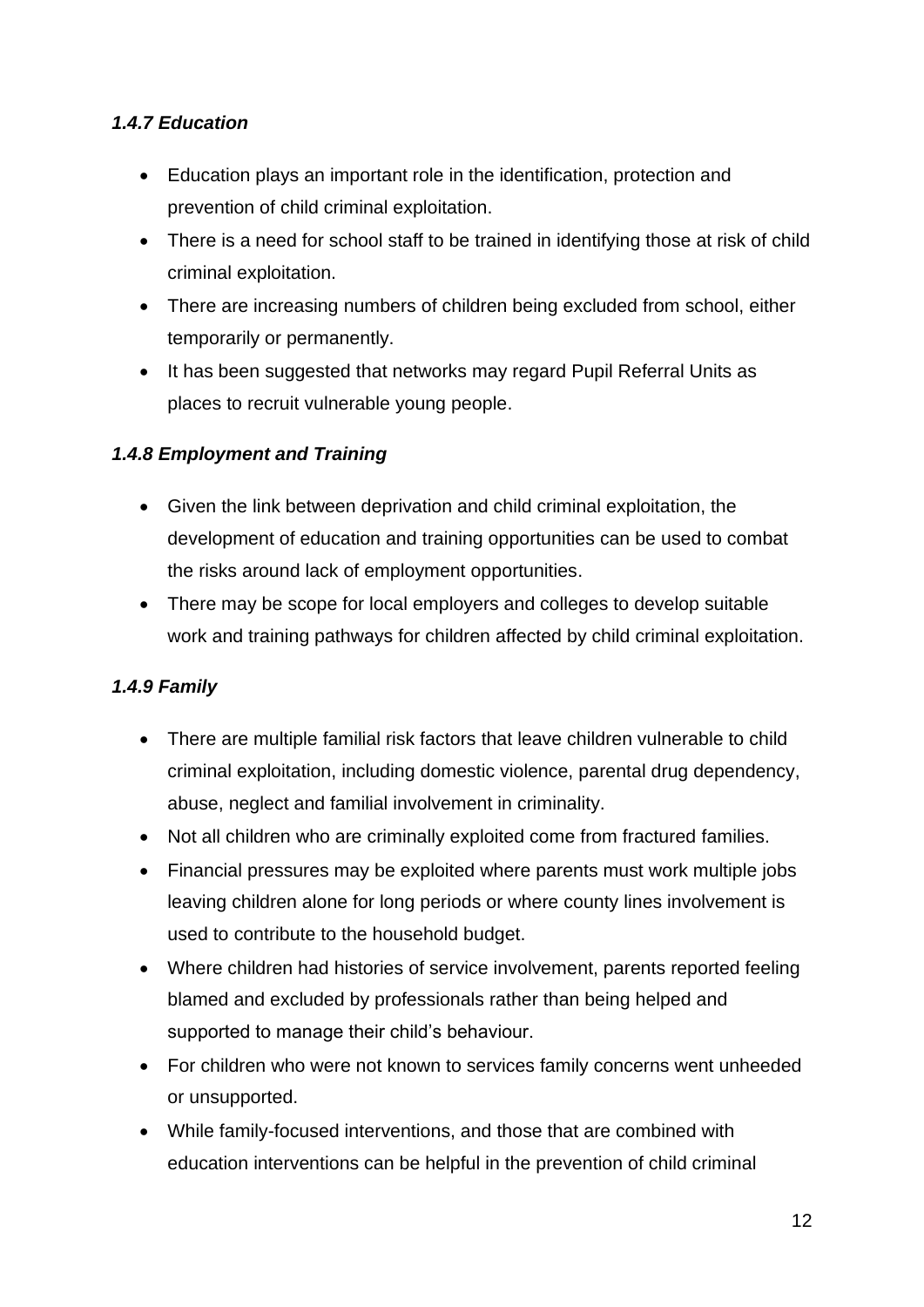#### *1.4.7 Education*

- Education plays an important role in the identification, protection and prevention of child criminal exploitation.
- There is a need for school staff to be trained in identifying those at risk of child criminal exploitation.
- There are increasing numbers of children being excluded from school, either temporarily or permanently.
- It has been suggested that networks may regard Pupil Referral Units as places to recruit vulnerable young people.

#### *1.4.8 Employment and Training*

- Given the link between deprivation and child criminal exploitation, the development of education and training opportunities can be used to combat the risks around lack of employment opportunities.
- There may be scope for local employers and colleges to develop suitable work and training pathways for children affected by child criminal exploitation.

#### *1.4.9 Family*

- There are multiple familial risk factors that leave children vulnerable to child criminal exploitation, including domestic violence, parental drug dependency, abuse, neglect and familial involvement in criminality.
- Not all children who are criminally exploited come from fractured families.
- Financial pressures may be exploited where parents must work multiple jobs leaving children alone for long periods or where county lines involvement is used to contribute to the household budget.
- Where children had histories of service involvement, parents reported feeling blamed and excluded by professionals rather than being helped and supported to manage their child's behaviour.
- For children who were not known to services family concerns went unheeded or unsupported.
- While family-focused interventions, and those that are combined with education interventions can be helpful in the prevention of child criminal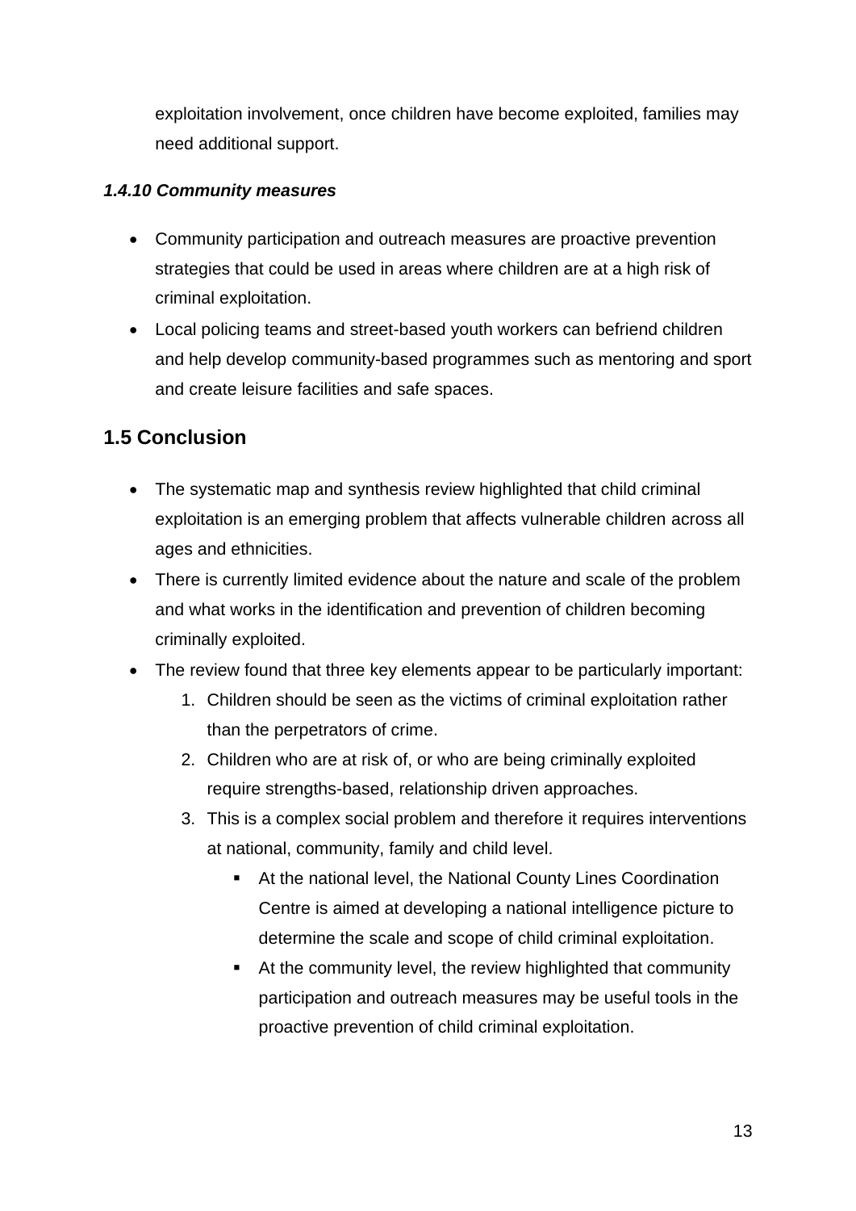exploitation involvement, once children have become exploited, families may need additional support.

#### *1.4.10 Community measures*

- Community participation and outreach measures are proactive prevention strategies that could be used in areas where children are at a high risk of criminal exploitation.
- Local policing teams and street-based youth workers can befriend children and help develop community-based programmes such as mentoring and sport and create leisure facilities and safe spaces.

## 1.5 Conclusion

- The systematic map and synthesis review highlighted that child criminal exploitation is an emerging problem that affects vulnerable children across all ages and ethnicities.
- There is currently limited evidence about the nature and scale of the problem and what works in the identification and prevention of children becoming criminally exploited.
- The review found that three key elements appear to be particularly important:
    1. Children should be seen as the victims of criminal exploitation rather than the perpetrators of crime.
    2. Children who are at risk of, or who are being criminally exploited require strengths-based, relationship driven approaches.
    3. This is a complex social problem and therefore it requires interventions at national, community, family and child level.
        - At the national level, the National County Lines Coordination Centre is aimed at developing a national intelligence picture to determine the scale and scope of child criminal exploitation.
        - At the community level, the review highlighted that community participation and outreach measures may be useful tools in the proactive prevention of child criminal exploitation.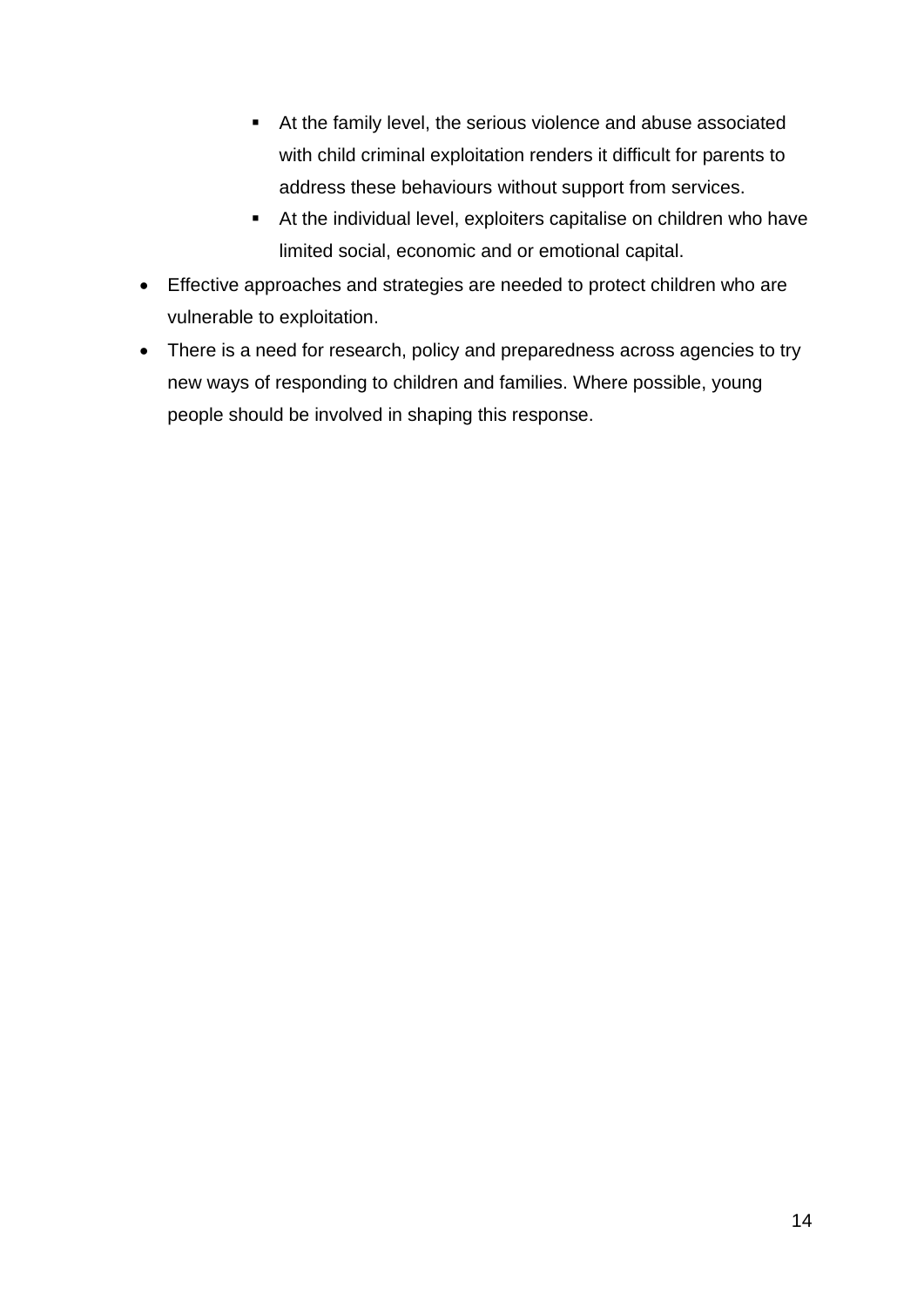- At the family level, the serious violence and abuse associated with child criminal exploitation renders it difficult for parents to address these behaviours without support from services.
    - At the individual level, exploiters capitalise on children who have limited social, economic and or emotional capital.
- Effective approaches and strategies are needed to protect children who are vulnerable to exploitation.
- There is a need for research, policy and preparedness across agencies to try new ways of responding to children and families. Where possible, young people should be involved in shaping this response.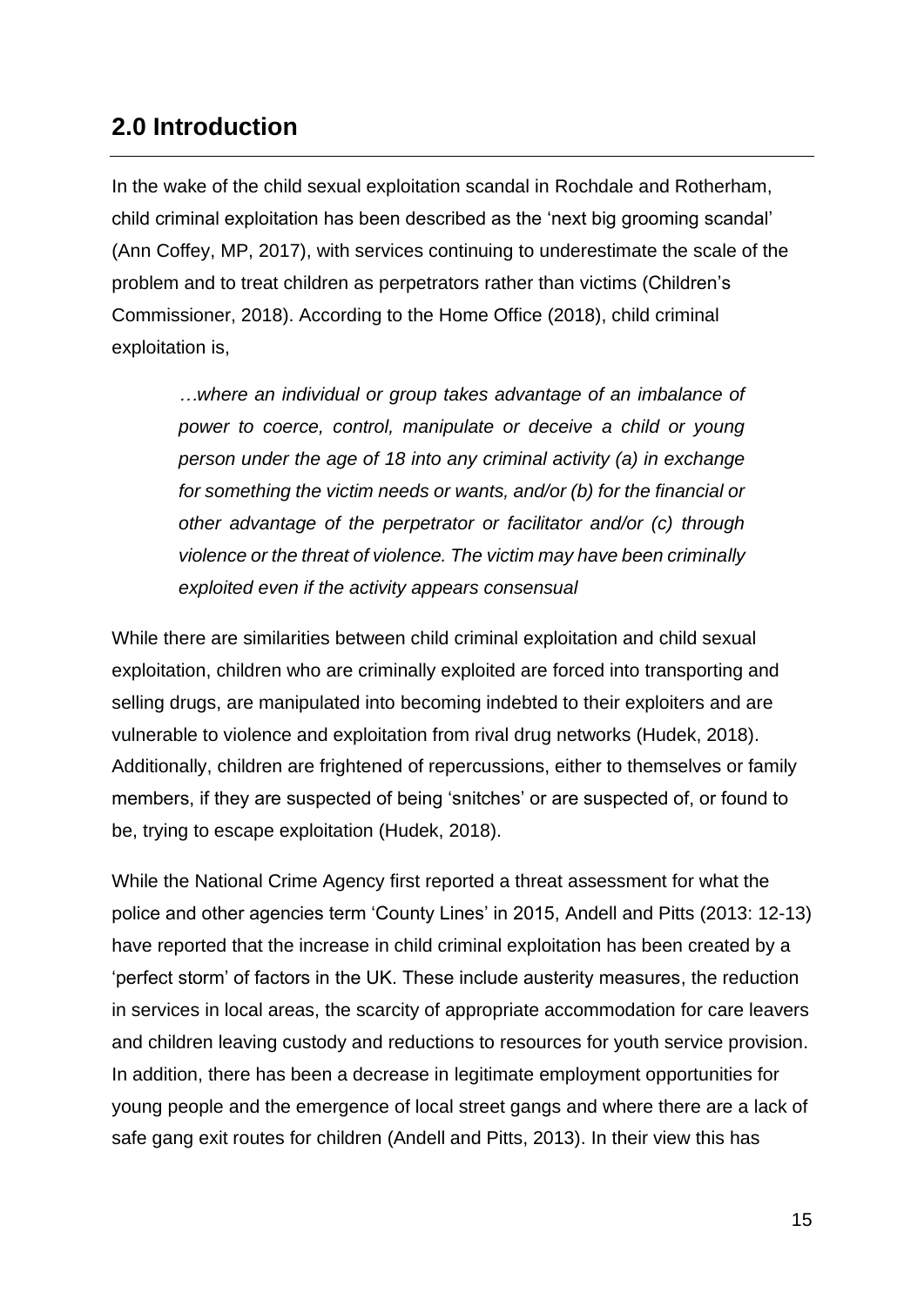## 2.0 Introduction

In the wake of the child sexual exploitation scandal in Rochdale and Rotherham, child criminal exploitation has been described as the 'next big grooming scandal' (Ann Coffey, MP, 2017), with services continuing to underestimate the scale of the problem and to treat children as perpetrators rather than victims (Children's Commissioner, 2018). According to the Home Office (2018), child criminal exploitation is,

> *…where an individual or group takes advantage of an imbalance of power to coerce, control, manipulate or deceive a child or young person under the age of 18 into any criminal activity (a) in exchange for something the victim needs or wants, and/or (b) for the financial or other advantage of the perpetrator or facilitator and/or (c) through violence or the threat of violence. The victim may have been criminally exploited even if the activity appears consensual*

While there are similarities between child criminal exploitation and child sexual exploitation, children who are criminally exploited are forced into transporting and selling drugs, are manipulated into becoming indebted to their exploiters and are vulnerable to violence and exploitation from rival drug networks (Hudek, 2018). Additionally, children are frightened of repercussions, either to themselves or family members, if they are suspected of being 'snitches' or are suspected of, or found to be, trying to escape exploitation (Hudek, 2018).

While the National Crime Agency first reported a threat assessment for what the police and other agencies term 'County Lines' in 2015, Andell and Pitts (2013: 12-13) have reported that the increase in child criminal exploitation has been created by a 'perfect storm' of factors in the UK. These include austerity measures, the reduction in services in local areas, the scarcity of appropriate accommodation for care leavers and children leaving custody and reductions to resources for youth service provision. In addition, there has been a decrease in legitimate employment opportunities for young people and the emergence of local street gangs and where there are a lack of safe gang exit routes for children (Andell and Pitts, 2013). In their view this has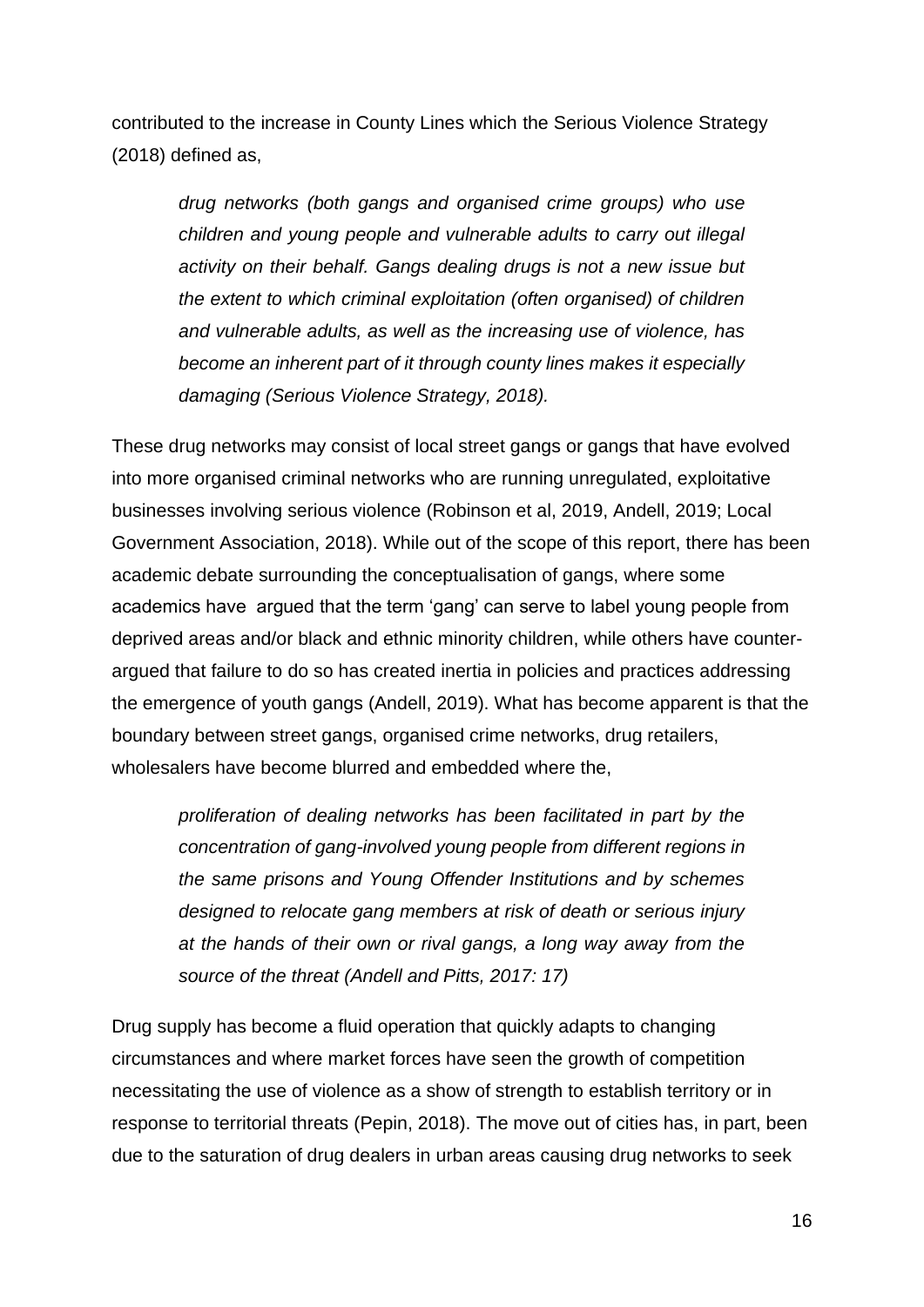contributed to the increase in County Lines which the Serious Violence Strategy (2018) defined as,

> *drug networks (both gangs and organised crime groups) who use children and young people and vulnerable adults to carry out illegal activity on their behalf. Gangs dealing drugs is not a new issue but the extent to which criminal exploitation (often organised) of children and vulnerable adults, as well as the increasing use of violence, has become an inherent part of it through county lines makes it especially damaging (Serious Violence Strategy, 2018).*

These drug networks may consist of local street gangs or gangs that have evolved into more organised criminal networks who are running unregulated, exploitative businesses involving serious violence (Robinson et al, 2019, Andell, 2019; Local Government Association, 2018). While out of the scope of this report, there has been academic debate surrounding the conceptualisation of gangs, where some academics have argued that the term 'gang' can serve to label young people from deprived areas and/or black and ethnic minority children, while others have counter-argued that failure to do so has created inertia in policies and practices addressing the emergence of youth gangs (Andell, 2019). What has become apparent is that the boundary between street gangs, organised crime networks, drug retailers, wholesalers have become blurred and embedded where the,

> *proliferation of dealing networks has been facilitated in part by the concentration of gang-involved young people from different regions in the same prisons and Young Offender Institutions and by schemes designed to relocate gang members at risk of death or serious injury at the hands of their own or rival gangs, a long way away from the source of the threat (Andell and Pitts, 2017: 17)*

Drug supply has become a fluid operation that quickly adapts to changing circumstances and where market forces have seen the growth of competition necessitating the use of violence as a show of strength to establish territory or in response to territorial threats (Pepin, 2018). The move out of cities has, in part, been due to the saturation of drug dealers in urban areas causing drug networks to seek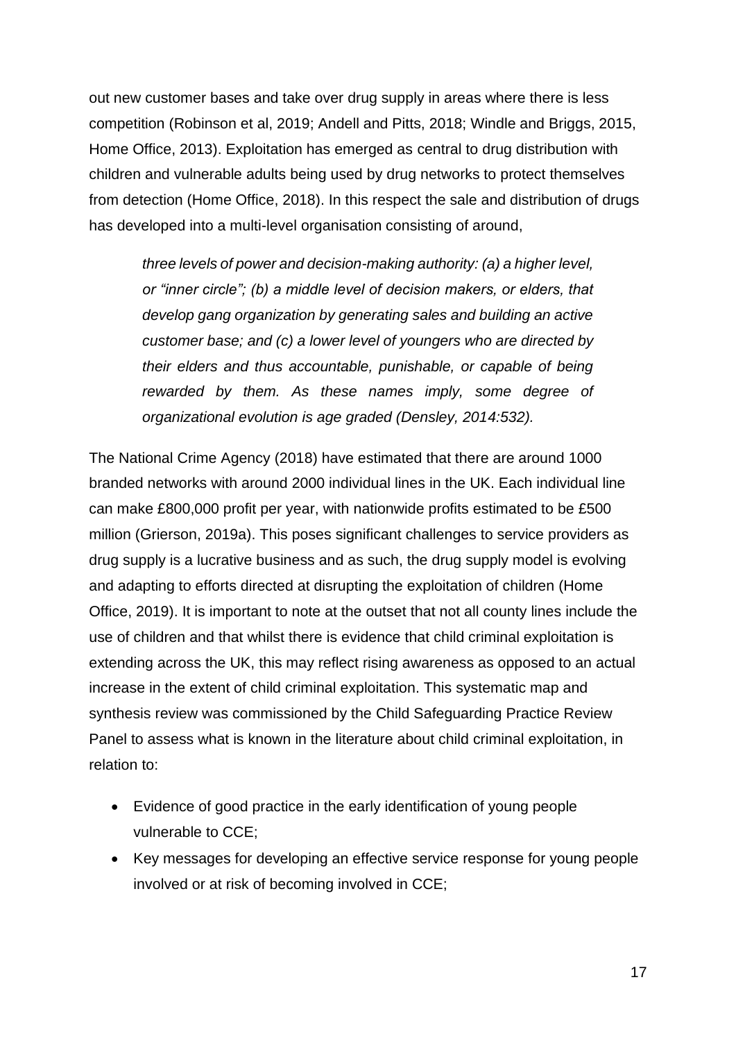out new customer bases and take over drug supply in areas where there is less competition (Robinson et al, 2019; Andell and Pitts, 2018; Windle and Briggs, 2015, Home Office, 2013). Exploitation has emerged as central to drug distribution with children and vulnerable adults being used by drug networks to protect themselves from detection (Home Office, 2018). In this respect the sale and distribution of drugs has developed into a multi-level organisation consisting of around,

> *three levels of power and decision-making authority: (a) a higher level, or "inner circle"; (b) a middle level of decision makers, or elders, that develop gang organization by generating sales and building an active customer base; and (c) a lower level of youngers who are directed by their elders and thus accountable, punishable, or capable of being rewarded by them. As these names imply, some degree of organizational evolution is age graded (Densley, 2014:532).*

The National Crime Agency (2018) have estimated that there are around 1000 branded networks with around 2000 individual lines in the UK. Each individual line can make £800,000 profit per year, with nationwide profits estimated to be £500 million (Grierson, 2019a). This poses significant challenges to service providers as drug supply is a lucrative business and as such, the drug supply model is evolving and adapting to efforts directed at disrupting the exploitation of children (Home Office, 2019). It is important to note at the outset that not all county lines include the use of children and that whilst there is evidence that child criminal exploitation is extending across the UK, this may reflect rising awareness as opposed to an actual increase in the extent of child criminal exploitation. This systematic map and synthesis review was commissioned by the Child Safeguarding Practice Review Panel to assess what is known in the literature about child criminal exploitation, in relation to:

- Evidence of good practice in the early identification of young people vulnerable to CCE;
- Key messages for developing an effective service response for young people involved or at risk of becoming involved in CCE;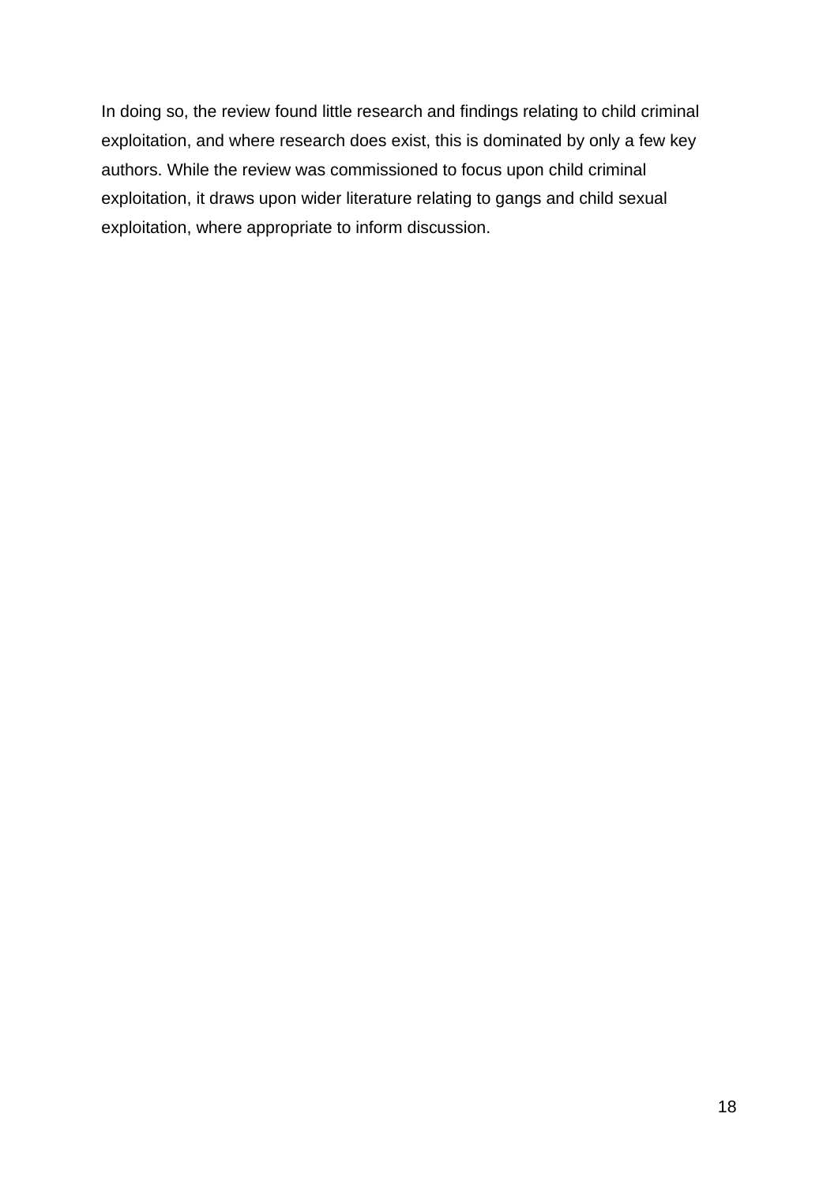In doing so, the review found little research and findings relating to child criminal exploitation, and where research does exist, this is dominated by only a few key authors. While the review was commissioned to focus upon child criminal exploitation, it draws upon wider literature relating to gangs and child sexual exploitation, where appropriate to inform discussion.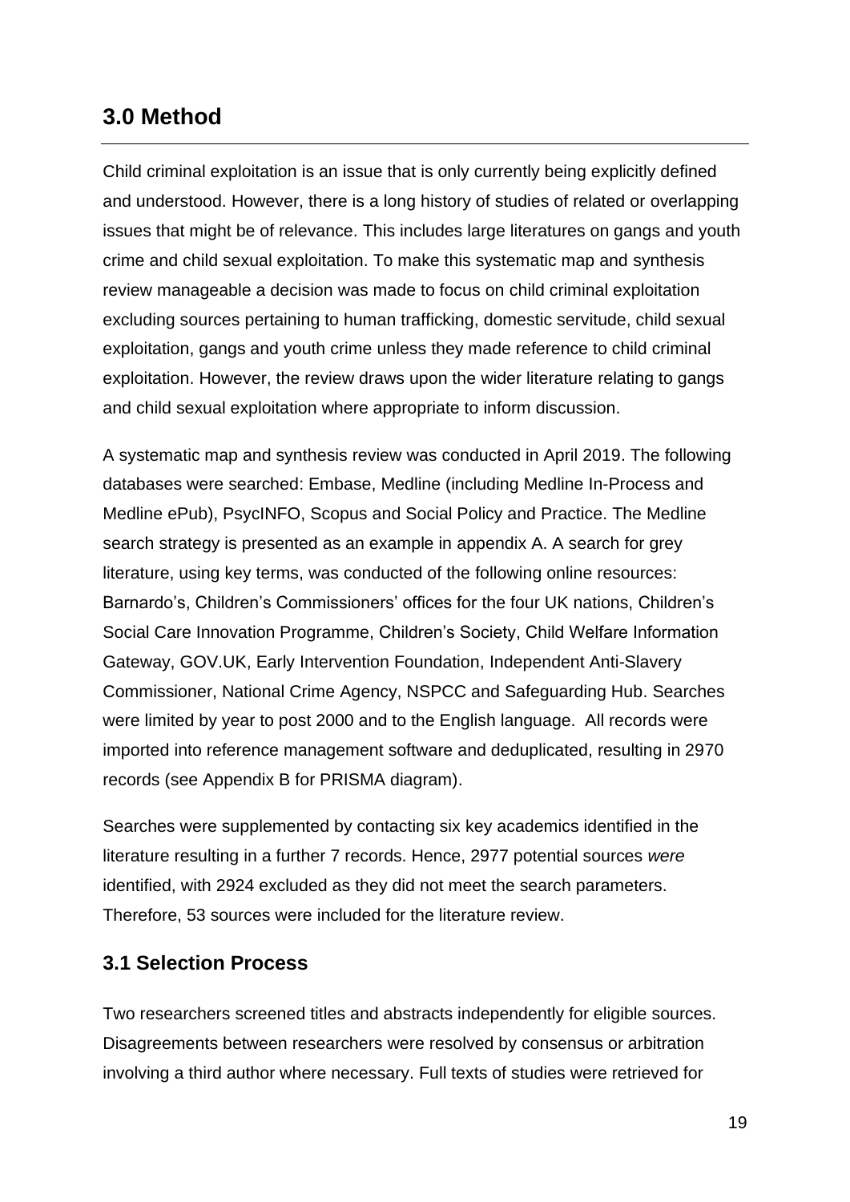## 3.0 Method

Child criminal exploitation is an issue that is only currently being explicitly defined and understood. However, there is a long history of studies of related or overlapping issues that might be of relevance. This includes large literatures on gangs and youth crime and child sexual exploitation. To make this systematic map and synthesis review manageable a decision was made to focus on child criminal exploitation excluding sources pertaining to human trafficking, domestic servitude, child sexual exploitation, gangs and youth crime unless they made reference to child criminal exploitation. However, the review draws upon the wider literature relating to gangs and child sexual exploitation where appropriate to inform discussion.

A systematic map and synthesis review was conducted in April 2019. The following databases were searched: Embase, Medline (including Medline In-Process and Medline ePub), PsycINFO, Scopus and Social Policy and Practice. The Medline search strategy is presented as an example in appendix A. A search for grey literature, using key terms, was conducted of the following online resources: Barnardo's, Children's Commissioners' offices for the four UK nations, Children's Social Care Innovation Programme, Children's Society, Child Welfare Information Gateway, GOV.UK, Early Intervention Foundation, Independent Anti-Slavery Commissioner, National Crime Agency, NSPCC and Safeguarding Hub. Searches were limited by year to post 2000 and to the English language. All records were imported into reference management software and deduplicated, resulting in 2970 records (see Appendix B for PRISMA diagram).

Searches were supplemented by contacting six key academics identified in the literature resulting in a further 7 records. Hence, 2977 potential sources *were* identified, with 2924 excluded as they did not meet the search parameters. Therefore, 53 sources were included for the literature review.

### 3.1 Selection Process

Two researchers screened titles and abstracts independently for eligible sources. Disagreements between researchers were resolved by consensus or arbitration involving a third author where necessary. Full texts of studies were retrieved for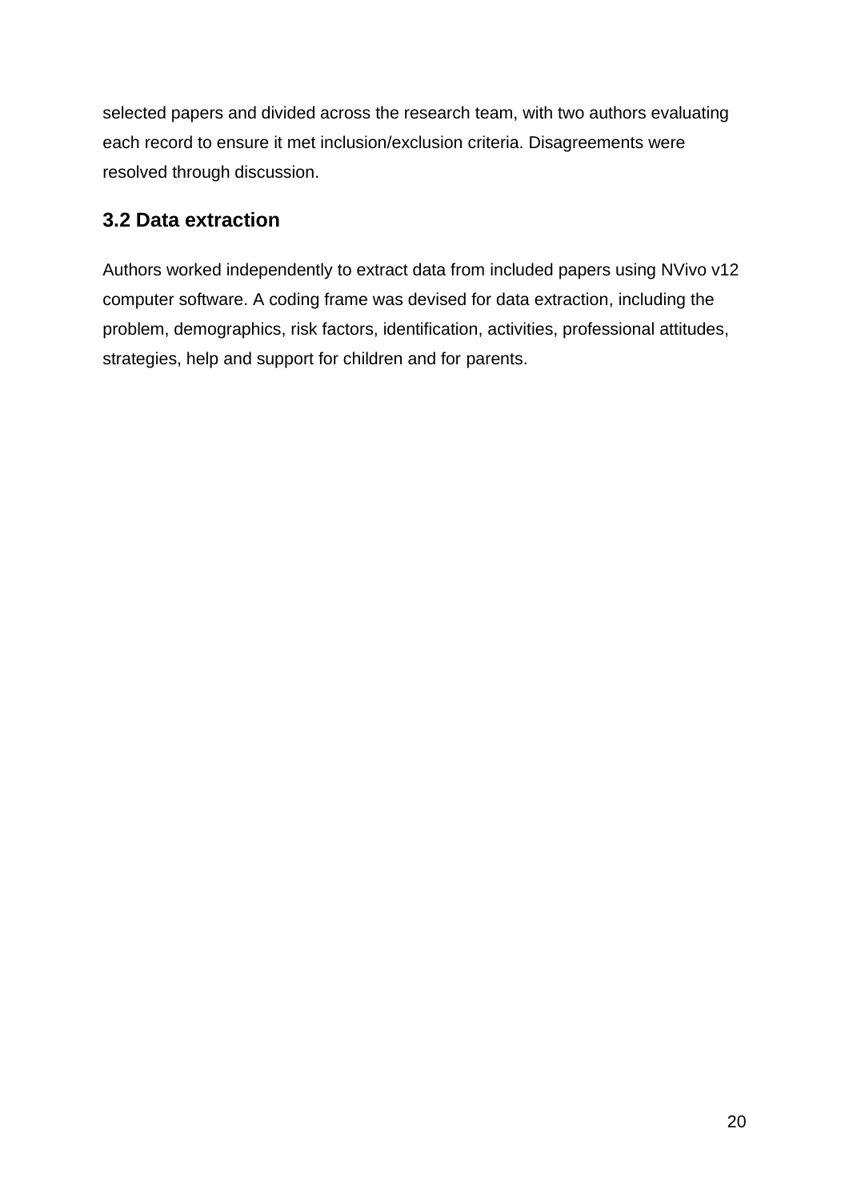selected papers and divided across the research team, with two authors evaluating each record to ensure it met inclusion/exclusion criteria. Disagreements were resolved through discussion.

### 3.2 Data extraction

Authors worked independently to extract data from included papers using NVivo v12 computer software. A coding frame was devised for data extraction, including the problem, demographics, risk factors, identification, activities, professional attitudes, strategies, help and support for children and for parents.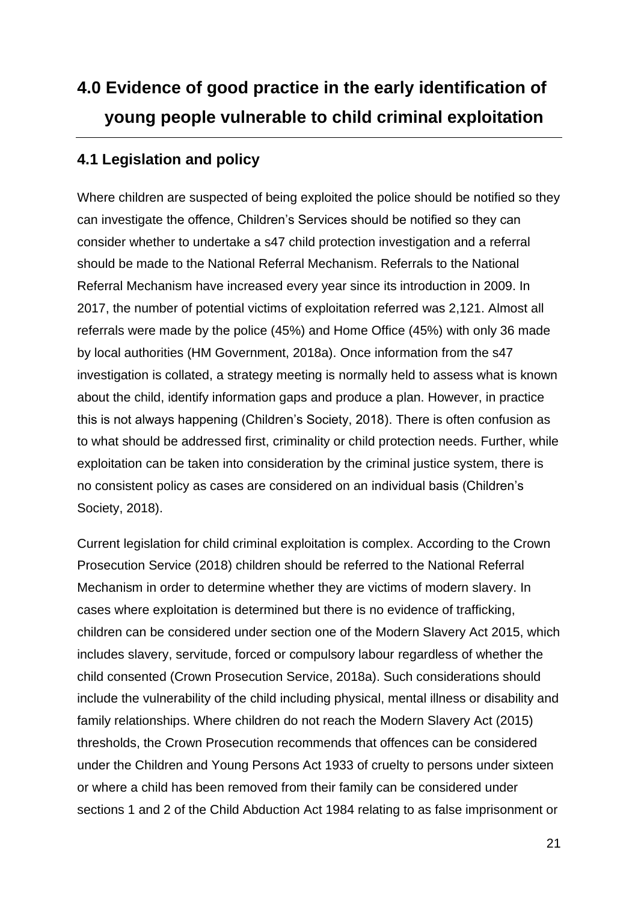# 4.0 Evidence of good practice in the early identification of young people vulnerable to child criminal exploitation

## 4.1 Legislation and policy

Where children are suspected of being exploited the police should be notified so they can investigate the offence, Children's Services should be notified so they can consider whether to undertake a s47 child protection investigation and a referral should be made to the National Referral Mechanism. Referrals to the National Referral Mechanism have increased every year since its introduction in 2009. In 2017, the number of potential victims of exploitation referred was 2,121. Almost all referrals were made by the police (45%) and Home Office (45%) with only 36 made by local authorities (HM Government, 2018a). Once information from the s47 investigation is collated, a strategy meeting is normally held to assess what is known about the child, identify information gaps and produce a plan. However, in practice this is not always happening (Children's Society, 2018). There is often confusion as to what should be addressed first, criminality or child protection needs. Further, while exploitation can be taken into consideration by the criminal justice system, there is no consistent policy as cases are considered on an individual basis (Children's Society, 2018).

Current legislation for child criminal exploitation is complex. According to the Crown Prosecution Service (2018) children should be referred to the National Referral Mechanism in order to determine whether they are victims of modern slavery. In cases where exploitation is determined but there is no evidence of trafficking, children can be considered under section one of the Modern Slavery Act 2015, which includes slavery, servitude, forced or compulsory labour regardless of whether the child consented (Crown Prosecution Service, 2018a). Such considerations should include the vulnerability of the child including physical, mental illness or disability and family relationships. Where children do not reach the Modern Slavery Act (2015) thresholds, the Crown Prosecution recommends that offences can be considered under the Children and Young Persons Act 1933 of cruelty to persons under sixteen or where a child has been removed from their family can be considered under sections 1 and 2 of the Child Abduction Act 1984 relating to as false imprisonment or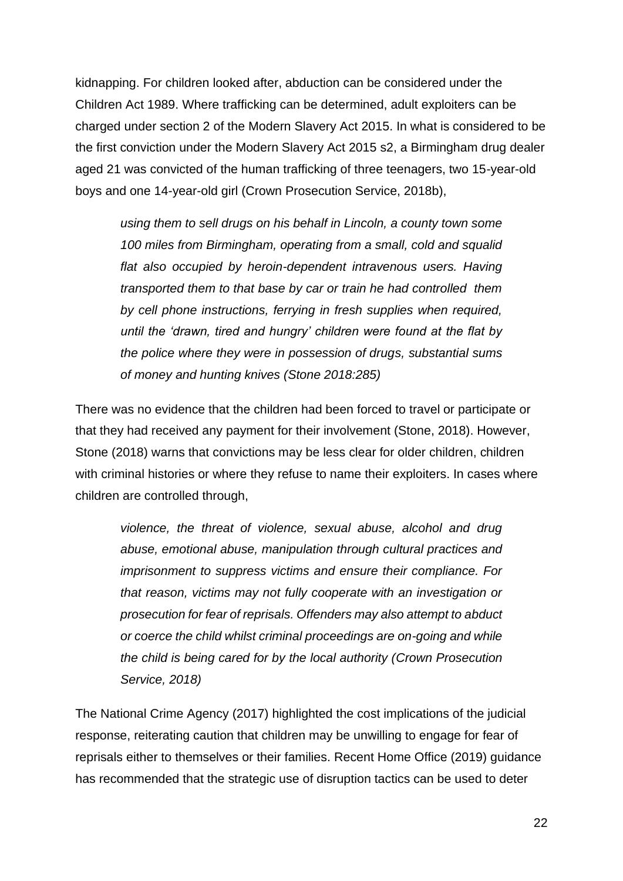kidnapping. For children looked after, abduction can be considered under the Children Act 1989. Where trafficking can be determined, adult exploiters can be charged under section 2 of the Modern Slavery Act 2015. In what is considered to be the first conviction under the Modern Slavery Act 2015 s2, a Birmingham drug dealer aged 21 was convicted of the human trafficking of three teenagers, two 15-year-old boys and one 14-year-old girl (Crown Prosecution Service, 2018b),

> *using them to sell drugs on his behalf in Lincoln, a county town some 100 miles from Birmingham, operating from a small, cold and squalid flat also occupied by heroin-dependent intravenous users. Having transported them to that base by car or train he had controlled them by cell phone instructions, ferrying in fresh supplies when required, until the 'drawn, tired and hungry' children were found at the flat by the police where they were in possession of drugs, substantial sums of money and hunting knives (Stone 2018:285)*

There was no evidence that the children had been forced to travel or participate or that they had received any payment for their involvement (Stone, 2018). However, Stone (2018) warns that convictions may be less clear for older children, children with criminal histories or where they refuse to name their exploiters. In cases where children are controlled through,

> *violence, the threat of violence, sexual abuse, alcohol and drug abuse, emotional abuse, manipulation through cultural practices and imprisonment to suppress victims and ensure their compliance. For that reason, victims may not fully cooperate with an investigation or prosecution for fear of reprisals. Offenders may also attempt to abduct or coerce the child whilst criminal proceedings are on-going and while the child is being cared for by the local authority (Crown Prosecution Service, 2018)*

The National Crime Agency (2017) highlighted the cost implications of the judicial response, reiterating caution that children may be unwilling to engage for fear of reprisals either to themselves or their families. Recent Home Office (2019) guidance has recommended that the strategic use of disruption tactics can be used to deter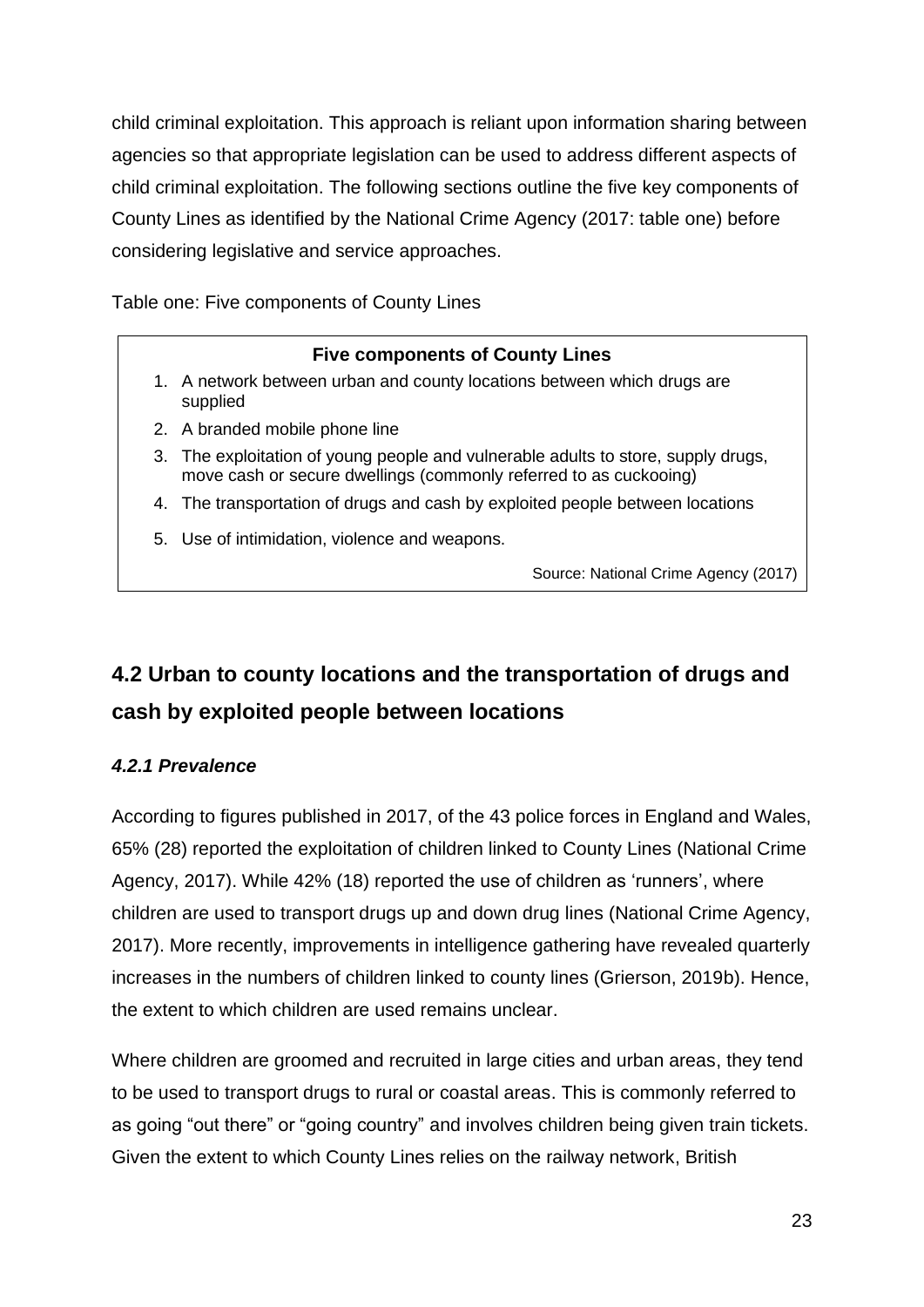child criminal exploitation. This approach is reliant upon information sharing between agencies so that appropriate legislation can be used to address different aspects of child criminal exploitation. The following sections outline the five key components of County Lines as identified by the National Crime Agency (2017: table one) before considering legislative and service approaches.

Table one: Five components of County Lines

| **Five components of County Lines** |
| --- |
| 1. A network between urban and county locations between which drugs are supplied |
| 2. A branded mobile phone line |
| 3. The exploitation of young people and vulnerable adults to store, supply drugs, move cash or secure dwellings (commonly referred to as cuckooing) |
| 4. The transportation of drugs and cash by exploited people between locations |
| 5. Use of intimidation, violence and weapons. |
| Source: National Crime Agency (2017) |

## 4.2 Urban to county locations and the transportation of drugs and cash by exploited people between locations

### *4.2.1 Prevalence*

According to figures published in 2017, of the 43 police forces in England and Wales, 65% (28) reported the exploitation of children linked to County Lines (National Crime Agency, 2017). While 42% (18) reported the use of children as 'runners', where children are used to transport drugs up and down drug lines (National Crime Agency, 2017). More recently, improvements in intelligence gathering have revealed quarterly increases in the numbers of children linked to county lines (Grierson, 2019b). Hence, the extent to which children are used remains unclear.

Where children are groomed and recruited in large cities and urban areas, they tend to be used to transport drugs to rural or coastal areas. This is commonly referred to as going "out there" or "going country" and involves children being given train tickets. Given the extent to which County Lines relies on the railway network, British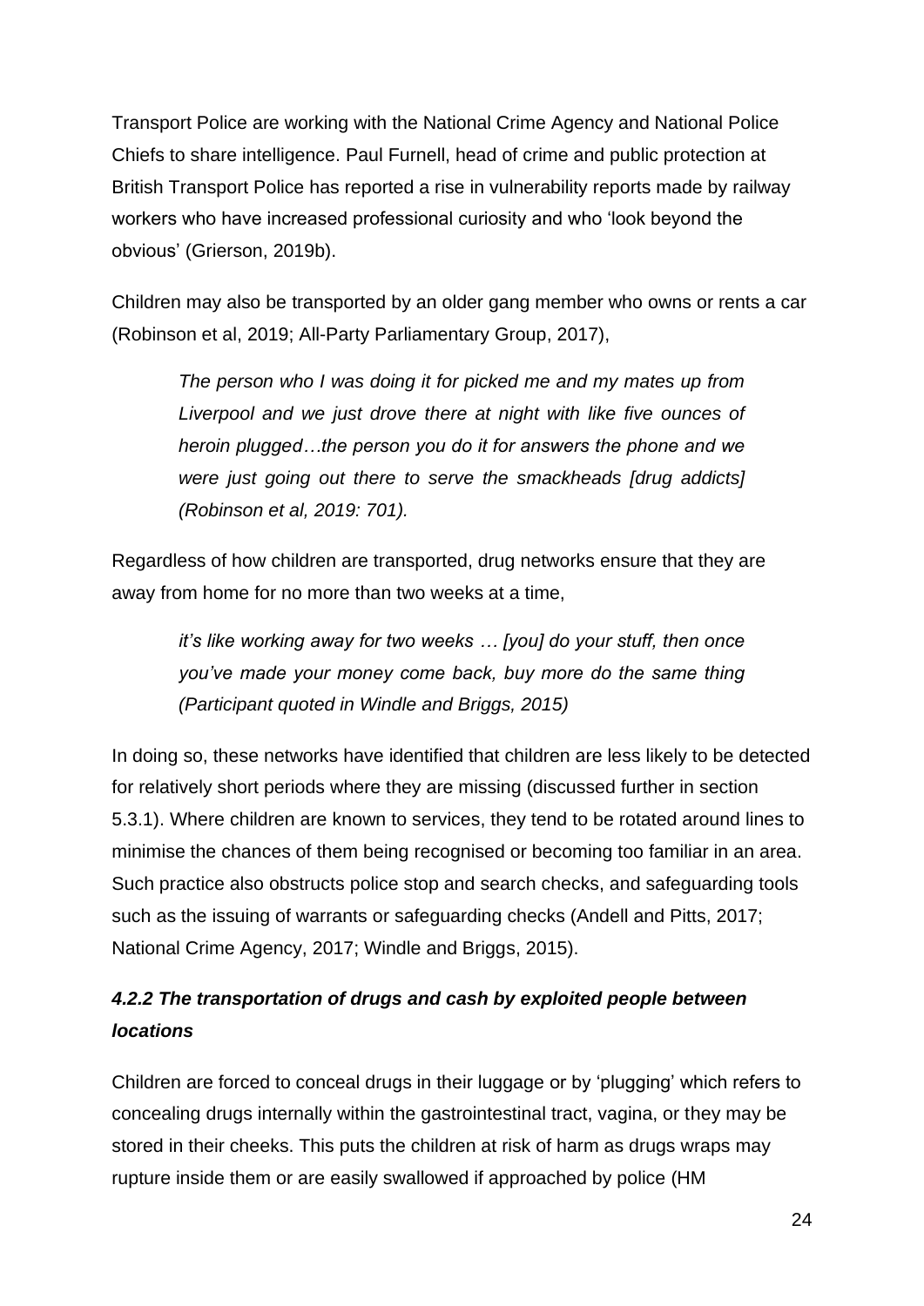Transport Police are working with the National Crime Agency and National Police Chiefs to share intelligence. Paul Furnell, head of crime and public protection at British Transport Police has reported a rise in vulnerability reports made by railway workers who have increased professional curiosity and who 'look beyond the obvious' (Grierson, 2019b).

Children may also be transported by an older gang member who owns or rents a car (Robinson et al, 2019; All-Party Parliamentary Group, 2017),

> *The person who I was doing it for picked me and my mates up from Liverpool and we just drove there at night with like five ounces of heroin plugged…the person you do it for answers the phone and we were just going out there to serve the smackheads [drug addicts] (Robinson et al, 2019: 701).*

Regardless of how children are transported, drug networks ensure that they are away from home for no more than two weeks at a time,

> *it's like working away for two weeks … [you] do your stuff, then once you've made your money come back, buy more do the same thing (Participant quoted in Windle and Briggs, 2015)*

In doing so, these networks have identified that children are less likely to be detected for relatively short periods where they are missing (discussed further in section 5.3.1). Where children are known to services, they tend to be rotated around lines to minimise the chances of them being recognised or becoming too familiar in an area. Such practice also obstructs police stop and search checks, and safeguarding tools such as the issuing of warrants or safeguarding checks (Andell and Pitts, 2017; National Crime Agency, 2017; Windle and Briggs, 2015).

### *4.2.2 The transportation of drugs and cash by exploited people between locations*

Children are forced to conceal drugs in their luggage or by 'plugging' which refers to concealing drugs internally within the gastrointestinal tract, vagina, or they may be stored in their cheeks. This puts the children at risk of harm as drugs wraps may rupture inside them or are easily swallowed if approached by police (HM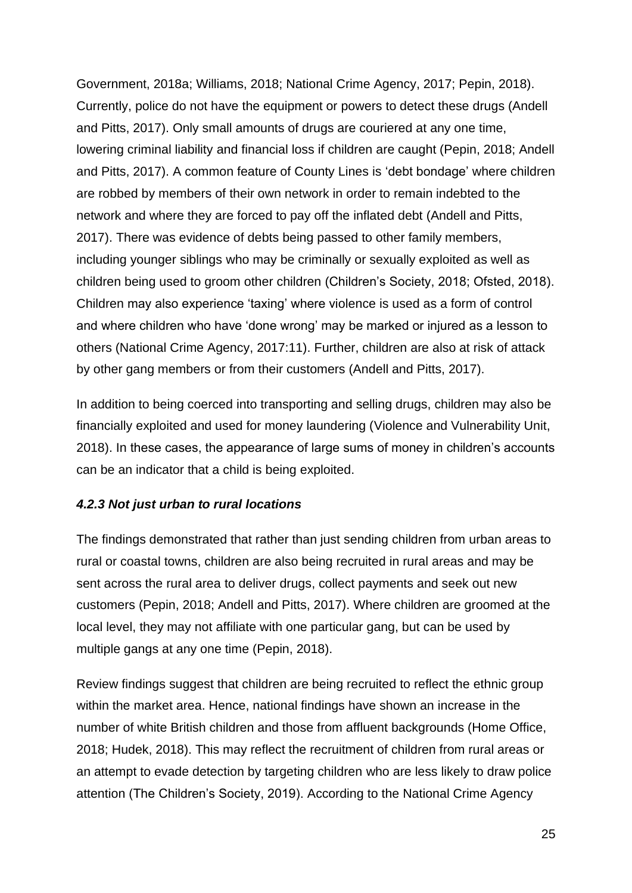Government, 2018a; Williams, 2018; National Crime Agency, 2017; Pepin, 2018). Currently, police do not have the equipment or powers to detect these drugs (Andell and Pitts, 2017). Only small amounts of drugs are couriered at any one time, lowering criminal liability and financial loss if children are caught (Pepin, 2018; Andell and Pitts, 2017). A common feature of County Lines is 'debt bondage' where children are robbed by members of their own network in order to remain indebted to the network and where they are forced to pay off the inflated debt (Andell and Pitts, 2017). There was evidence of debts being passed to other family members, including younger siblings who may be criminally or sexually exploited as well as children being used to groom other children (Children's Society, 2018; Ofsted, 2018). Children may also experience 'taxing' where violence is used as a form of control and where children who have 'done wrong' may be marked or injured as a lesson to others (National Crime Agency, 2017:11). Further, children are also at risk of attack by other gang members or from their customers (Andell and Pitts, 2017).

In addition to being coerced into transporting and selling drugs, children may also be financially exploited and used for money laundering (Violence and Vulnerability Unit, 2018). In these cases, the appearance of large sums of money in children's accounts can be an indicator that a child is being exploited.

#### *4.2.3 Not just urban to rural locations*

The findings demonstrated that rather than just sending children from urban areas to rural or coastal towns, children are also being recruited in rural areas and may be sent across the rural area to deliver drugs, collect payments and seek out new customers (Pepin, 2018; Andell and Pitts, 2017). Where children are groomed at the local level, they may not affiliate with one particular gang, but can be used by multiple gangs at any one time (Pepin, 2018).

Review findings suggest that children are being recruited to reflect the ethnic group within the market area. Hence, national findings have shown an increase in the number of white British children and those from affluent backgrounds (Home Office, 2018; Hudek, 2018). This may reflect the recruitment of children from rural areas or an attempt to evade detection by targeting children who are less likely to draw police attention (The Children's Society, 2019). According to the National Crime Agency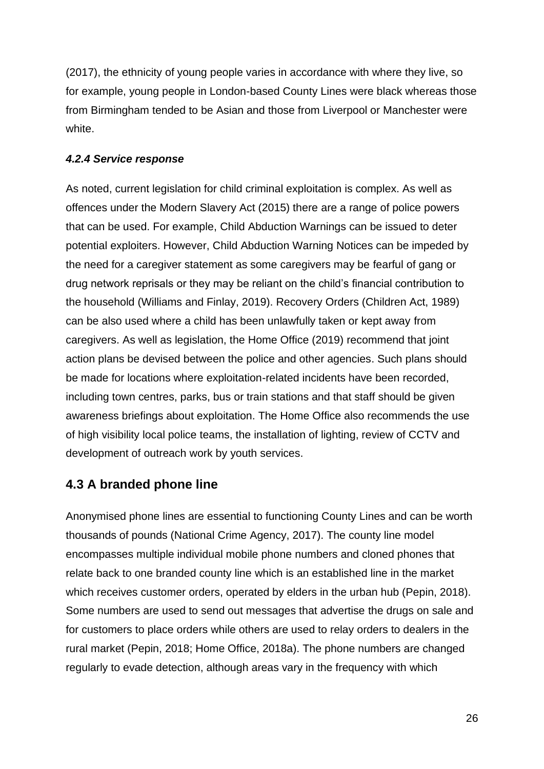(2017), the ethnicity of young people varies in accordance with where they live, so for example, young people in London-based County Lines were black whereas those from Birmingham tended to be Asian and those from Liverpool or Manchester were white.

#### *4.2.4 Service response*

As noted, current legislation for child criminal exploitation is complex. As well as offences under the Modern Slavery Act (2015) there are a range of police powers that can be used. For example, Child Abduction Warnings can be issued to deter potential exploiters. However, Child Abduction Warning Notices can be impeded by the need for a caregiver statement as some caregivers may be fearful of gang or drug network reprisals or they may be reliant on the child's financial contribution to the household (Williams and Finlay, 2019). Recovery Orders (Children Act, 1989) can be also used where a child has been unlawfully taken or kept away from caregivers. As well as legislation, the Home Office (2019) recommend that joint action plans be devised between the police and other agencies. Such plans should be made for locations where exploitation-related incidents have been recorded, including town centres, parks, bus or train stations and that staff should be given awareness briefings about exploitation. The Home Office also recommends the use of high visibility local police teams, the installation of lighting, review of CCTV and development of outreach work by youth services.

## 4.3 A branded phone line

Anonymised phone lines are essential to functioning County Lines and can be worth thousands of pounds (National Crime Agency, 2017). The county line model encompasses multiple individual mobile phone numbers and cloned phones that relate back to one branded county line which is an established line in the market which receives customer orders, operated by elders in the urban hub (Pepin, 2018). Some numbers are used to send out messages that advertise the drugs on sale and for customers to place orders while others are used to relay orders to dealers in the rural market (Pepin, 2018; Home Office, 2018a). The phone numbers are changed regularly to evade detection, although areas vary in the frequency with which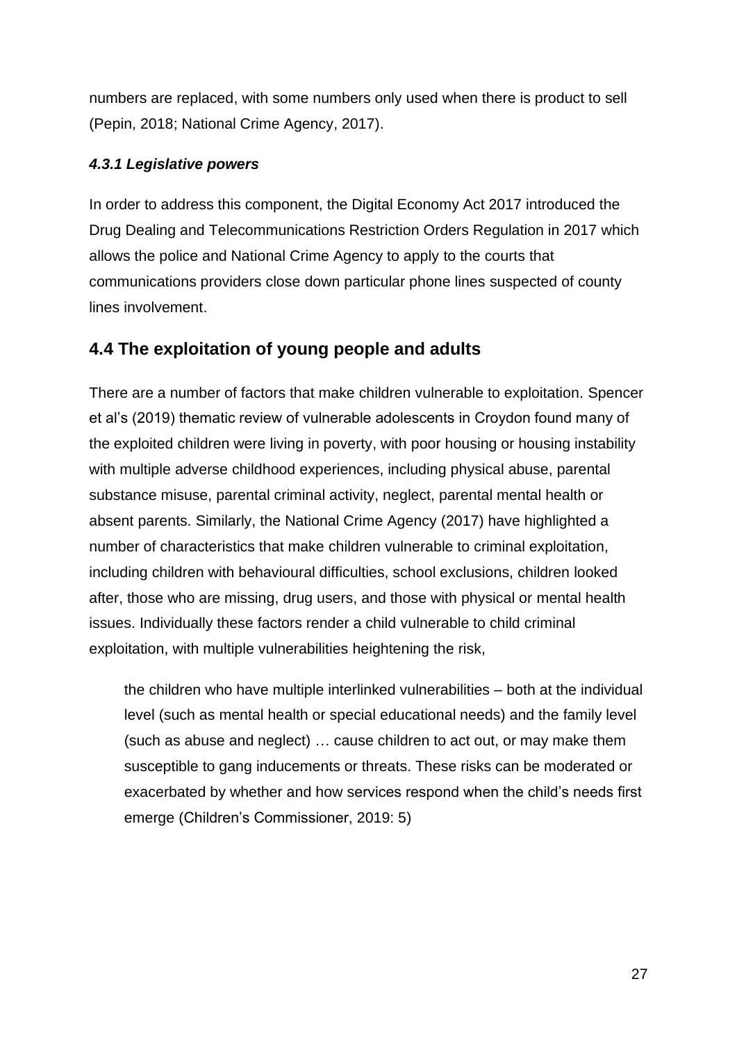numbers are replaced, with some numbers only used when there is product to sell (Pepin, 2018; National Crime Agency, 2017).

#### *4.3.1 Legislative powers*

In order to address this component, the Digital Economy Act 2017 introduced the Drug Dealing and Telecommunications Restriction Orders Regulation in 2017 which allows the police and National Crime Agency to apply to the courts that communications providers close down particular phone lines suspected of county lines involvement.

## 4.4 The exploitation of young people and adults

There are a number of factors that make children vulnerable to exploitation. Spencer et al's (2019) thematic review of vulnerable adolescents in Croydon found many of the exploited children were living in poverty, with poor housing or housing instability with multiple adverse childhood experiences, including physical abuse, parental substance misuse, parental criminal activity, neglect, parental mental health or absent parents. Similarly, the National Crime Agency (2017) have highlighted a number of characteristics that make children vulnerable to criminal exploitation, including children with behavioural difficulties, school exclusions, children looked after, those who are missing, drug users, and those with physical or mental health issues. Individually these factors render a child vulnerable to child criminal exploitation, with multiple vulnerabilities heightening the risk,

> the children who have multiple interlinked vulnerabilities – both at the individual level (such as mental health or special educational needs) and the family level (such as abuse and neglect) … cause children to act out, or may make them susceptible to gang inducements or threats. These risks can be moderated or exacerbated by whether and how services respond when the child's needs first emerge (Children's Commissioner, 2019: 5)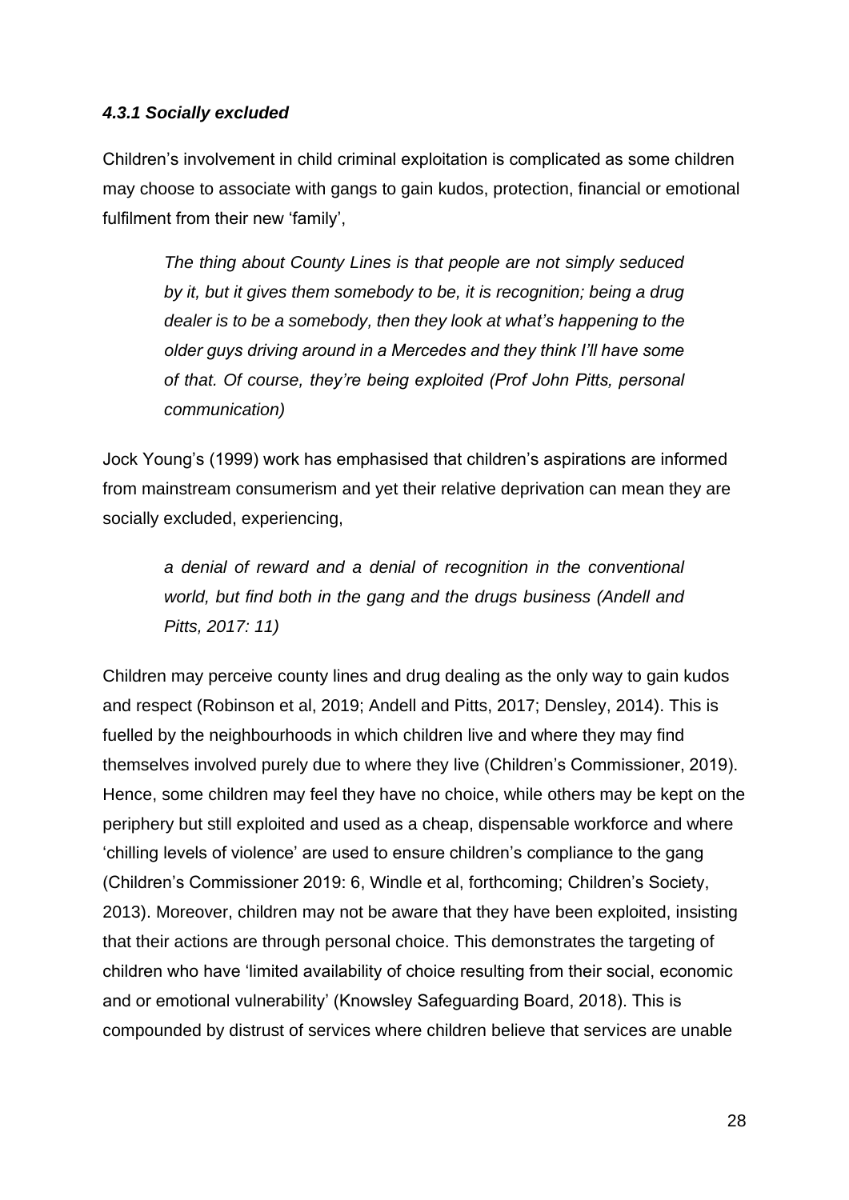#### *4.3.1 Socially excluded*

Children's involvement in child criminal exploitation is complicated as some children may choose to associate with gangs to gain kudos, protection, financial or emotional fulfilment from their new 'family',

> *The thing about County Lines is that people are not simply seduced by it, but it gives them somebody to be, it is recognition; being a drug dealer is to be a somebody, then they look at what's happening to the older guys driving around in a Mercedes and they think I'll have some of that. Of course, they're being exploited (Prof John Pitts, personal communication)*

Jock Young's (1999) work has emphasised that children's aspirations are informed from mainstream consumerism and yet their relative deprivation can mean they are socially excluded, experiencing,

> *a denial of reward and a denial of recognition in the conventional world, but find both in the gang and the drugs business (Andell and Pitts, 2017: 11)*

Children may perceive county lines and drug dealing as the only way to gain kudos and respect (Robinson et al, 2019; Andell and Pitts, 2017; Densley, 2014). This is fuelled by the neighbourhoods in which children live and where they may find themselves involved purely due to where they live (Children's Commissioner, 2019). Hence, some children may feel they have no choice, while others may be kept on the periphery but still exploited and used as a cheap, dispensable workforce and where 'chilling levels of violence' are used to ensure children's compliance to the gang (Children's Commissioner 2019: 6, Windle et al, forthcoming; Children's Society, 2013). Moreover, children may not be aware that they have been exploited, insisting that their actions are through personal choice. This demonstrates the targeting of children who have 'limited availability of choice resulting from their social, economic and or emotional vulnerability' (Knowsley Safeguarding Board, 2018). This is compounded by distrust of services where children believe that services are unable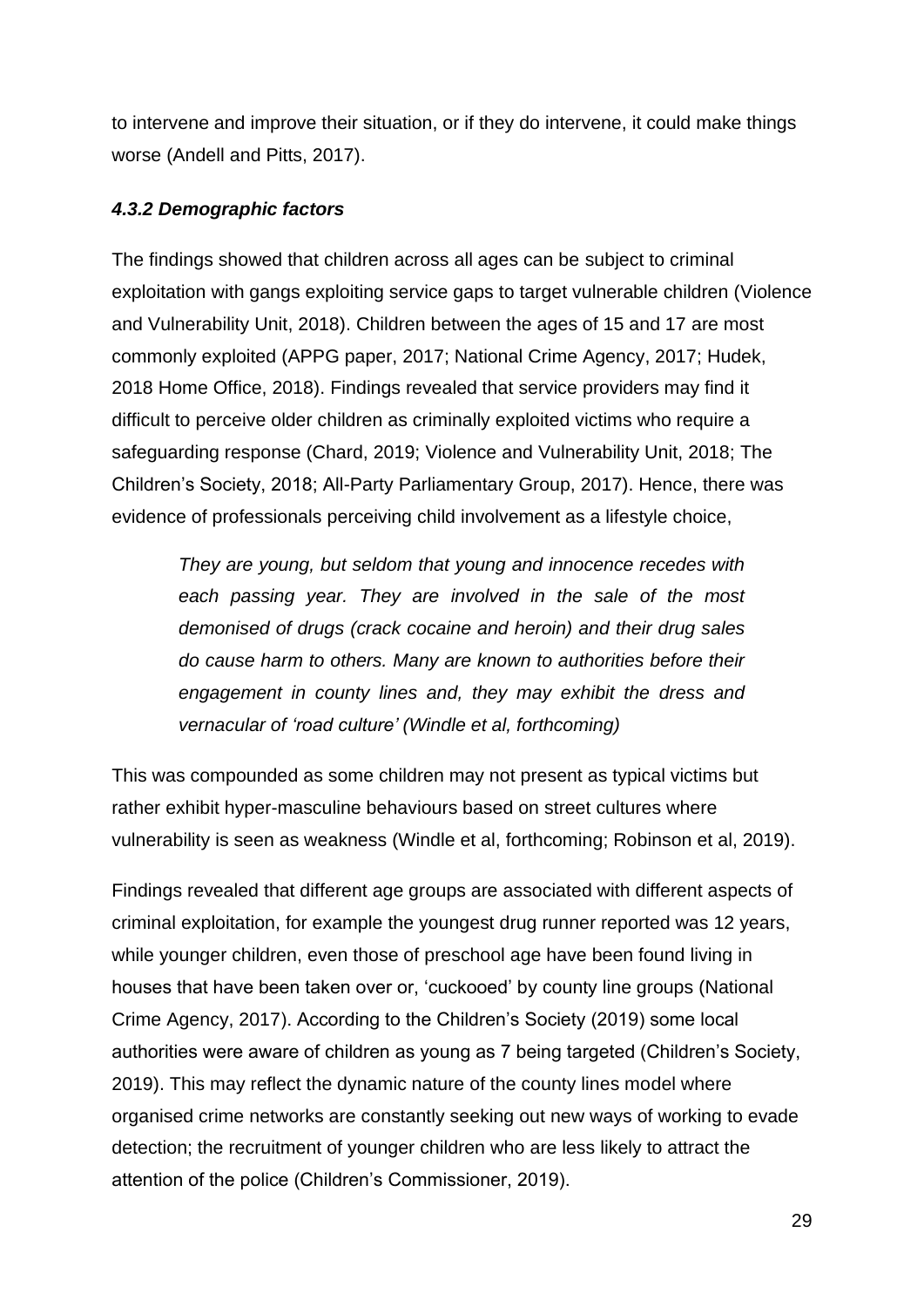to intervene and improve their situation, or if they do intervene, it could make things worse (Andell and Pitts, 2017).

#### *4.3.2 Demographic factors*

The findings showed that children across all ages can be subject to criminal exploitation with gangs exploiting service gaps to target vulnerable children (Violence and Vulnerability Unit, 2018). Children between the ages of 15 and 17 are most commonly exploited (APPG paper, 2017; National Crime Agency, 2017; Hudek, 2018 Home Office, 2018). Findings revealed that service providers may find it difficult to perceive older children as criminally exploited victims who require a safeguarding response (Chard, 2019; Violence and Vulnerability Unit, 2018; The Children's Society, 2018; All-Party Parliamentary Group, 2017). Hence, there was evidence of professionals perceiving child involvement as a lifestyle choice,

> *They are young, but seldom that young and innocence recedes with each passing year. They are involved in the sale of the most demonised of drugs (crack cocaine and heroin) and their drug sales do cause harm to others. Many are known to authorities before their engagement in county lines and, they may exhibit the dress and vernacular of 'road culture' (Windle et al, forthcoming)*

This was compounded as some children may not present as typical victims but rather exhibit hyper-masculine behaviours based on street cultures where vulnerability is seen as weakness (Windle et al, forthcoming; Robinson et al, 2019).

Findings revealed that different age groups are associated with different aspects of criminal exploitation, for example the youngest drug runner reported was 12 years, while younger children, even those of preschool age have been found living in houses that have been taken over or, 'cuckooed' by county line groups (National Crime Agency, 2017). According to the Children's Society (2019) some local authorities were aware of children as young as 7 being targeted (Children's Society, 2019). This may reflect the dynamic nature of the county lines model where organised crime networks are constantly seeking out new ways of working to evade detection; the recruitment of younger children who are less likely to attract the attention of the police (Children's Commissioner, 2019).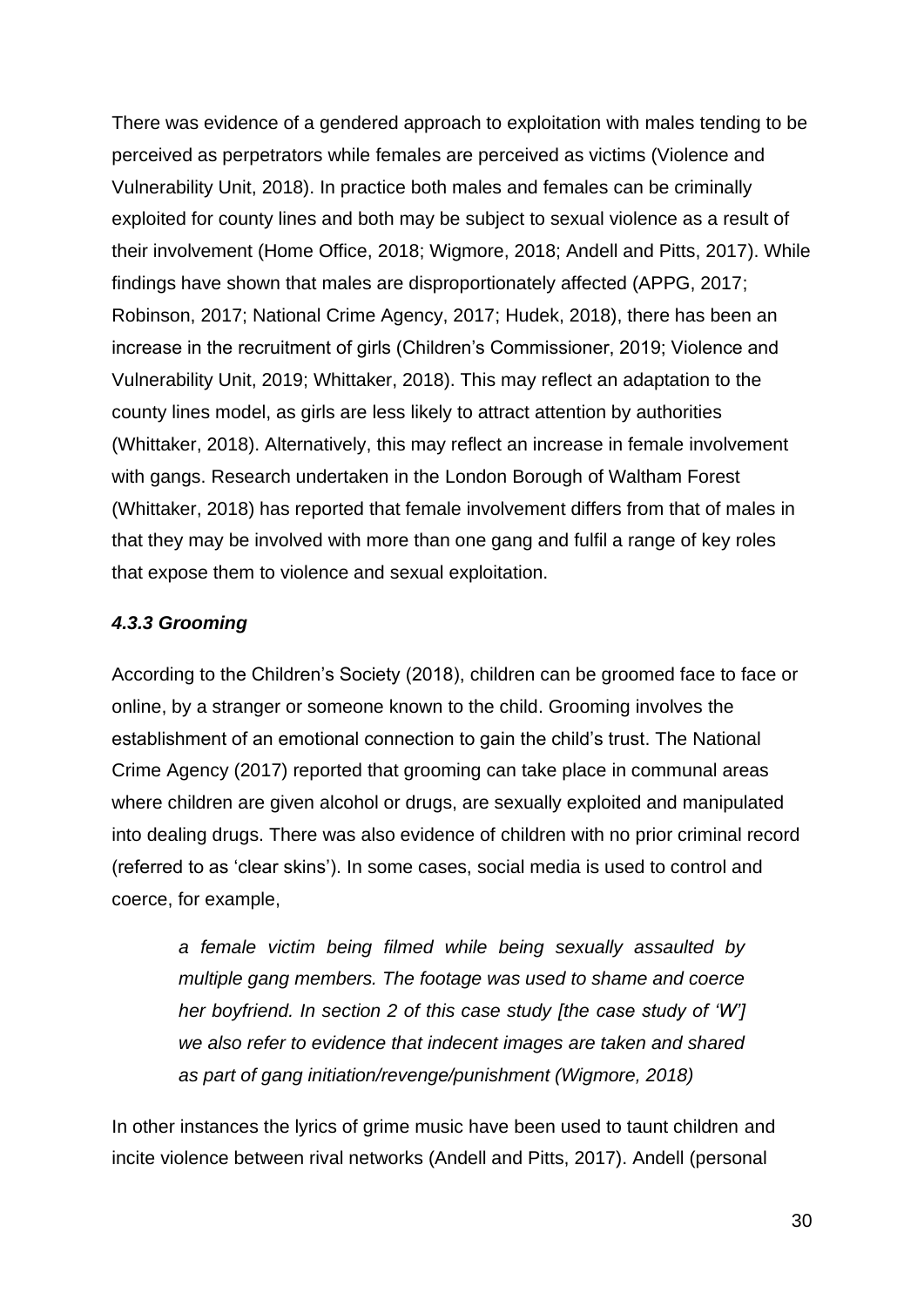There was evidence of a gendered approach to exploitation with males tending to be perceived as perpetrators while females are perceived as victims (Violence and Vulnerability Unit, 2018). In practice both males and females can be criminally exploited for county lines and both may be subject to sexual violence as a result of their involvement (Home Office, 2018; Wigmore, 2018; Andell and Pitts, 2017). While findings have shown that males are disproportionately affected (APPG, 2017; Robinson, 2017; National Crime Agency, 2017; Hudek, 2018), there has been an increase in the recruitment of girls (Children's Commissioner, 2019; Violence and Vulnerability Unit, 2019; Whittaker, 2018). This may reflect an adaptation to the county lines model, as girls are less likely to attract attention by authorities (Whittaker, 2018). Alternatively, this may reflect an increase in female involvement with gangs. Research undertaken in the London Borough of Waltham Forest (Whittaker, 2018) has reported that female involvement differs from that of males in that they may be involved with more than one gang and fulfil a range of key roles that expose them to violence and sexual exploitation.

#### *4.3.3 Grooming*

According to the Children's Society (2018), children can be groomed face to face or online, by a stranger or someone known to the child. Grooming involves the establishment of an emotional connection to gain the child's trust. The National Crime Agency (2017) reported that grooming can take place in communal areas where children are given alcohol or drugs, are sexually exploited and manipulated into dealing drugs. There was also evidence of children with no prior criminal record (referred to as 'clear skins'). In some cases, social media is used to control and coerce, for example,

> *a female victim being filmed while being sexually assaulted by multiple gang members. The footage was used to shame and coerce her boyfriend. In section 2 of this case study [the case study of 'W'] we also refer to evidence that indecent images are taken and shared as part of gang initiation/revenge/punishment (Wigmore, 2018)*

In other instances the lyrics of grime music have been used to taunt children and incite violence between rival networks (Andell and Pitts, 2017). Andell (personal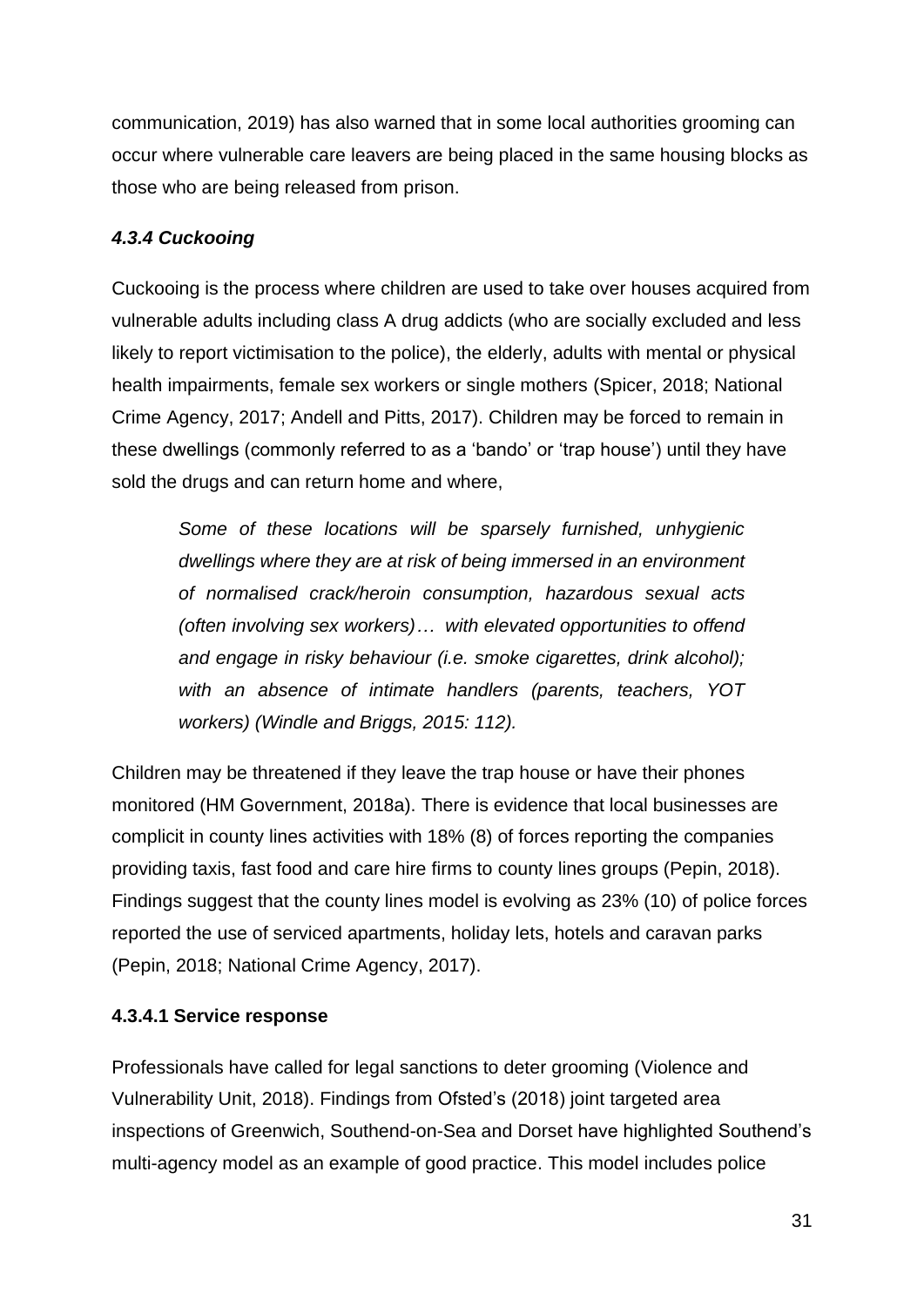communication, 2019) has also warned that in some local authorities grooming can occur where vulnerable care leavers are being placed in the same housing blocks as those who are being released from prison.

#### *4.3.4 Cuckooing*

Cuckooing is the process where children are used to take over houses acquired from vulnerable adults including class A drug addicts (who are socially excluded and less likely to report victimisation to the police), the elderly, adults with mental or physical health impairments, female sex workers or single mothers (Spicer, 2018; National Crime Agency, 2017; Andell and Pitts, 2017). Children may be forced to remain in these dwellings (commonly referred to as a 'bando' or 'trap house') until they have sold the drugs and can return home and where,

> *Some of these locations will be sparsely furnished, unhygienic dwellings where they are at risk of being immersed in an environment of normalised crack/heroin consumption, hazardous sexual acts (often involving sex workers)… with elevated opportunities to offend and engage in risky behaviour (i.e. smoke cigarettes, drink alcohol); with an absence of intimate handlers (parents, teachers, YOT workers) (Windle and Briggs, 2015: 112).*

Children may be threatened if they leave the trap house or have their phones monitored (HM Government, 2018a). There is evidence that local businesses are complicit in county lines activities with 18% (8) of forces reporting the companies providing taxis, fast food and care hire firms to county lines groups (Pepin, 2018). Findings suggest that the county lines model is evolving as 23% (10) of police forces reported the use of serviced apartments, holiday lets, hotels and caravan parks (Pepin, 2018; National Crime Agency, 2017).

##### **4.3.4.1 Service response**

Professionals have called for legal sanctions to deter grooming (Violence and Vulnerability Unit, 2018). Findings from Ofsted's (2018) joint targeted area inspections of Greenwich, Southend-on-Sea and Dorset have highlighted Southend's multi-agency model as an example of good practice. This model includes police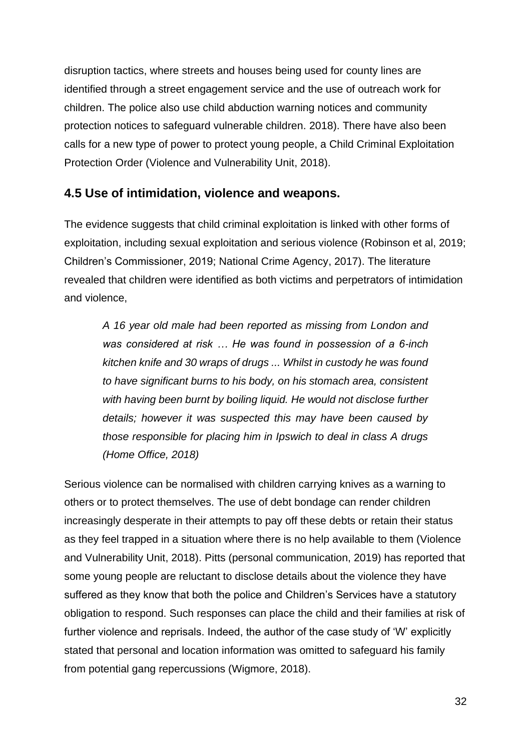disruption tactics, where streets and houses being used for county lines are identified through a street engagement service and the use of outreach work for children. The police also use child abduction warning notices and community protection notices to safeguard vulnerable children. 2018). There have also been calls for a new type of power to protect young people, a Child Criminal Exploitation Protection Order (Violence and Vulnerability Unit, 2018).

## 4.5 Use of intimidation, violence and weapons.

The evidence suggests that child criminal exploitation is linked with other forms of exploitation, including sexual exploitation and serious violence (Robinson et al, 2019; Children's Commissioner, 2019; National Crime Agency, 2017). The literature revealed that children were identified as both victims and perpetrators of intimidation and violence,

> *A 16 year old male had been reported as missing from London and was considered at risk … He was found in possession of a 6-inch kitchen knife and 30 wraps of drugs ... Whilst in custody he was found to have significant burns to his body, on his stomach area, consistent with having been burnt by boiling liquid. He would not disclose further details; however it was suspected this may have been caused by those responsible for placing him in Ipswich to deal in class A drugs (Home Office, 2018)*

Serious violence can be normalised with children carrying knives as a warning to others or to protect themselves. The use of debt bondage can render children increasingly desperate in their attempts to pay off these debts or retain their status as they feel trapped in a situation where there is no help available to them (Violence and Vulnerability Unit, 2018). Pitts (personal communication, 2019) has reported that some young people are reluctant to disclose details about the violence they have suffered as they know that both the police and Children's Services have a statutory obligation to respond. Such responses can place the child and their families at risk of further violence and reprisals. Indeed, the author of the case study of 'W' explicitly stated that personal and location information was omitted to safeguard his family from potential gang repercussions (Wigmore, 2018).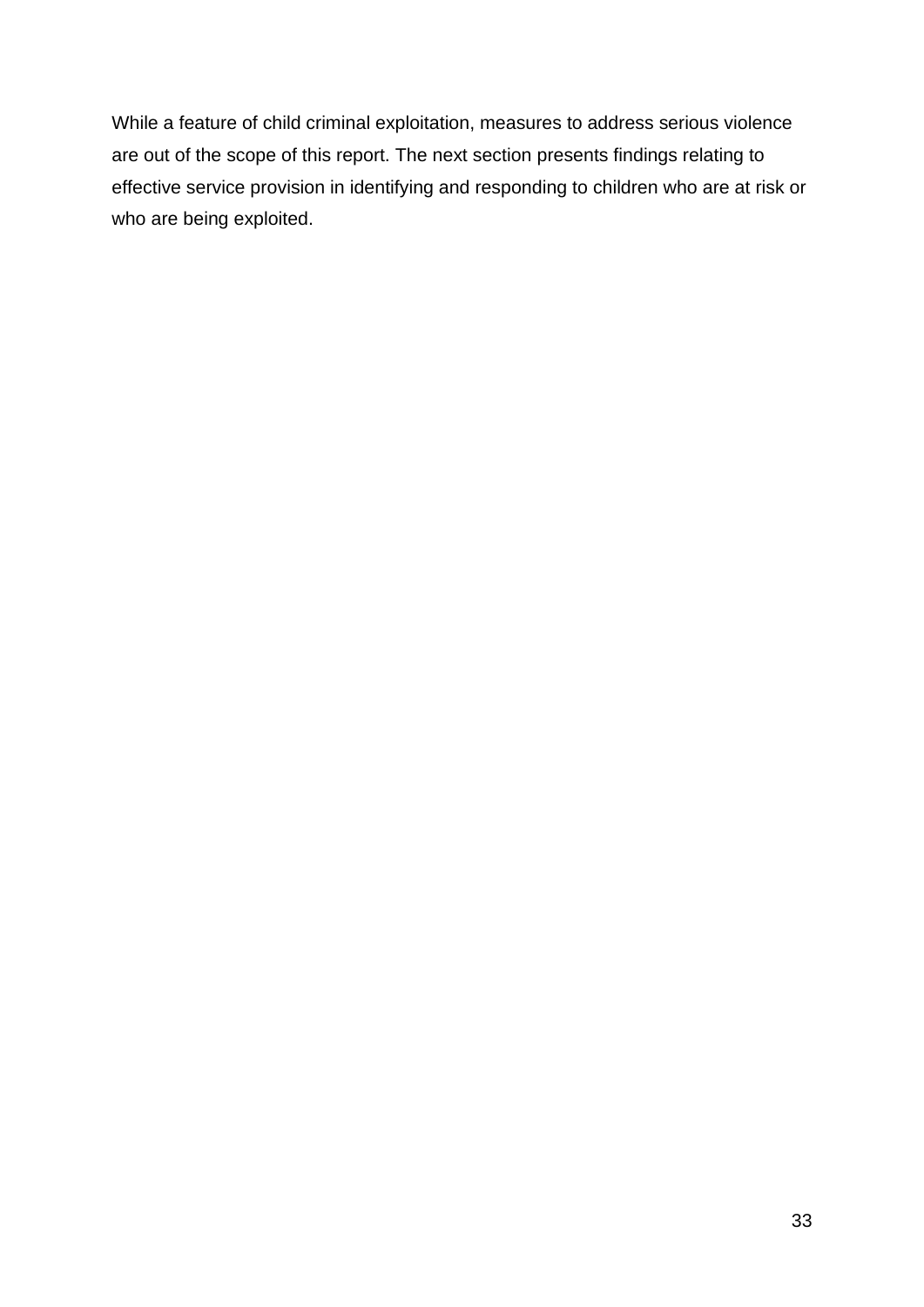While a feature of child criminal exploitation, measures to address serious violence are out of the scope of this report. The next section presents findings relating to effective service provision in identifying and responding to children who are at risk or who are being exploited.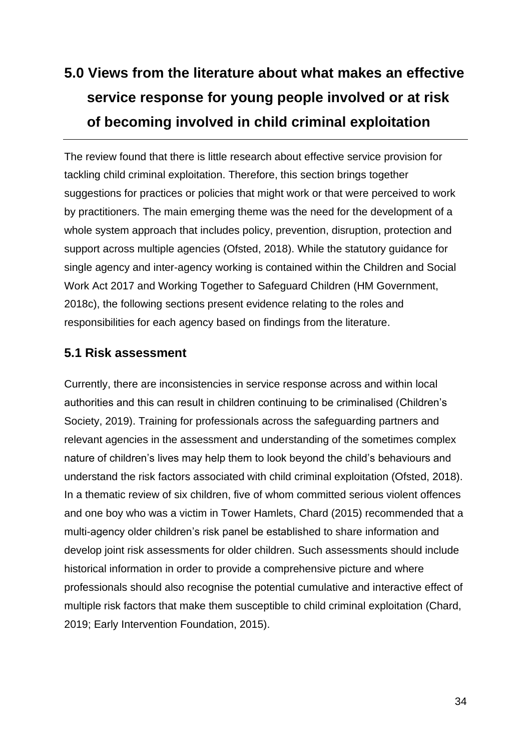# 5.0 Views from the literature about what makes an effective service response for young people involved or at risk of becoming involved in child criminal exploitation

The review found that there is little research about effective service provision for tackling child criminal exploitation. Therefore, this section brings together suggestions for practices or policies that might work or that were perceived to work by practitioners. The main emerging theme was the need for the development of a whole system approach that includes policy, prevention, disruption, protection and support across multiple agencies (Ofsted, 2018). While the statutory guidance for single agency and inter-agency working is contained within the Children and Social Work Act 2017 and Working Together to Safeguard Children (HM Government, 2018c), the following sections present evidence relating to the roles and responsibilities for each agency based on findings from the literature.

## 5.1 Risk assessment

Currently, there are inconsistencies in service response across and within local authorities and this can result in children continuing to be criminalised (Children's Society, 2019). Training for professionals across the safeguarding partners and relevant agencies in the assessment and understanding of the sometimes complex nature of children's lives may help them to look beyond the child's behaviours and understand the risk factors associated with child criminal exploitation (Ofsted, 2018). In a thematic review of six children, five of whom committed serious violent offences and one boy who was a victim in Tower Hamlets, Chard (2015) recommended that a multi-agency older children's risk panel be established to share information and develop joint risk assessments for older children. Such assessments should include historical information in order to provide a comprehensive picture and where professionals should also recognise the potential cumulative and interactive effect of multiple risk factors that make them susceptible to child criminal exploitation (Chard, 2019; Early Intervention Foundation, 2015).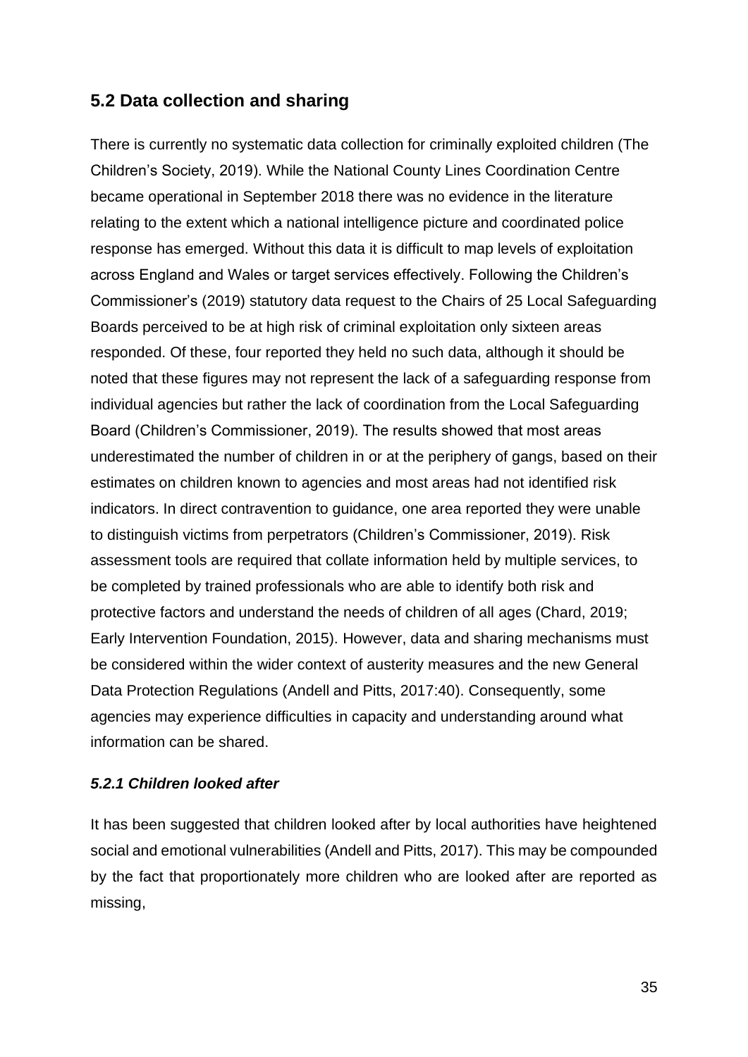## 5.2 Data collection and sharing

There is currently no systematic data collection for criminally exploited children (The Children's Society, 2019). While the National County Lines Coordination Centre became operational in September 2018 there was no evidence in the literature relating to the extent which a national intelligence picture and coordinated police response has emerged. Without this data it is difficult to map levels of exploitation across England and Wales or target services effectively. Following the Children's Commissioner's (2019) statutory data request to the Chairs of 25 Local Safeguarding Boards perceived to be at high risk of criminal exploitation only sixteen areas responded. Of these, four reported they held no such data, although it should be noted that these figures may not represent the lack of a safeguarding response from individual agencies but rather the lack of coordination from the Local Safeguarding Board (Children's Commissioner, 2019). The results showed that most areas underestimated the number of children in or at the periphery of gangs, based on their estimates on children known to agencies and most areas had not identified risk indicators. In direct contravention to guidance, one area reported they were unable to distinguish victims from perpetrators (Children's Commissioner, 2019). Risk assessment tools are required that collate information held by multiple services, to be completed by trained professionals who are able to identify both risk and protective factors and understand the needs of children of all ages (Chard, 2019; Early Intervention Foundation, 2015). However, data and sharing mechanisms must be considered within the wider context of austerity measures and the new General Data Protection Regulations (Andell and Pitts, 2017:40). Consequently, some agencies may experience difficulties in capacity and understanding around what information can be shared.

### *5.2.1 Children looked after*

It has been suggested that children looked after by local authorities have heightened social and emotional vulnerabilities (Andell and Pitts, 2017). This may be compounded by the fact that proportionately more children who are looked after are reported as missing,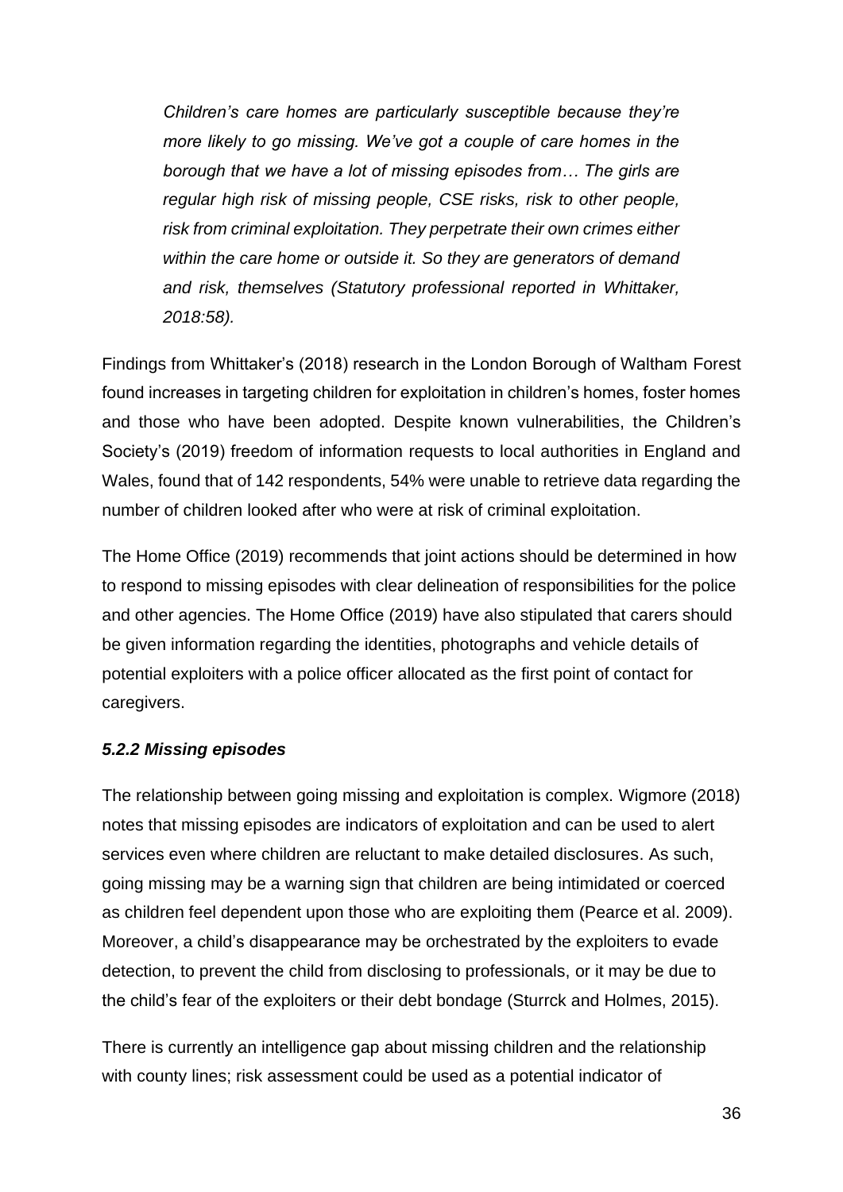> *Children's care homes are particularly susceptible because they're more likely to go missing. We've got a couple of care homes in the borough that we have a lot of missing episodes from… The girls are regular high risk of missing people, CSE risks, risk to other people, risk from criminal exploitation. They perpetrate their own crimes either within the care home or outside it. So they are generators of demand and risk, themselves (Statutory professional reported in Whittaker, 2018:58).*

Findings from Whittaker's (2018) research in the London Borough of Waltham Forest found increases in targeting children for exploitation in children's homes, foster homes and those who have been adopted. Despite known vulnerabilities, the Children's Society's (2019) freedom of information requests to local authorities in England and Wales, found that of 142 respondents, 54% were unable to retrieve data regarding the number of children looked after who were at risk of criminal exploitation.

The Home Office (2019) recommends that joint actions should be determined in how to respond to missing episodes with clear delineation of responsibilities for the police and other agencies. The Home Office (2019) have also stipulated that carers should be given information regarding the identities, photographs and vehicle details of potential exploiters with a police officer allocated as the first point of contact for caregivers.

#### *5.2.2 Missing episodes*

The relationship between going missing and exploitation is complex. Wigmore (2018) notes that missing episodes are indicators of exploitation and can be used to alert services even where children are reluctant to make detailed disclosures. As such, going missing may be a warning sign that children are being intimidated or coerced as children feel dependent upon those who are exploiting them (Pearce et al. 2009). Moreover, a child's disappearance may be orchestrated by the exploiters to evade detection, to prevent the child from disclosing to professionals, or it may be due to the child's fear of the exploiters or their debt bondage (Sturrck and Holmes, 2015).

There is currently an intelligence gap about missing children and the relationship with county lines; risk assessment could be used as a potential indicator of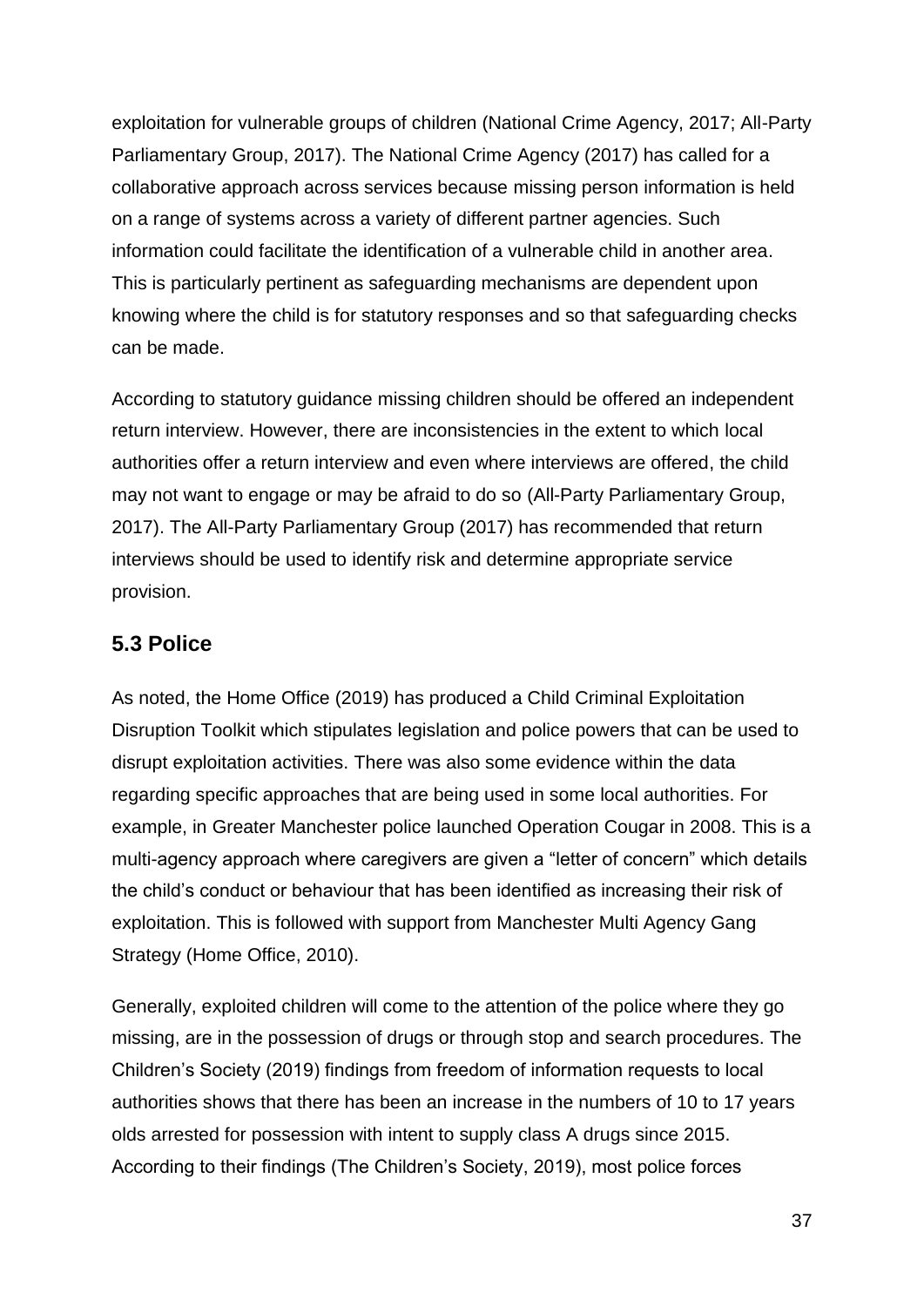exploitation for vulnerable groups of children (National Crime Agency, 2017; All-Party Parliamentary Group, 2017). The National Crime Agency (2017) has called for a collaborative approach across services because missing person information is held on a range of systems across a variety of different partner agencies. Such information could facilitate the identification of a vulnerable child in another area. This is particularly pertinent as safeguarding mechanisms are dependent upon knowing where the child is for statutory responses and so that safeguarding checks can be made.

According to statutory guidance missing children should be offered an independent return interview. However, there are inconsistencies in the extent to which local authorities offer a return interview and even where interviews are offered, the child may not want to engage or may be afraid to do so (All-Party Parliamentary Group, 2017). The All-Party Parliamentary Group (2017) has recommended that return interviews should be used to identify risk and determine appropriate service provision.

## 5.3 Police

As noted, the Home Office (2019) has produced a Child Criminal Exploitation Disruption Toolkit which stipulates legislation and police powers that can be used to disrupt exploitation activities. There was also some evidence within the data regarding specific approaches that are being used in some local authorities. For example, in Greater Manchester police launched Operation Cougar in 2008. This is a multi-agency approach where caregivers are given a "letter of concern" which details the child's conduct or behaviour that has been identified as increasing their risk of exploitation. This is followed with support from Manchester Multi Agency Gang Strategy (Home Office, 2010).

Generally, exploited children will come to the attention of the police where they go missing, are in the possession of drugs or through stop and search procedures. The Children's Society (2019) findings from freedom of information requests to local authorities shows that there has been an increase in the numbers of 10 to 17 years olds arrested for possession with intent to supply class A drugs since 2015. According to their findings (The Children's Society, 2019), most police forces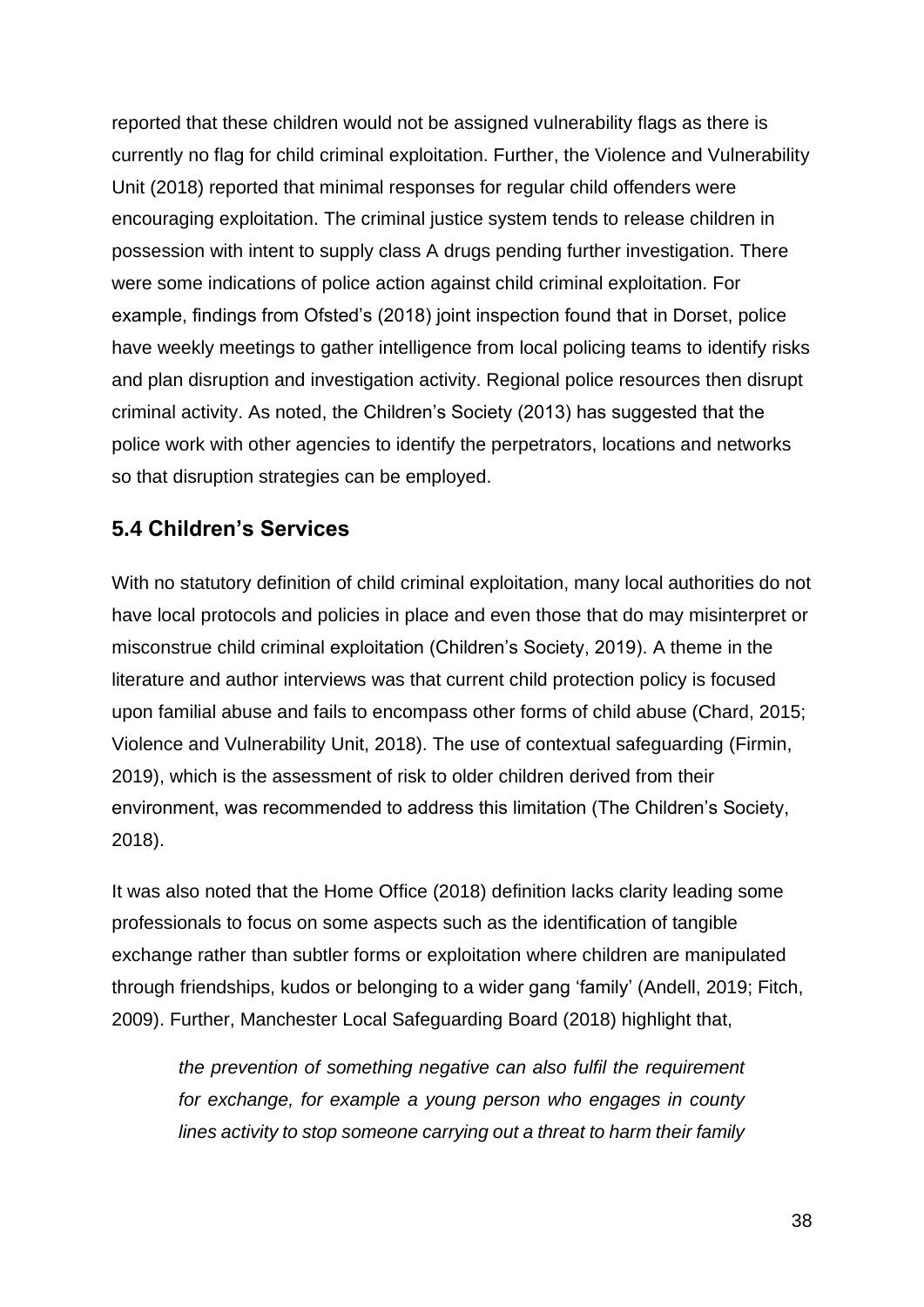reported that these children would not be assigned vulnerability flags as there is currently no flag for child criminal exploitation. Further, the Violence and Vulnerability Unit (2018) reported that minimal responses for regular child offenders were encouraging exploitation. The criminal justice system tends to release children in possession with intent to supply class A drugs pending further investigation. There were some indications of police action against child criminal exploitation. For example, findings from Ofsted's (2018) joint inspection found that in Dorset, police have weekly meetings to gather intelligence from local policing teams to identify risks and plan disruption and investigation activity. Regional police resources then disrupt criminal activity. As noted, the Children's Society (2013) has suggested that the police work with other agencies to identify the perpetrators, locations and networks so that disruption strategies can be employed.

## 5.4 Children's Services

With no statutory definition of child criminal exploitation, many local authorities do not have local protocols and policies in place and even those that do may misinterpret or misconstrue child criminal exploitation (Children's Society, 2019). A theme in the literature and author interviews was that current child protection policy is focused upon familial abuse and fails to encompass other forms of child abuse (Chard, 2015; Violence and Vulnerability Unit, 2018). The use of contextual safeguarding (Firmin, 2019), which is the assessment of risk to older children derived from their environment, was recommended to address this limitation (The Children's Society, 2018).

It was also noted that the Home Office (2018) definition lacks clarity leading some professionals to focus on some aspects such as the identification of tangible exchange rather than subtler forms or exploitation where children are manipulated through friendships, kudos or belonging to a wider gang 'family' (Andell, 2019; Fitch, 2009). Further, Manchester Local Safeguarding Board (2018) highlight that,

> *the prevention of something negative can also fulfil the requirement for exchange, for example a young person who engages in county lines activity to stop someone carrying out a threat to harm their family*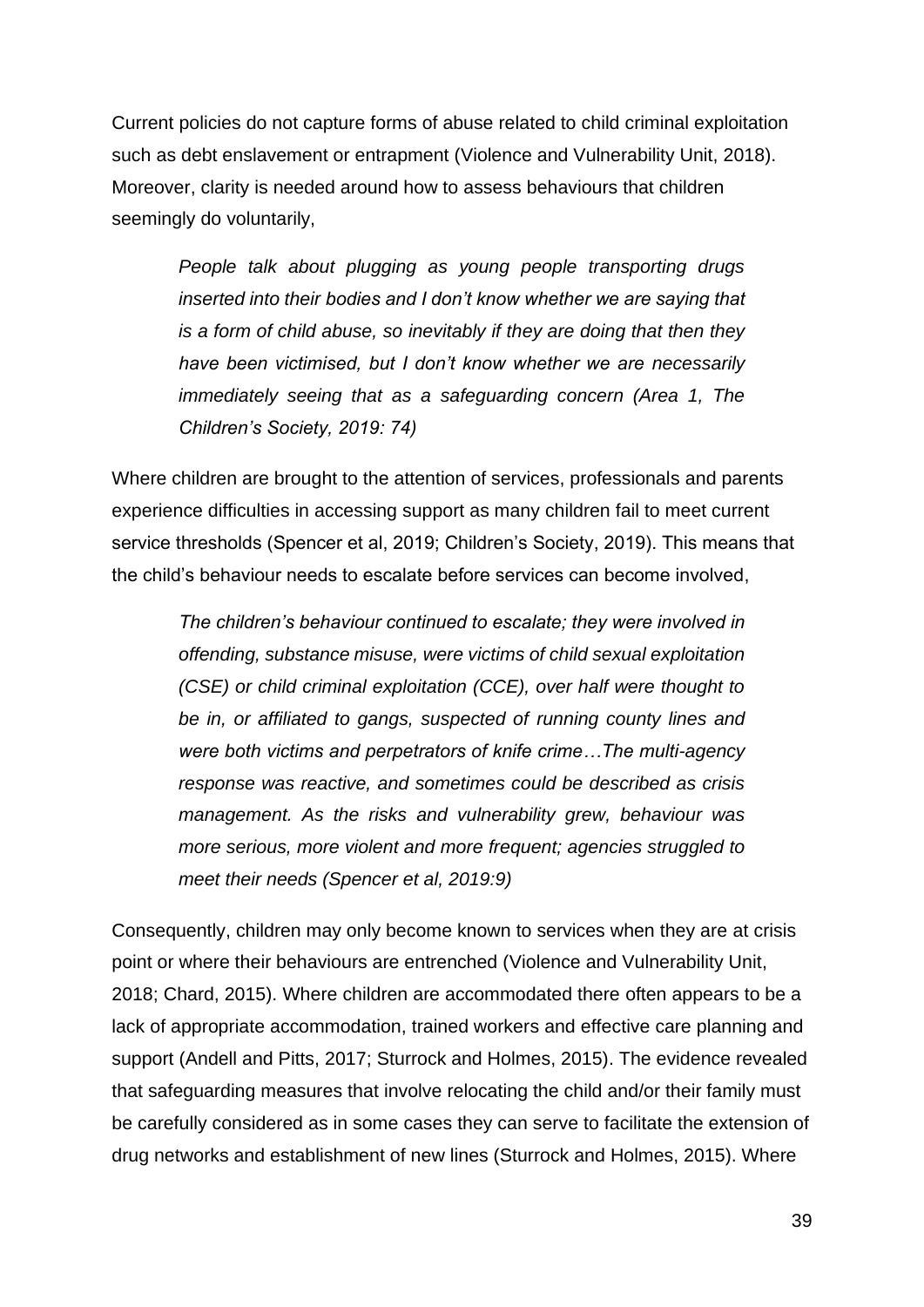Current policies do not capture forms of abuse related to child criminal exploitation such as debt enslavement or entrapment (Violence and Vulnerability Unit, 2018). Moreover, clarity is needed around how to assess behaviours that children seemingly do voluntarily,

> *People talk about plugging as young people transporting drugs inserted into their bodies and I don't know whether we are saying that is a form of child abuse, so inevitably if they are doing that then they have been victimised, but I don't know whether we are necessarily immediately seeing that as a safeguarding concern (Area 1, The Children's Society, 2019: 74)*

Where children are brought to the attention of services, professionals and parents experience difficulties in accessing support as many children fail to meet current service thresholds (Spencer et al, 2019; Children's Society, 2019). This means that the child's behaviour needs to escalate before services can become involved,

> *The children's behaviour continued to escalate; they were involved in offending, substance misuse, were victims of child sexual exploitation (CSE) or child criminal exploitation (CCE), over half were thought to be in, or affiliated to gangs, suspected of running county lines and were both victims and perpetrators of knife crime…The multi-agency response was reactive, and sometimes could be described as crisis management. As the risks and vulnerability grew, behaviour was more serious, more violent and more frequent; agencies struggled to meet their needs (Spencer et al, 2019:9)*

Consequently, children may only become known to services when they are at crisis point or where their behaviours are entrenched (Violence and Vulnerability Unit, 2018; Chard, 2015). Where children are accommodated there often appears to be a lack of appropriate accommodation, trained workers and effective care planning and support (Andell and Pitts, 2017; Sturrock and Holmes, 2015). The evidence revealed that safeguarding measures that involve relocating the child and/or their family must be carefully considered as in some cases they can serve to facilitate the extension of drug networks and establishment of new lines (Sturrock and Holmes, 2015). Where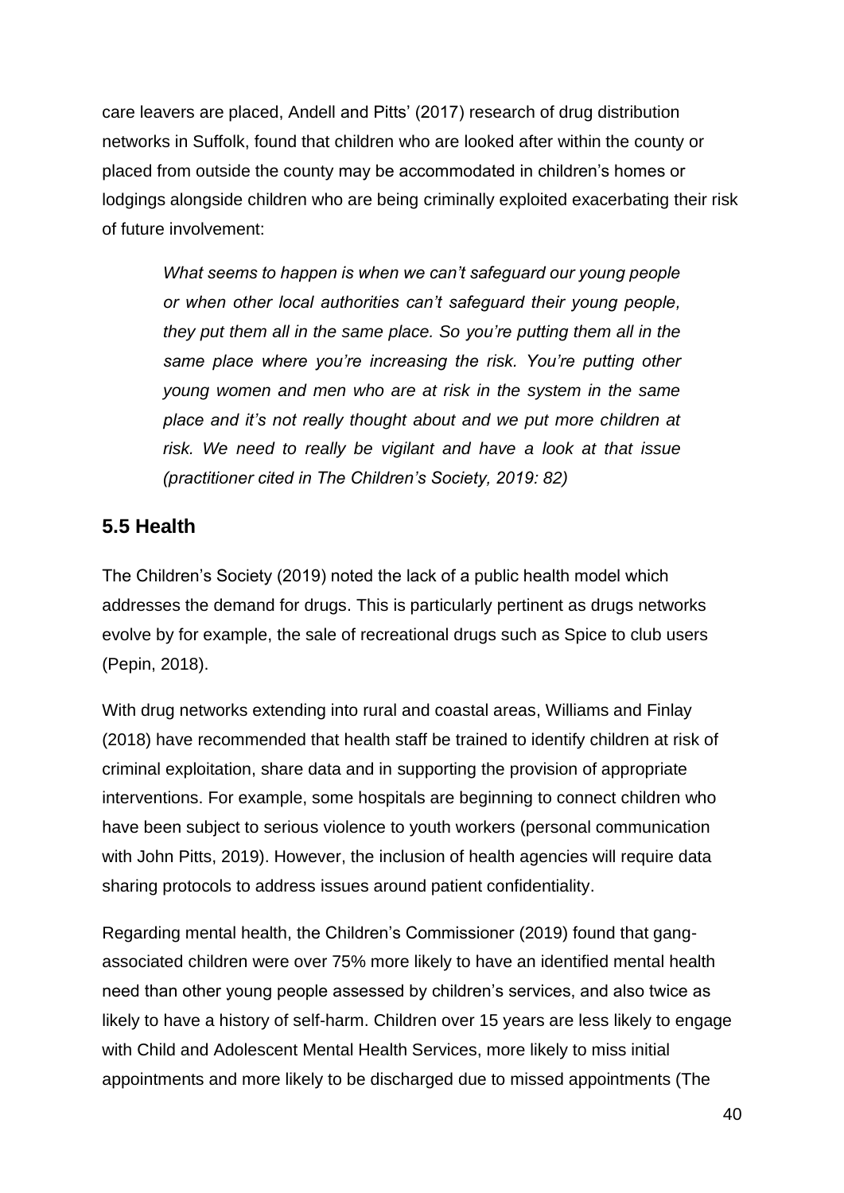care leavers are placed, Andell and Pitts' (2017) research of drug distribution networks in Suffolk, found that children who are looked after within the county or placed from outside the county may be accommodated in children's homes or lodgings alongside children who are being criminally exploited exacerbating their risk of future involvement:

> *What seems to happen is when we can't safeguard our young people or when other local authorities can't safeguard their young people, they put them all in the same place. So you're putting them all in the same place where you're increasing the risk. You're putting other young women and men who are at risk in the system in the same place and it's not really thought about and we put more children at risk. We need to really be vigilant and have a look at that issue (practitioner cited in The Children's Society, 2019: 82)*

## 5.5 Health

The Children's Society (2019) noted the lack of a public health model which addresses the demand for drugs. This is particularly pertinent as drugs networks evolve by for example, the sale of recreational drugs such as Spice to club users (Pepin, 2018).

With drug networks extending into rural and coastal areas, Williams and Finlay (2018) have recommended that health staff be trained to identify children at risk of criminal exploitation, share data and in supporting the provision of appropriate interventions. For example, some hospitals are beginning to connect children who have been subject to serious violence to youth workers (personal communication with John Pitts, 2019). However, the inclusion of health agencies will require data sharing protocols to address issues around patient confidentiality.

Regarding mental health, the Children's Commissioner (2019) found that gang-associated children were over 75% more likely to have an identified mental health need than other young people assessed by children's services, and also twice as likely to have a history of self-harm. Children over 15 years are less likely to engage with Child and Adolescent Mental Health Services, more likely to miss initial appointments and more likely to be discharged due to missed appointments (The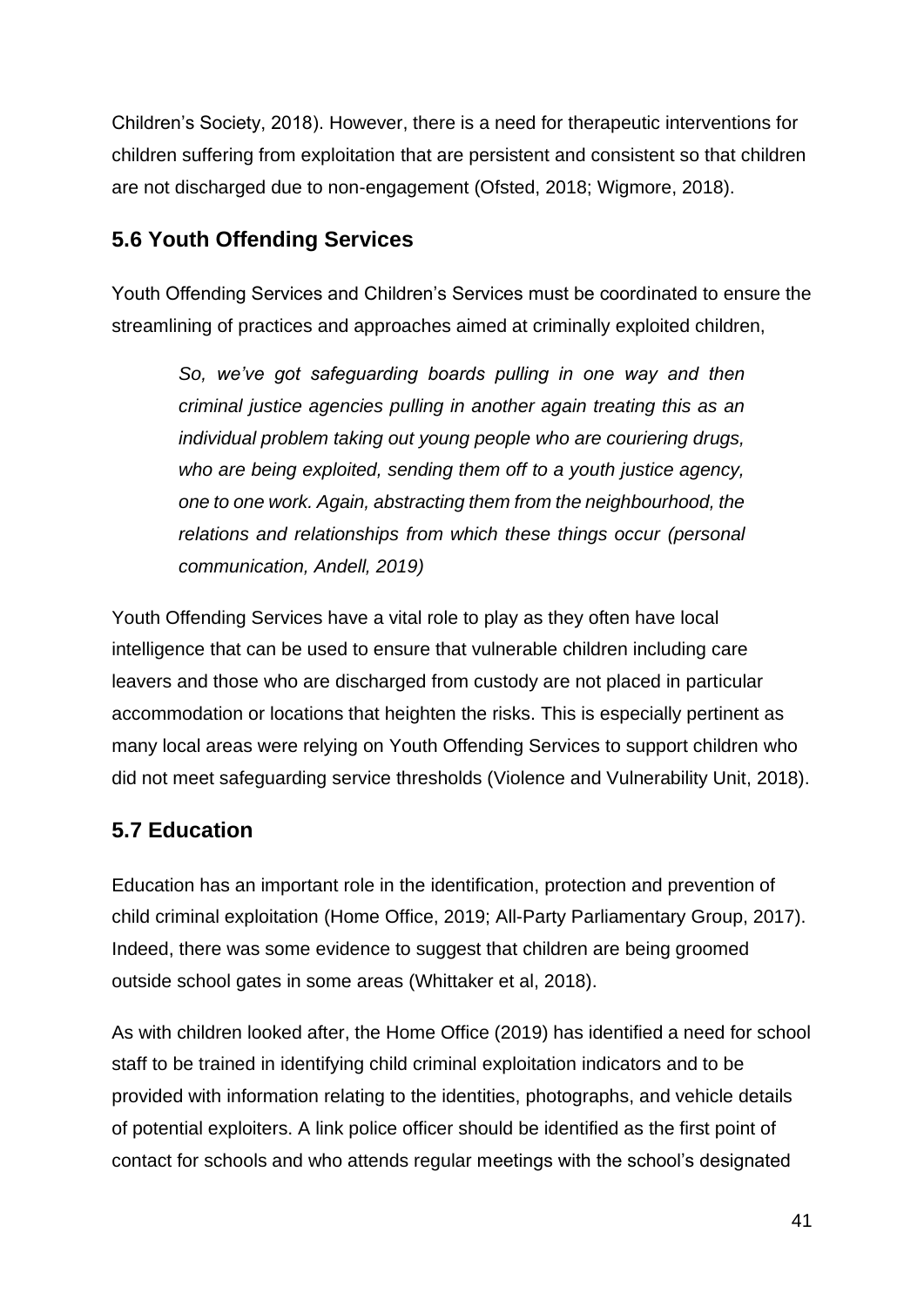Children's Society, 2018). However, there is a need for therapeutic interventions for children suffering from exploitation that are persistent and consistent so that children are not discharged due to non-engagement (Ofsted, 2018; Wigmore, 2018).

## 5.6 Youth Offending Services

Youth Offending Services and Children's Services must be coordinated to ensure the streamlining of practices and approaches aimed at criminally exploited children,

> *So, we've got safeguarding boards pulling in one way and then criminal justice agencies pulling in another again treating this as an individual problem taking out young people who are couriering drugs, who are being exploited, sending them off to a youth justice agency, one to one work. Again, abstracting them from the neighbourhood, the relations and relationships from which these things occur (personal communication, Andell, 2019)*

Youth Offending Services have a vital role to play as they often have local intelligence that can be used to ensure that vulnerable children including care leavers and those who are discharged from custody are not placed in particular accommodation or locations that heighten the risks. This is especially pertinent as many local areas were relying on Youth Offending Services to support children who did not meet safeguarding service thresholds (Violence and Vulnerability Unit, 2018).

## 5.7 Education

Education has an important role in the identification, protection and prevention of child criminal exploitation (Home Office, 2019; All-Party Parliamentary Group, 2017). Indeed, there was some evidence to suggest that children are being groomed outside school gates in some areas (Whittaker et al, 2018).

As with children looked after, the Home Office (2019) has identified a need for school staff to be trained in identifying child criminal exploitation indicators and to be provided with information relating to the identities, photographs, and vehicle details of potential exploiters. A link police officer should be identified as the first point of contact for schools and who attends regular meetings with the school's designated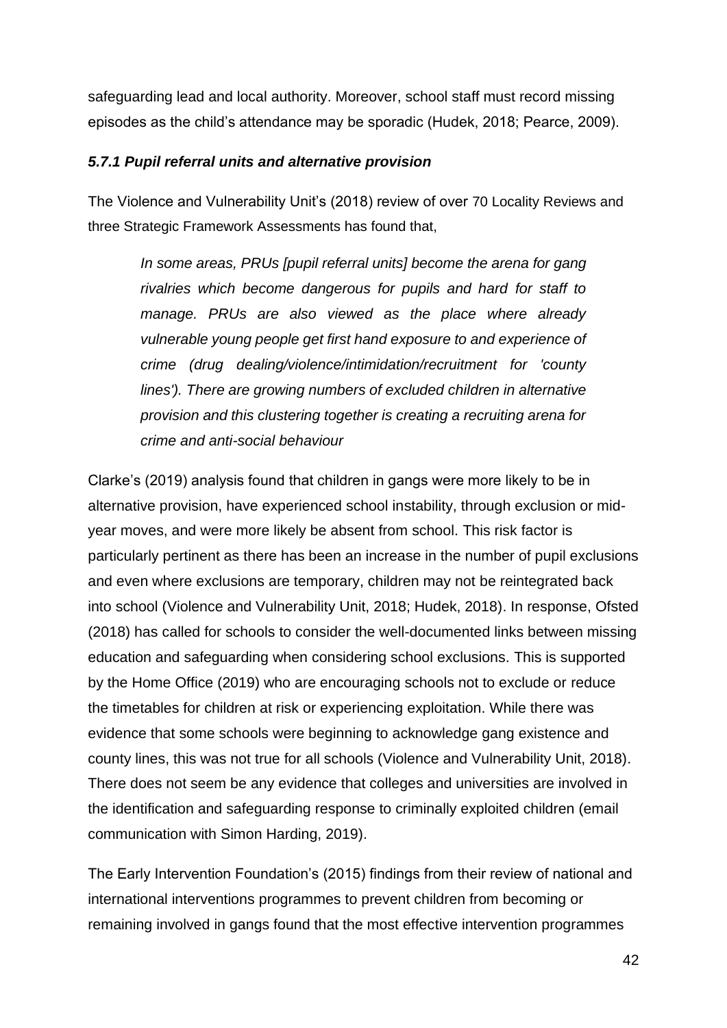safeguarding lead and local authority. Moreover, school staff must record missing episodes as the child's attendance may be sporadic (Hudek, 2018; Pearce, 2009).

#### *5.7.1 Pupil referral units and alternative provision*

The Violence and Vulnerability Unit's (2018) review of over 70 Locality Reviews and three Strategic Framework Assessments has found that,

> *In some areas, PRUs [pupil referral units] become the arena for gang rivalries which become dangerous for pupils and hard for staff to manage. PRUs are also viewed as the place where already vulnerable young people get first hand exposure to and experience of crime (drug dealing/violence/intimidation/recruitment for 'county lines'). There are growing numbers of excluded children in alternative provision and this clustering together is creating a recruiting arena for crime and anti-social behaviour*

Clarke's (2019) analysis found that children in gangs were more likely to be in alternative provision, have experienced school instability, through exclusion or mid-year moves, and were more likely be absent from school. This risk factor is particularly pertinent as there has been an increase in the number of pupil exclusions and even where exclusions are temporary, children may not be reintegrated back into school (Violence and Vulnerability Unit, 2018; Hudek, 2018). In response, Ofsted (2018) has called for schools to consider the well-documented links between missing education and safeguarding when considering school exclusions. This is supported by the Home Office (2019) who are encouraging schools not to exclude or reduce the timetables for children at risk or experiencing exploitation. While there was evidence that some schools were beginning to acknowledge gang existence and county lines, this was not true for all schools (Violence and Vulnerability Unit, 2018). There does not seem be any evidence that colleges and universities are involved in the identification and safeguarding response to criminally exploited children (email communication with Simon Harding, 2019).

The Early Intervention Foundation's (2015) findings from their review of national and international interventions programmes to prevent children from becoming or remaining involved in gangs found that the most effective intervention programmes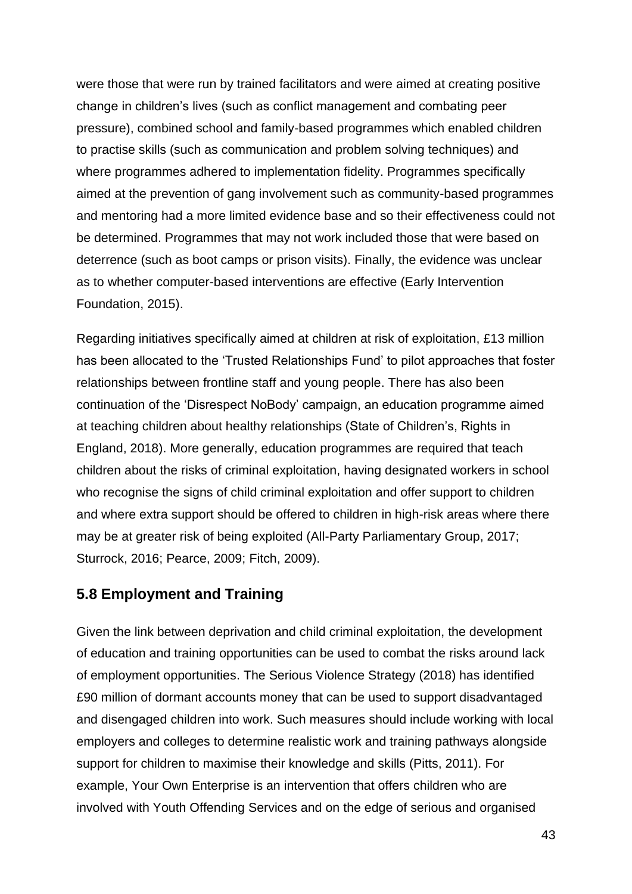were those that were run by trained facilitators and were aimed at creating positive change in children's lives (such as conflict management and combating peer pressure), combined school and family-based programmes which enabled children to practise skills (such as communication and problem solving techniques) and where programmes adhered to implementation fidelity. Programmes specifically aimed at the prevention of gang involvement such as community-based programmes and mentoring had a more limited evidence base and so their effectiveness could not be determined. Programmes that may not work included those that were based on deterrence (such as boot camps or prison visits). Finally, the evidence was unclear as to whether computer-based interventions are effective (Early Intervention Foundation, 2015).

Regarding initiatives specifically aimed at children at risk of exploitation, £13 million has been allocated to the 'Trusted Relationships Fund' to pilot approaches that foster relationships between frontline staff and young people. There has also been continuation of the 'Disrespect NoBody' campaign, an education programme aimed at teaching children about healthy relationships (State of Children's, Rights in England, 2018). More generally, education programmes are required that teach children about the risks of criminal exploitation, having designated workers in school who recognise the signs of child criminal exploitation and offer support to children and where extra support should be offered to children in high-risk areas where there may be at greater risk of being exploited (All-Party Parliamentary Group, 2017; Sturrock, 2016; Pearce, 2009; Fitch, 2009).

## 5.8 Employment and Training

Given the link between deprivation and child criminal exploitation, the development of education and training opportunities can be used to combat the risks around lack of employment opportunities. The Serious Violence Strategy (2018) has identified £90 million of dormant accounts money that can be used to support disadvantaged and disengaged children into work. Such measures should include working with local employers and colleges to determine realistic work and training pathways alongside support for children to maximise their knowledge and skills (Pitts, 2011). For example, Your Own Enterprise is an intervention that offers children who are involved with Youth Offending Services and on the edge of serious and organised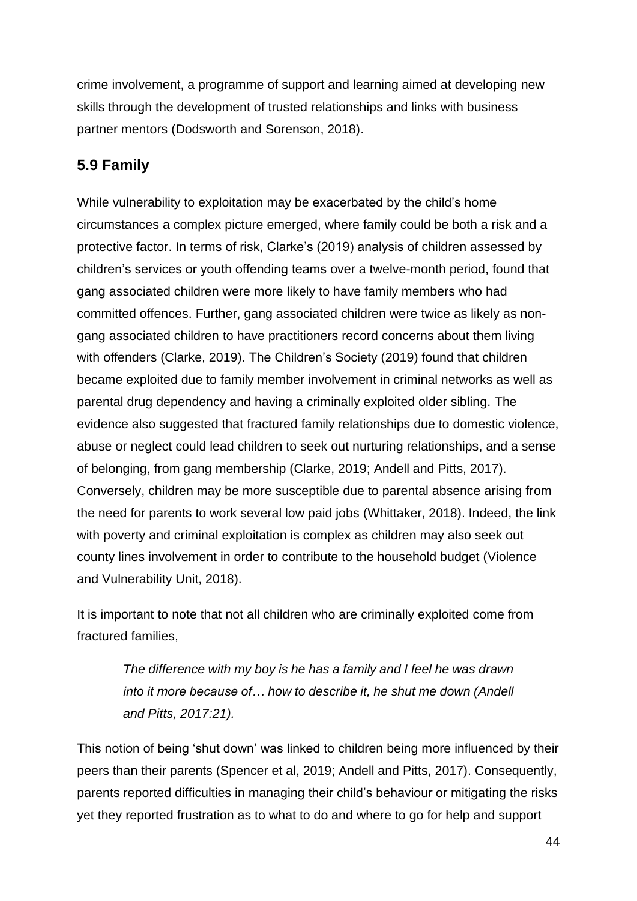crime involvement, a programme of support and learning aimed at developing new skills through the development of trusted relationships and links with business partner mentors (Dodsworth and Sorenson, 2018).

## 5.9 Family

While vulnerability to exploitation may be exacerbated by the child's home circumstances a complex picture emerged, where family could be both a risk and a protective factor. In terms of risk, Clarke's (2019) analysis of children assessed by children's services or youth offending teams over a twelve-month period, found that gang associated children were more likely to have family members who had committed offences. Further, gang associated children were twice as likely as non-gang associated children to have practitioners record concerns about them living with offenders (Clarke, 2019). The Children's Society (2019) found that children became exploited due to family member involvement in criminal networks as well as parental drug dependency and having a criminally exploited older sibling. The evidence also suggested that fractured family relationships due to domestic violence, abuse or neglect could lead children to seek out nurturing relationships, and a sense of belonging, from gang membership (Clarke, 2019; Andell and Pitts, 2017). Conversely, children may be more susceptible due to parental absence arising from the need for parents to work several low paid jobs (Whittaker, 2018). Indeed, the link with poverty and criminal exploitation is complex as children may also seek out county lines involvement in order to contribute to the household budget (Violence and Vulnerability Unit, 2018).

It is important to note that not all children who are criminally exploited come from fractured families,

> *The difference with my boy is he has a family and I feel he was drawn into it more because of… how to describe it, he shut me down (Andell and Pitts, 2017:21).*

This notion of being 'shut down' was linked to children being more influenced by their peers than their parents (Spencer et al, 2019; Andell and Pitts, 2017). Consequently, parents reported difficulties in managing their child's behaviour or mitigating the risks yet they reported frustration as to what to do and where to go for help and support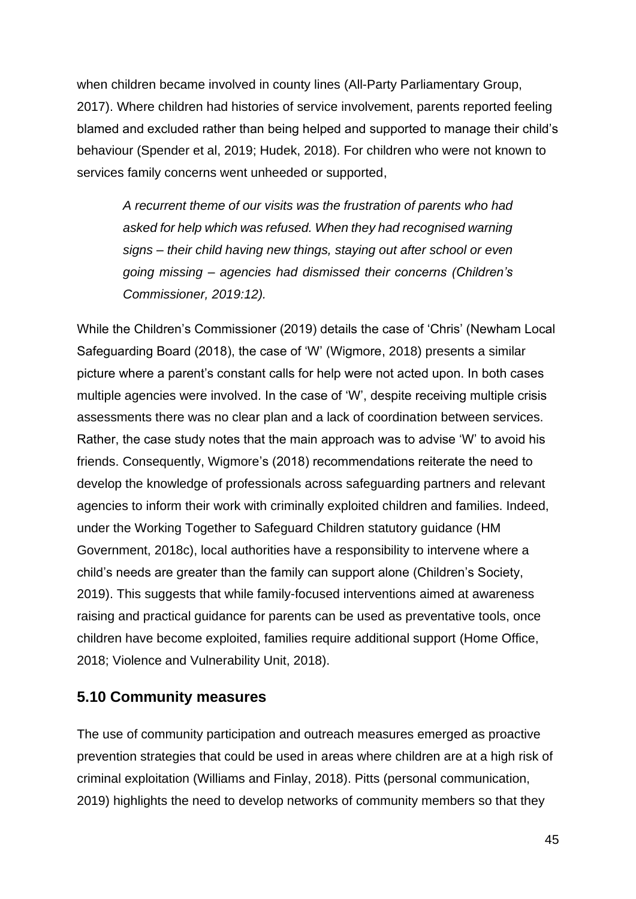when children became involved in county lines (All-Party Parliamentary Group, 2017). Where children had histories of service involvement, parents reported feeling blamed and excluded rather than being helped and supported to manage their child's behaviour (Spender et al, 2019; Hudek, 2018). For children who were not known to services family concerns went unheeded or supported,

> *A recurrent theme of our visits was the frustration of parents who had asked for help which was refused. When they had recognised warning signs – their child having new things, staying out after school or even going missing – agencies had dismissed their concerns (Children's Commissioner, 2019:12).*

While the Children's Commissioner (2019) details the case of 'Chris' (Newham Local Safeguarding Board (2018), the case of 'W' (Wigmore, 2018) presents a similar picture where a parent's constant calls for help were not acted upon. In both cases multiple agencies were involved. In the case of 'W', despite receiving multiple crisis assessments there was no clear plan and a lack of coordination between services. Rather, the case study notes that the main approach was to advise 'W' to avoid his friends. Consequently, Wigmore's (2018) recommendations reiterate the need to develop the knowledge of professionals across safeguarding partners and relevant agencies to inform their work with criminally exploited children and families. Indeed, under the Working Together to Safeguard Children statutory guidance (HM Government, 2018c), local authorities have a responsibility to intervene where a child's needs are greater than the family can support alone (Children's Society, 2019). This suggests that while family-focused interventions aimed at awareness raising and practical guidance for parents can be used as preventative tools, once children have become exploited, families require additional support (Home Office, 2018; Violence and Vulnerability Unit, 2018).

## 5.10 Community measures

The use of community participation and outreach measures emerged as proactive prevention strategies that could be used in areas where children are at a high risk of criminal exploitation (Williams and Finlay, 2018). Pitts (personal communication, 2019) highlights the need to develop networks of community members so that they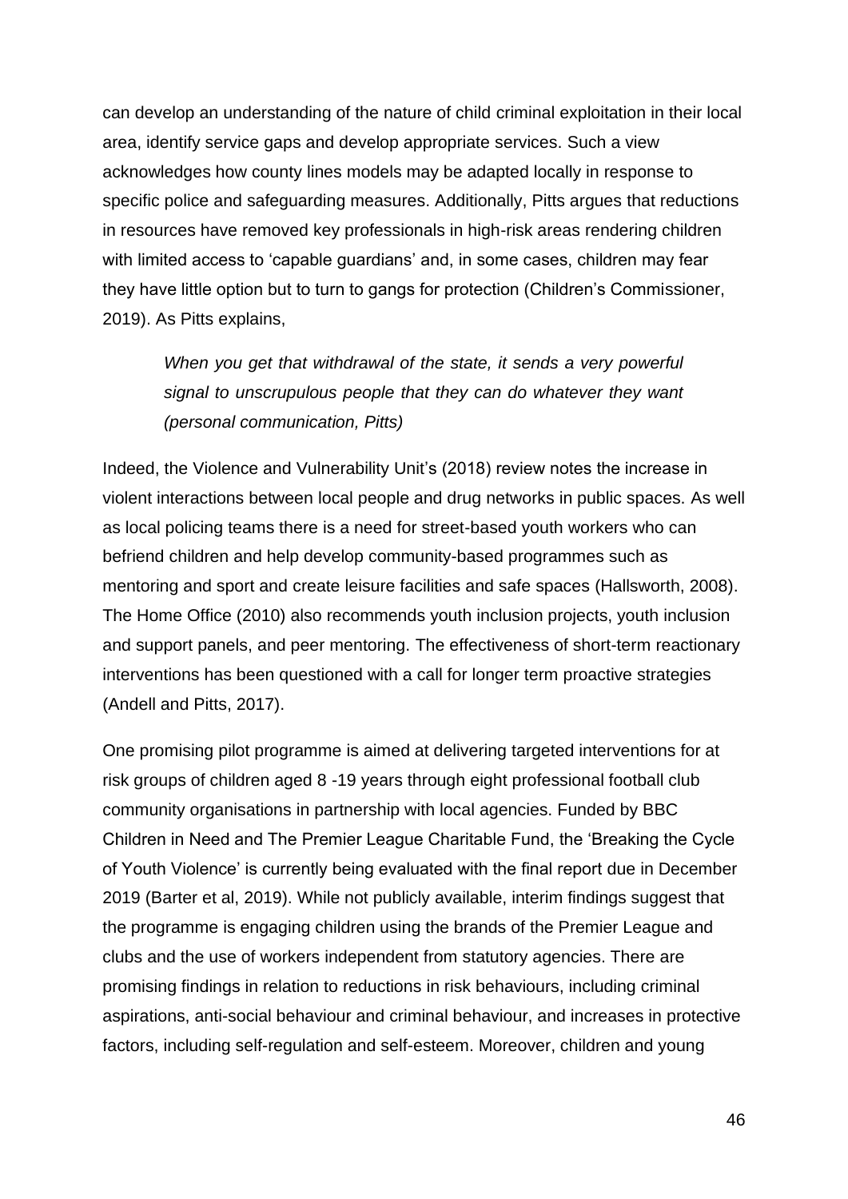can develop an understanding of the nature of child criminal exploitation in their local area, identify service gaps and develop appropriate services. Such a view acknowledges how county lines models may be adapted locally in response to specific police and safeguarding measures. Additionally, Pitts argues that reductions in resources have removed key professionals in high-risk areas rendering children with limited access to 'capable guardians' and, in some cases, children may fear they have little option but to turn to gangs for protection (Children's Commissioner, 2019). As Pitts explains,

> *When you get that withdrawal of the state, it sends a very powerful signal to unscrupulous people that they can do whatever they want (personal communication, Pitts)*

Indeed, the Violence and Vulnerability Unit's (2018) review notes the increase in violent interactions between local people and drug networks in public spaces. As well as local policing teams there is a need for street-based youth workers who can befriend children and help develop community-based programmes such as mentoring and sport and create leisure facilities and safe spaces (Hallsworth, 2008). The Home Office (2010) also recommends youth inclusion projects, youth inclusion and support panels, and peer mentoring. The effectiveness of short-term reactionary interventions has been questioned with a call for longer term proactive strategies (Andell and Pitts, 2017).

One promising pilot programme is aimed at delivering targeted interventions for at risk groups of children aged 8 -19 years through eight professional football club community organisations in partnership with local agencies. Funded by BBC Children in Need and The Premier League Charitable Fund, the 'Breaking the Cycle of Youth Violence' is currently being evaluated with the final report due in December 2019 (Barter et al, 2019). While not publicly available, interim findings suggest that the programme is engaging children using the brands of the Premier League and clubs and the use of workers independent from statutory agencies. There are promising findings in relation to reductions in risk behaviours, including criminal aspirations, anti-social behaviour and criminal behaviour, and increases in protective factors, including self-regulation and self-esteem. Moreover, children and young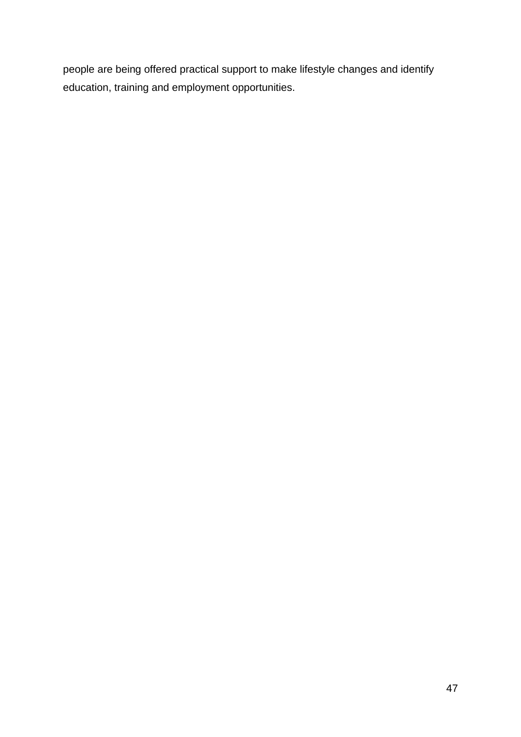people are being offered practical support to make lifestyle changes and identify education, training and employment opportunities.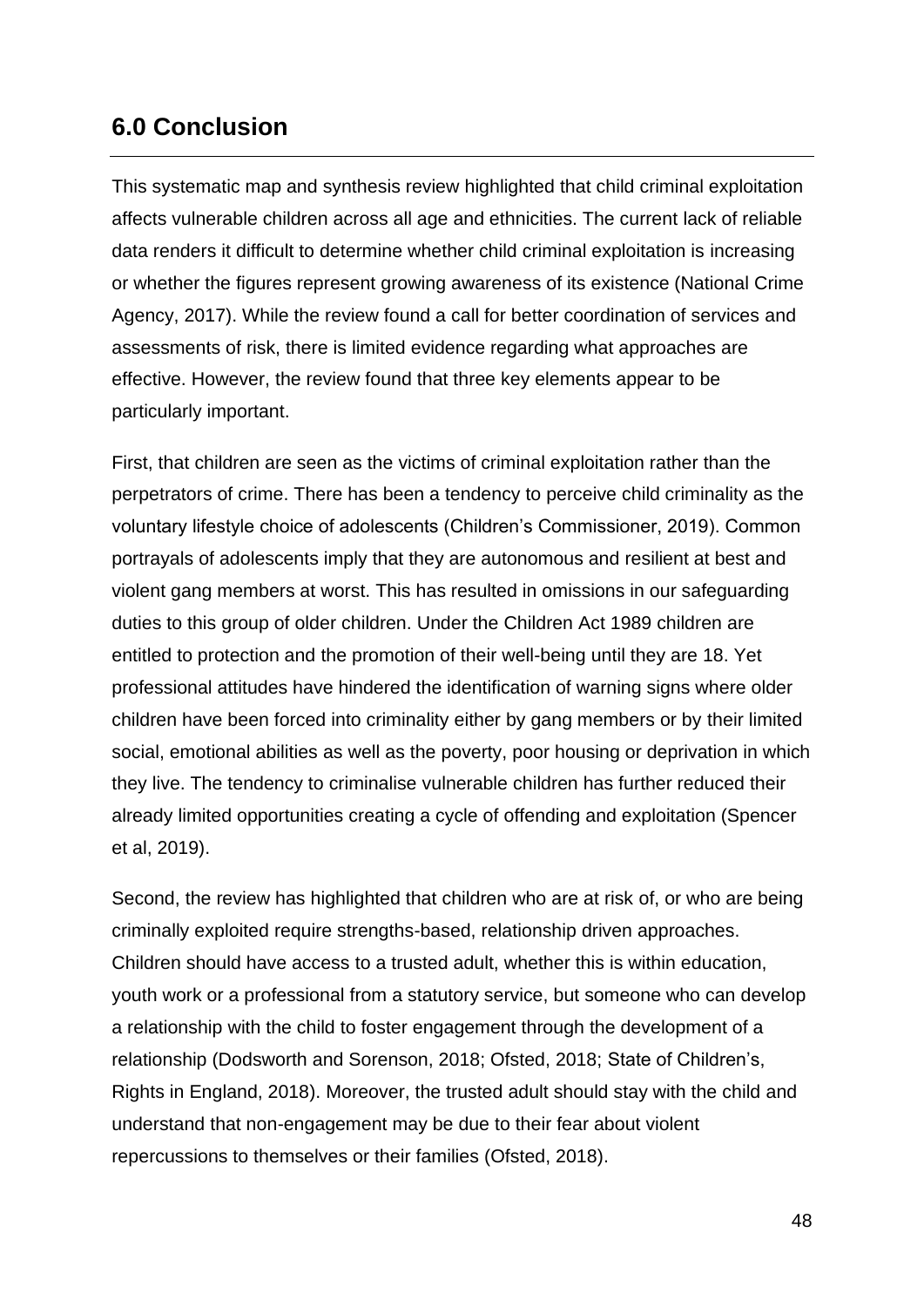## 6.0 Conclusion

This systematic map and synthesis review highlighted that child criminal exploitation affects vulnerable children across all age and ethnicities. The current lack of reliable data renders it difficult to determine whether child criminal exploitation is increasing or whether the figures represent growing awareness of its existence (National Crime Agency, 2017). While the review found a call for better coordination of services and assessments of risk, there is limited evidence regarding what approaches are effective. However, the review found that three key elements appear to be particularly important.

First, that children are seen as the victims of criminal exploitation rather than the perpetrators of crime. There has been a tendency to perceive child criminality as the voluntary lifestyle choice of adolescents (Children's Commissioner, 2019). Common portrayals of adolescents imply that they are autonomous and resilient at best and violent gang members at worst. This has resulted in omissions in our safeguarding duties to this group of older children. Under the Children Act 1989 children are entitled to protection and the promotion of their well-being until they are 18. Yet professional attitudes have hindered the identification of warning signs where older children have been forced into criminality either by gang members or by their limited social, emotional abilities as well as the poverty, poor housing or deprivation in which they live. The tendency to criminalise vulnerable children has further reduced their already limited opportunities creating a cycle of offending and exploitation (Spencer et al, 2019).

Second, the review has highlighted that children who are at risk of, or who are being criminally exploited require strengths-based, relationship driven approaches. Children should have access to a trusted adult, whether this is within education, youth work or a professional from a statutory service, but someone who can develop a relationship with the child to foster engagement through the development of a relationship (Dodsworth and Sorenson, 2018; Ofsted, 2018; State of Children's, Rights in England, 2018). Moreover, the trusted adult should stay with the child and understand that non-engagement may be due to their fear about violent repercussions to themselves or their families (Ofsted, 2018).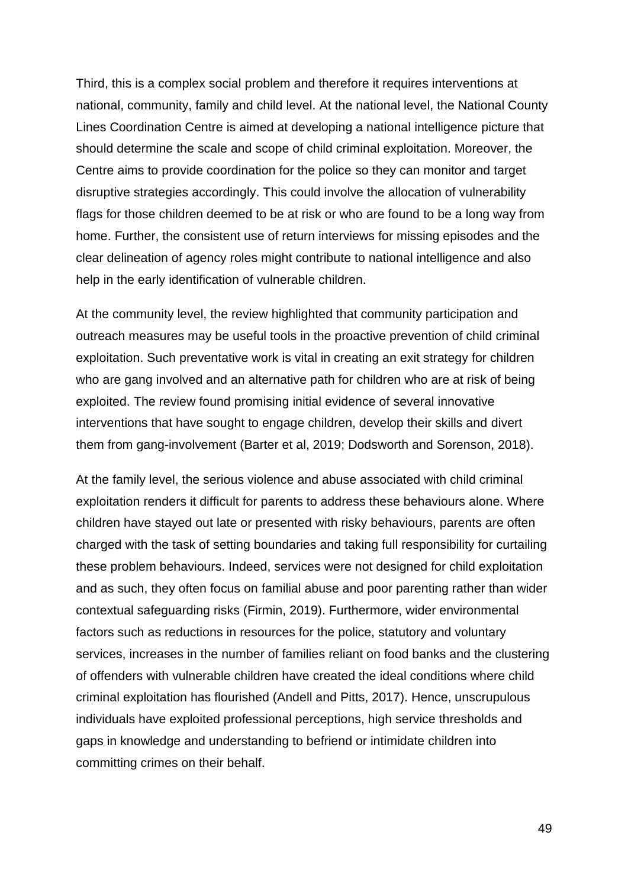Third, this is a complex social problem and therefore it requires interventions at national, community, family and child level. At the national level, the National County Lines Coordination Centre is aimed at developing a national intelligence picture that should determine the scale and scope of child criminal exploitation. Moreover, the Centre aims to provide coordination for the police so they can monitor and target disruptive strategies accordingly. This could involve the allocation of vulnerability flags for those children deemed to be at risk or who are found to be a long way from home. Further, the consistent use of return interviews for missing episodes and the clear delineation of agency roles might contribute to national intelligence and also help in the early identification of vulnerable children.

At the community level, the review highlighted that community participation and outreach measures may be useful tools in the proactive prevention of child criminal exploitation. Such preventative work is vital in creating an exit strategy for children who are gang involved and an alternative path for children who are at risk of being exploited. The review found promising initial evidence of several innovative interventions that have sought to engage children, develop their skills and divert them from gang-involvement (Barter et al, 2019; Dodsworth and Sorenson, 2018).

At the family level, the serious violence and abuse associated with child criminal exploitation renders it difficult for parents to address these behaviours alone. Where children have stayed out late or presented with risky behaviours, parents are often charged with the task of setting boundaries and taking full responsibility for curtailing these problem behaviours. Indeed, services were not designed for child exploitation and as such, they often focus on familial abuse and poor parenting rather than wider contextual safeguarding risks (Firmin, 2019). Furthermore, wider environmental factors such as reductions in resources for the police, statutory and voluntary services, increases in the number of families reliant on food banks and the clustering of offenders with vulnerable children have created the ideal conditions where child criminal exploitation has flourished (Andell and Pitts, 2017). Hence, unscrupulous individuals have exploited professional perceptions, high service thresholds and gaps in knowledge and understanding to befriend or intimidate children into committing crimes on their behalf.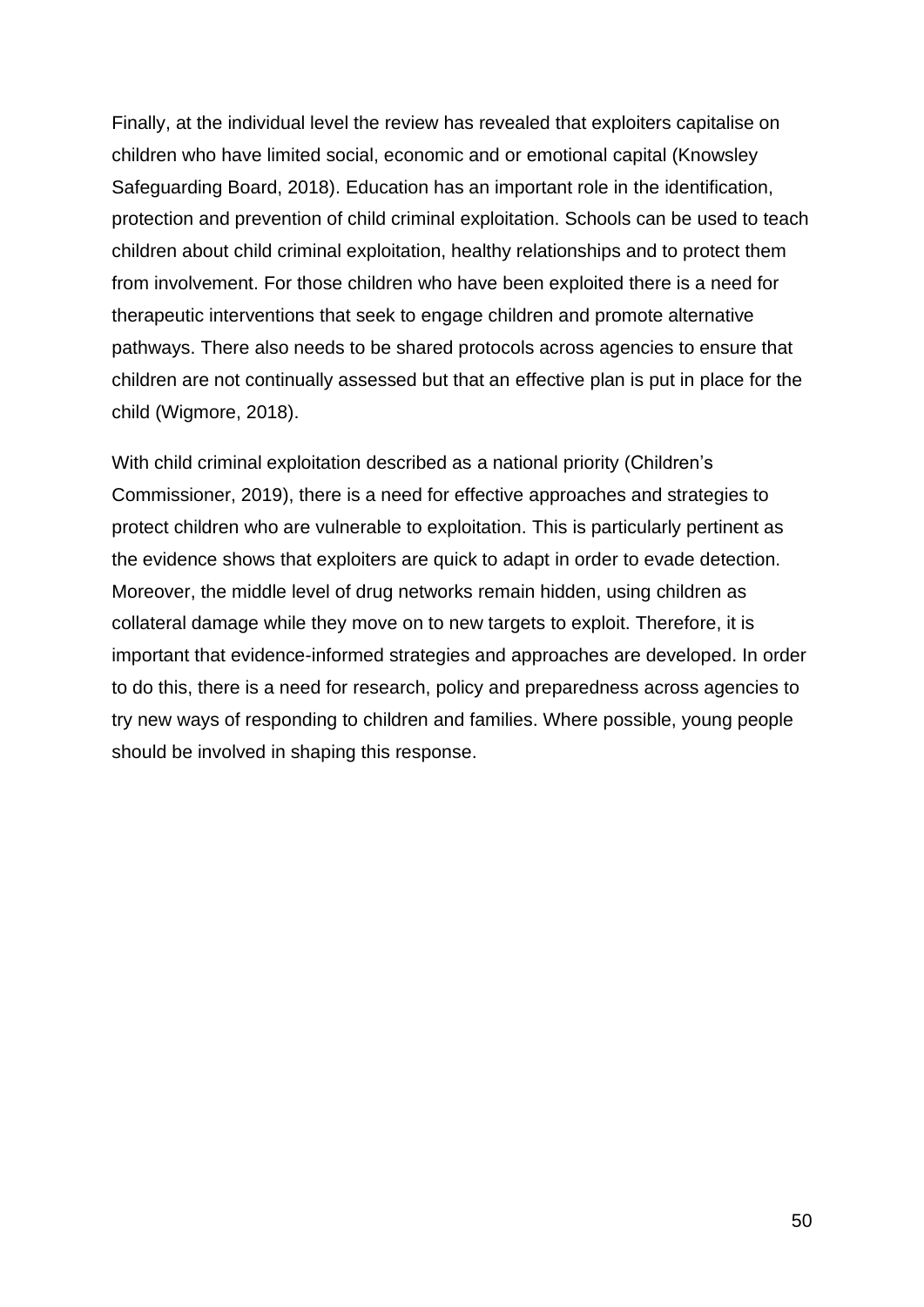Finally, at the individual level the review has revealed that exploiters capitalise on children who have limited social, economic and or emotional capital (Knowsley Safeguarding Board, 2018). Education has an important role in the identification, protection and prevention of child criminal exploitation. Schools can be used to teach children about child criminal exploitation, healthy relationships and to protect them from involvement. For those children who have been exploited there is a need for therapeutic interventions that seek to engage children and promote alternative pathways. There also needs to be shared protocols across agencies to ensure that children are not continually assessed but that an effective plan is put in place for the child (Wigmore, 2018).

With child criminal exploitation described as a national priority (Children's Commissioner, 2019), there is a need for effective approaches and strategies to protect children who are vulnerable to exploitation. This is particularly pertinent as the evidence shows that exploiters are quick to adapt in order to evade detection. Moreover, the middle level of drug networks remain hidden, using children as collateral damage while they move on to new targets to exploit. Therefore, it is important that evidence-informed strategies and approaches are developed. In order to do this, there is a need for research, policy and preparedness across agencies to try new ways of responding to children and families. Where possible, young people should be involved in shaping this response.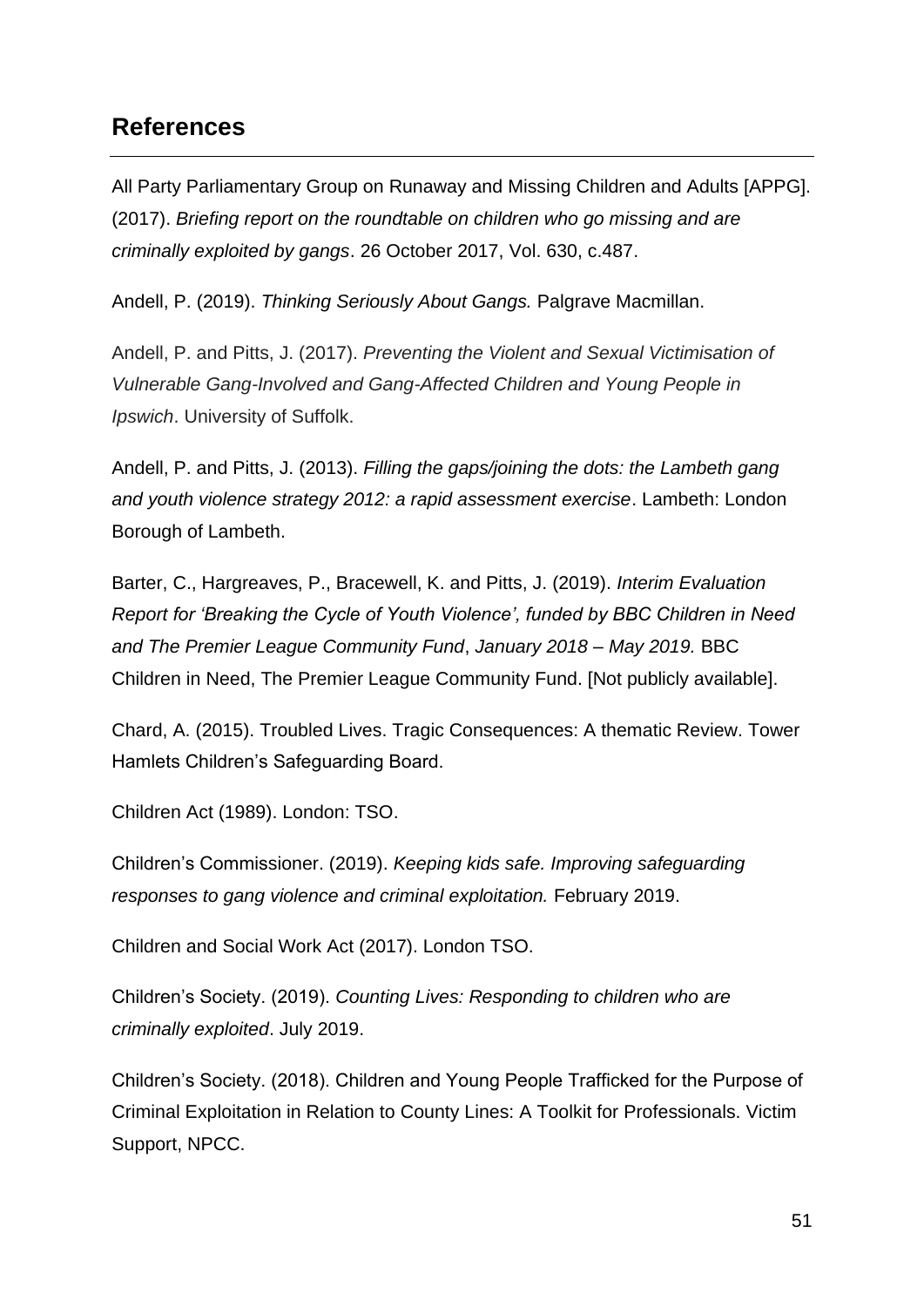## References

All Party Parliamentary Group on Runaway and Missing Children and Adults [APPG]. (2017). *Briefing report on the roundtable on children who go missing and are criminally exploited by gangs*. 26 October 2017, Vol. 630, c.487.

Andell, P. (2019). *Thinking Seriously About Gangs.* Palgrave Macmillan.

Andell, P. and Pitts, J. (2017). *Preventing the Violent and Sexual Victimisation of Vulnerable Gang-Involved and Gang-Affected Children and Young People in Ipswich*. University of Suffolk.

Andell, P. and Pitts, J. (2013). *Filling the gaps/joining the dots: the Lambeth gang and youth violence strategy 2012: a rapid assessment exercise*. Lambeth: London Borough of Lambeth.

Barter, C., Hargreaves, P., Bracewell, K. and Pitts, J. (2019). *Interim Evaluation Report for 'Breaking the Cycle of Youth Violence', funded by BBC Children in Need and The Premier League Community Fund*, *January 2018 – May 2019.* BBC Children in Need, The Premier League Community Fund. [Not publicly available].

Chard, A. (2015). Troubled Lives. Tragic Consequences: A thematic Review. Tower Hamlets Children's Safeguarding Board.

Children Act (1989). London: TSO.

Children's Commissioner. (2019). *Keeping kids safe. Improving safeguarding responses to gang violence and criminal exploitation.* February 2019.

Children and Social Work Act (2017). London TSO.

Children's Society. (2019). *Counting Lives: Responding to children who are criminally exploited*. July 2019.

Children's Society. (2018). Children and Young People Trafficked for the Purpose of Criminal Exploitation in Relation to County Lines: A Toolkit for Professionals. Victim Support, NPCC.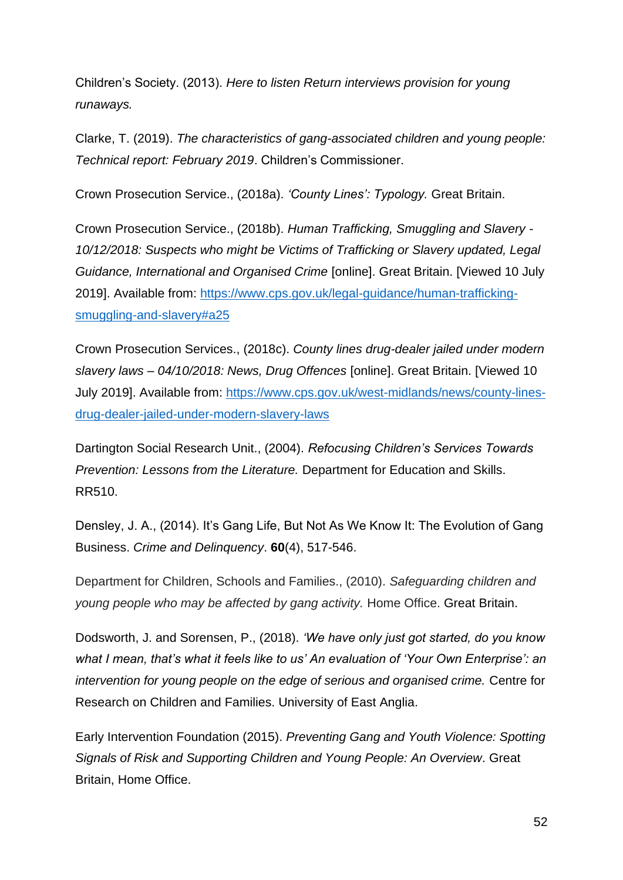Children's Society. (2013). *Here to listen Return interviews provision for young runaways.*

Clarke, T. (2019). *The characteristics of gang-associated children and young people: Technical report: February 2019*. Children's Commissioner.

Crown Prosecution Service., (2018a). *'County Lines': Typology.* Great Britain.

Crown Prosecution Service., (2018b). *Human Trafficking, Smuggling and Slavery - 10/12/2018: Suspects who might be Victims of Trafficking or Slavery updated, Legal Guidance, International and Organised Crime* [online]. Great Britain. [Viewed 10 July 2019]. Available from: https://www.cps.gov.uk/legal-guidance/human-trafficking-smuggling-and-slavery#a25

Crown Prosecution Services., (2018c). *County lines drug-dealer jailed under modern slavery laws – 04/10/2018: News, Drug Offences* [online]. Great Britain. [Viewed 10 July 2019]. Available from: https://www.cps.gov.uk/west-midlands/news/county-lines-drug-dealer-jailed-under-modern-slavery-laws

Dartington Social Research Unit., (2004). *Refocusing Children's Services Towards Prevention: Lessons from the Literature.* Department for Education and Skills. RR510.

Densley, J. A., (2014). It's Gang Life, But Not As We Know It: The Evolution of Gang Business. *Crime and Delinquency*. **60**(4), 517-546.

Department for Children, Schools and Families., (2010). *Safeguarding children and young people who may be affected by gang activity.* Home Office. Great Britain.

Dodsworth, J. and Sorensen, P., (2018). *'We have only just got started, do you know what I mean, that's what it feels like to us' An evaluation of 'Your Own Enterprise': an intervention for young people on the edge of serious and organised crime.* Centre for Research on Children and Families. University of East Anglia.

Early Intervention Foundation (2015). *Preventing Gang and Youth Violence: Spotting Signals of Risk and Supporting Children and Young People: An Overview*. Great Britain, Home Office.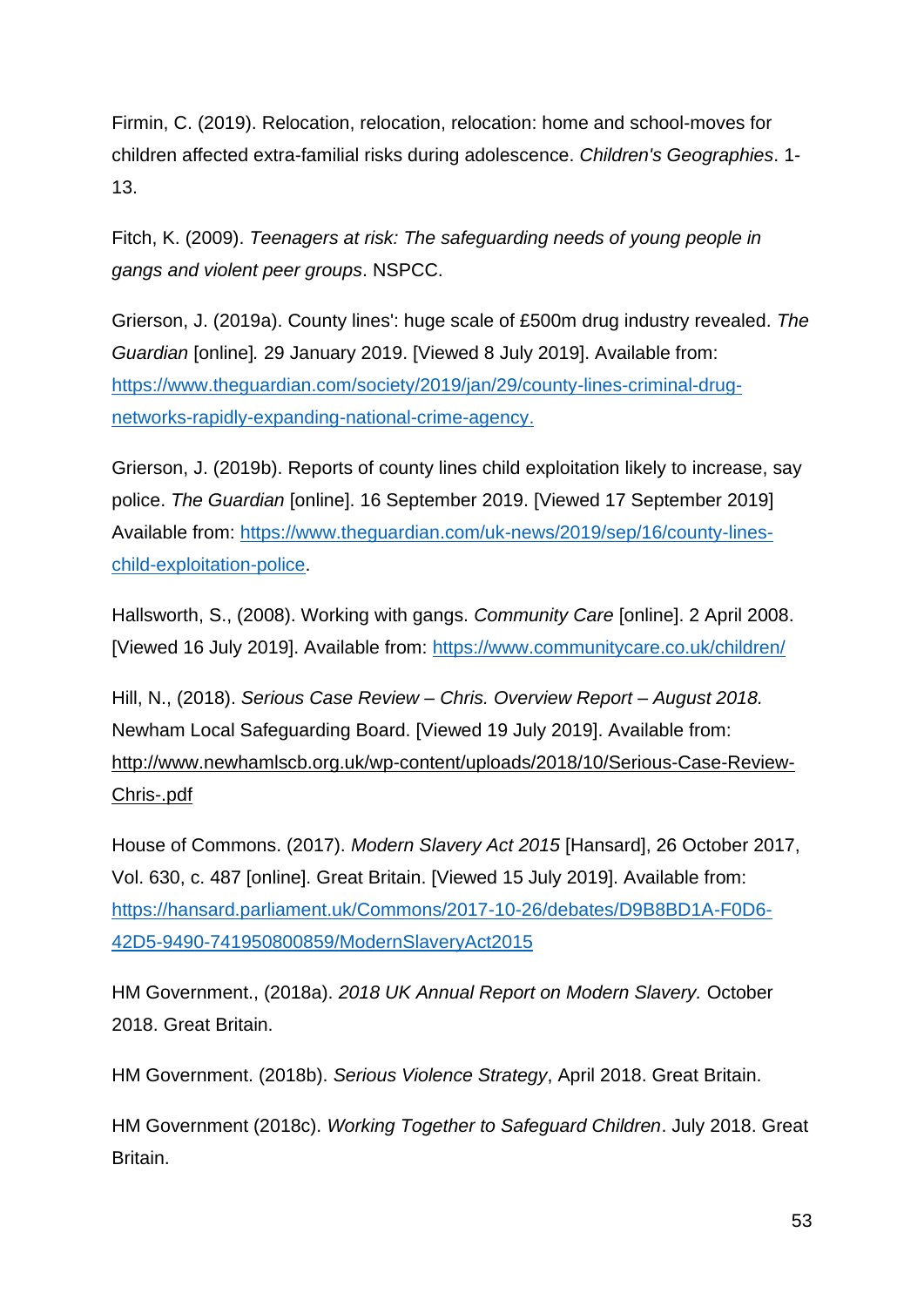Firmin, C. (2019). Relocation, relocation, relocation: home and school-moves for children affected extra-familial risks during adolescence. *Children's Geographies*. 1-13.

Fitch, K. (2009). *Teenagers at risk: The safeguarding needs of young people in gangs and violent peer groups*. NSPCC.

Grierson, J. (2019a). County lines': huge scale of £500m drug industry revealed. *The Guardian* [online]. 29 January 2019. [Viewed 8 July 2019]. Available from: [https://www.theguardian.com/society/2019/jan/29/county-lines-criminal-drug-networks-rapidly-expanding-national-crime-agency.](https://www.theguardian.com/society/2019/jan/29/county-lines-criminal-drug-networks-rapidly-expanding-national-crime-agency)

Grierson, J. (2019b). Reports of county lines child exploitation likely to increase, say police. *The Guardian* [online]. 16 September 2019. [Viewed 17 September 2019] Available from: [https://www.theguardian.com/uk-news/2019/sep/16/county-lines-child-exploitation-police](https://www.theguardian.com/uk-news/2019/sep/16/county-lines-child-exploitation-police).

Hallsworth, S., (2008). Working with gangs. *Community Care* [online]. 2 April 2008. [Viewed 16 July 2019]. Available from: [https://www.communitycare.co.uk/children/](https://www.communitycare.co.uk/children/)

Hill, N., (2018). *Serious Case Review – Chris. Overview Report – August 2018.* Newham Local Safeguarding Board. [Viewed 19 July 2019]. Available from: http://www.newhamlscb.org.uk/wp-content/uploads/2018/10/Serious-Case-Review-Chris-.pdf

House of Commons. (2017). *Modern Slavery Act 2015* [Hansard], 26 October 2017, Vol. 630, c. 487 [online]. Great Britain. [Viewed 15 July 2019]. Available from: [https://hansard.parliament.uk/Commons/2017-10-26/debates/D9B8BD1A-F0D6-42D5-9490-741950800859/ModernSlaveryAct2015](https://hansard.parliament.uk/Commons/2017-10-26/debates/D9B8BD1A-F0D6-42D5-9490-741950800859/ModernSlaveryAct2015)

HM Government., (2018a). *2018 UK Annual Report on Modern Slavery.* October 2018. Great Britain.

HM Government. (2018b). *Serious Violence Strategy*, April 2018. Great Britain.

HM Government (2018c). *Working Together to Safeguard Children*. July 2018. Great Britain.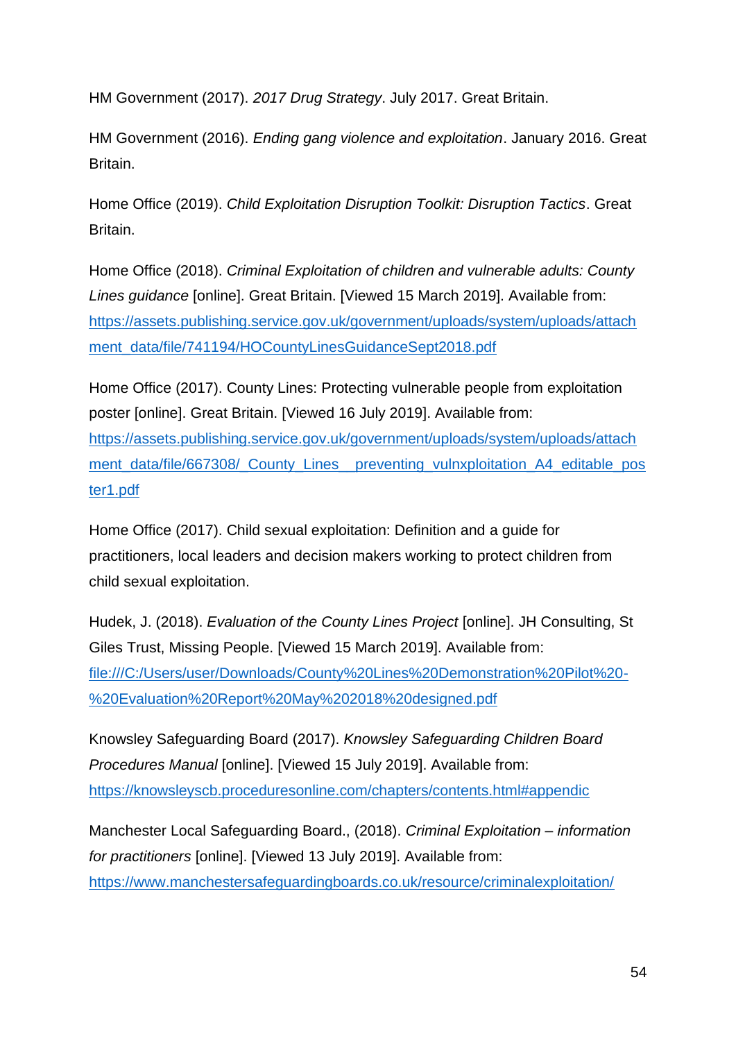HM Government (2017). *2017 Drug Strategy*. July 2017. Great Britain.

HM Government (2016). *Ending gang violence and exploitation*. January 2016. Great Britain.

Home Office (2019). *Child Exploitation Disruption Toolkit: Disruption Tactics*. Great Britain.

Home Office (2018). *Criminal Exploitation of children and vulnerable adults: County Lines guidance* [online]. Great Britain. [Viewed 15 March 2019]. Available from: https://assets.publishing.service.gov.uk/government/uploads/system/uploads/attachment_data/file/741194/HOCountyLinesGuidanceSept2018.pdf

Home Office (2017). County Lines: Protecting vulnerable people from exploitation poster [online]. Great Britain. [Viewed 16 July 2019]. Available from: https://assets.publishing.service.gov.uk/government/uploads/system/uploads/attachment_data/file/667308/_County_Lines__preventing_vulnxploitation_A4_editable_poster1.pdf

Home Office (2017). Child sexual exploitation: Definition and a guide for practitioners, local leaders and decision makers working to protect children from child sexual exploitation.

Hudek, J. (2018). *Evaluation of the County Lines Project* [online]. JH Consulting, St Giles Trust, Missing People. [Viewed 15 March 2019]. Available from: file:///C:/Users/user/Downloads/County%20Lines%20Demonstration%20Pilot%20-%20Evaluation%20Report%20May%202018%20designed.pdf

Knowsley Safeguarding Board (2017). *Knowsley Safeguarding Children Board Procedures Manual* [online]. [Viewed 15 July 2019]. Available from: https://knowsleyscb.proceduresonline.com/chapters/contents.html#appendic

Manchester Local Safeguarding Board., (2018). *Criminal Exploitation – information for practitioners* [online]. [Viewed 13 July 2019]. Available from: https://www.manchestersafeguardingboards.co.uk/resource/criminalexploitation/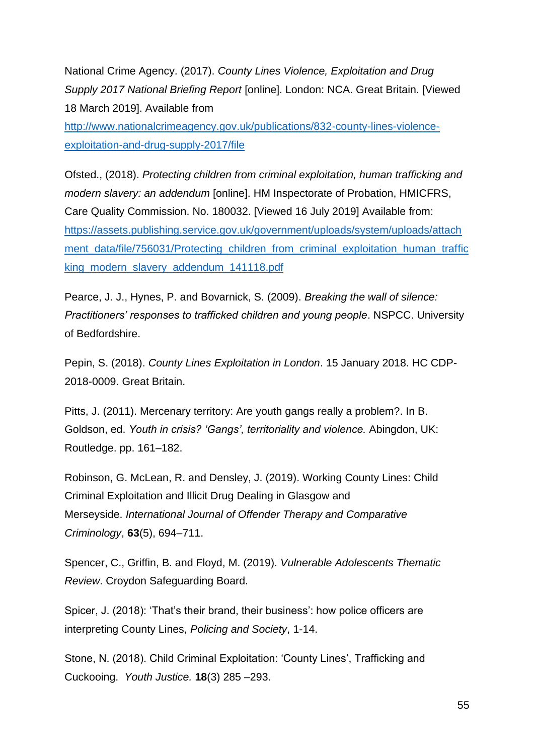National Crime Agency. (2017). *County Lines Violence, Exploitation and Drug Supply 2017 National Briefing Report* [online]. London: NCA. Great Britain. [Viewed 18 March 2019]. Available from [http://www.nationalcrimeagency.gov.uk/publications/832-county-lines-violence-exploitation-and-drug-supply-2017/file](http://www.nationalcrimeagency.gov.uk/publications/832-county-lines-violence-exploitation-and-drug-supply-2017/file)

Ofsted., (2018). *Protecting children from criminal exploitation, human trafficking and modern slavery: an addendum* [online]. HM Inspectorate of Probation, HMICFRS, Care Quality Commission. No. 180032. [Viewed 16 July 2019] Available from: [https://assets.publishing.service.gov.uk/government/uploads/system/uploads/attachment_data/file/756031/Protecting_children_from_criminal_exploitation_human_trafficking_modern_slavery_addendum_141118.pdf](https://assets.publishing.service.gov.uk/government/uploads/system/uploads/attachment_data/file/756031/Protecting_children_from_criminal_exploitation_human_trafficking_modern_slavery_addendum_141118.pdf)

Pearce, J. J., Hynes, P. and Bovarnick, S. (2009). *Breaking the wall of silence: Practitioners' responses to trafficked children and young people*. NSPCC. University of Bedfordshire.

Pepin, S. (2018). *County Lines Exploitation in London*. 15 January 2018. HC CDP-2018-0009. Great Britain.

Pitts, J. (2011). Mercenary territory: Are youth gangs really a problem?. In B. Goldson, ed. *Youth in crisis? 'Gangs', territoriality and violence.* Abingdon, UK: Routledge. pp. 161–182.

Robinson, G. McLean, R. and Densley, J. (2019). Working County Lines: Child Criminal Exploitation and Illicit Drug Dealing in Glasgow and Merseyside. *International Journal of Offender Therapy and Comparative Criminology*, **63**(5), 694–711.

Spencer, C., Griffin, B. and Floyd, M. (2019). *Vulnerable Adolescents Thematic Review*. Croydon Safeguarding Board.

Spicer, J. (2018): 'That's their brand, their business': how police officers are interpreting County Lines, *Policing and Society*, 1-14.

Stone, N. (2018). Child Criminal Exploitation: 'County Lines', Trafficking and Cuckooing. *Youth Justice.* **18**(3) 285 –293.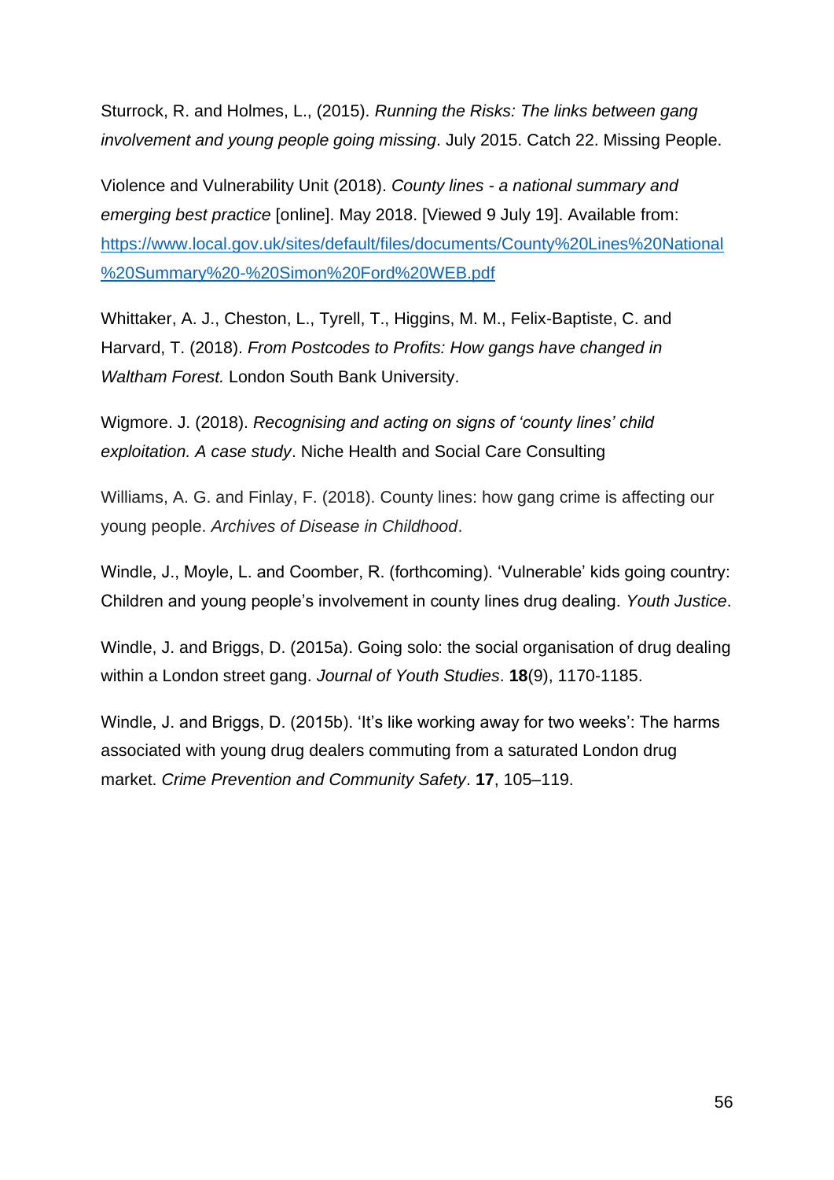Sturrock, R. and Holmes, L., (2015). *Running the Risks: The links between gang involvement and young people going missing*. July 2015. Catch 22. Missing People.

Violence and Vulnerability Unit (2018). *County lines - a national summary and emerging best practice* [online]. May 2018. [Viewed 9 July 19]. Available from: [https://www.local.gov.uk/sites/default/files/documents/County%20Lines%20National%20Summary%20-%20Simon%20Ford%20WEB.pdf](https://www.local.gov.uk/sites/default/files/documents/County%20Lines%20National%20Summary%20-%20Simon%20Ford%20WEB.pdf)

Whittaker, A. J., Cheston, L., Tyrell, T., Higgins, M. M., Felix-Baptiste, C. and Harvard, T. (2018). *From Postcodes to Profits: How gangs have changed in Waltham Forest.* London South Bank University.

Wigmore. J. (2018). *Recognising and acting on signs of 'county lines' child exploitation. A case study*. Niche Health and Social Care Consulting

Williams, A. G. and Finlay, F. (2018). County lines: how gang crime is affecting our young people. *Archives of Disease in Childhood*.

Windle, J., Moyle, L. and Coomber, R. (forthcoming). 'Vulnerable' kids going country: Children and young people's involvement in county lines drug dealing. *Youth Justice*.

Windle, J. and Briggs, D. (2015a). Going solo: the social organisation of drug dealing within a London street gang. *Journal of Youth Studies*. **18**(9), 1170-1185.

Windle, J. and Briggs, D. (2015b). 'It's like working away for two weeks': The harms associated with young drug dealers commuting from a saturated London drug market. *Crime Prevention and Community Safety*. **17**, 105–119.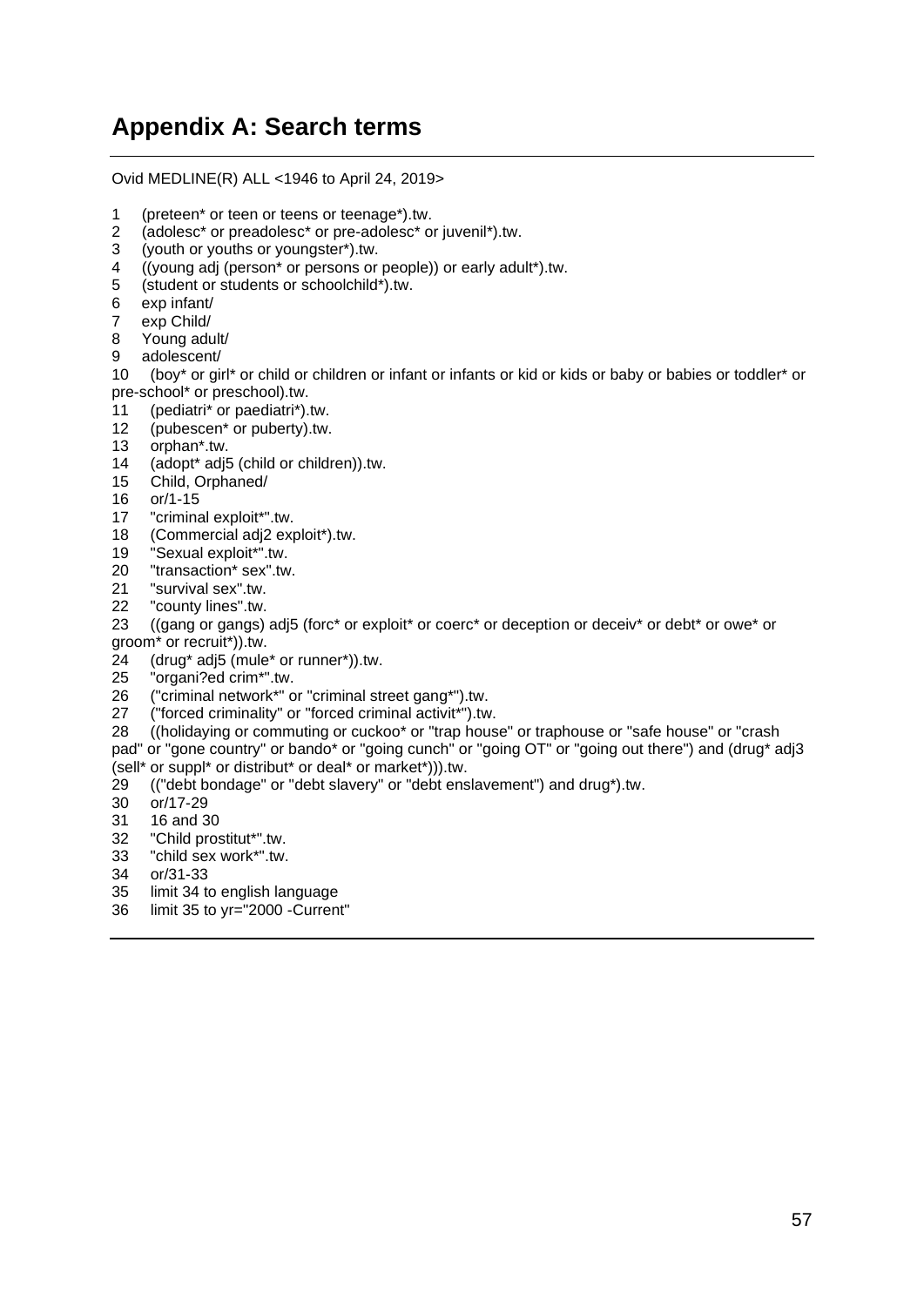# Appendix A: Search terms

Ovid MEDLINE(R) ALL <1946 to April 24, 2019>

1 (preteen* or teen or teens or teenage*).tw.
2 (adolesc* or preadolesc* or pre-adolesc* or juvenil*).tw.
3 (youth or youths or youngster*).tw.
4 ((young adj (person* or persons or people)) or early adult*).tw.
5 (student or students or schoolchild*).tw.
6 exp infant/
7 exp Child/
8 Young adult/
9 adolescent/
10 (boy* or girl* or child or children or infant or infants or kid or kids or baby or babies or toddler* or pre-school* or preschool).tw.
11 (pediatri* or paediatri*).tw.
12 (pubescen* or puberty).tw.
13 orphan*.tw.
14 (adopt* adj5 (child or children)).tw.
15 Child, Orphaned/
16 or/1-15
17 "criminal exploit*".tw.
18 (Commercial adj2 exploit*).tw.
19 "Sexual exploit*".tw.
20 "transaction* sex".tw.
21 "survival sex".tw.
22 "county lines".tw.
23 ((gang or gangs) adj5 (forc* or exploit* or coerc* or deception or deceiv* or debt* or owe* or groom* or recruit*)).tw.
24 (drug* adj5 (mule* or runner*)).tw.
25 "organi?ed crim*".tw.
26 ("criminal network*" or "criminal street gang*").tw.
27 ("forced criminality" or "forced criminal activit*").tw.
28 ((holidaying or commuting or cuckoo* or "trap house" or traphouse or "safe house" or "crash pad" or "gone country" or bando* or "going cunch" or "going OT" or "going out there") and (drug* adj3 (sell* or suppl* or distribut* or deal* or market*))).tw.
29 (("debt bondage" or "debt slavery" or "debt enslavement") and drug*).tw.
30 or/17-29
31 16 and 30
32 "Child prostitut*".tw.
33 "child sex work*".tw.
34 or/31-33
35 limit 34 to english language
36 limit 35 to yr="2000 -Current"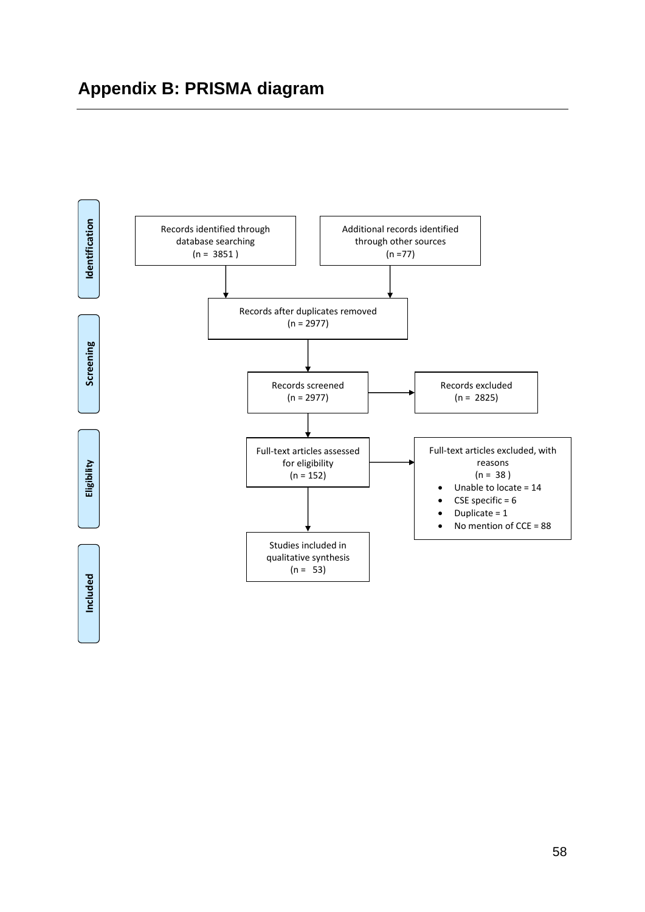# Appendix B: PRISMA diagram

Identification

Records identified through database searching (n = 3851 )

Additional records identified through other sources (n =77)

Records after duplicates removed (n = 2977)

Screening

Records screened (n = 2977)

Records excluded (n = 2825)

Eligibility

Full-text articles assessed for eligibility (n = 152)

Full-text articles excluded, with reasons (n = 38 )

- Unable to locate = 14
- CSE specific = 6
- Duplicate = 1
- No mention of CCE = 88

Included

Studies included in qualitative synthesis (n = 53)